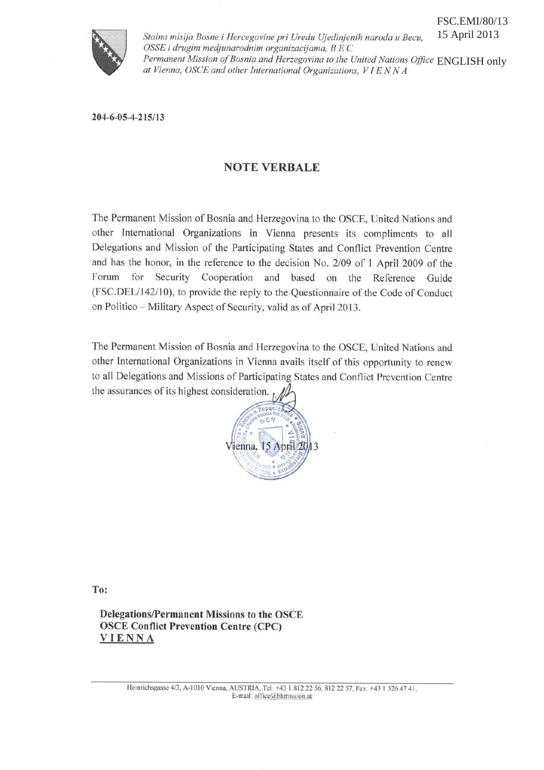FSC.EMI/80/13
15 April 2013

ENGLISH only

*Stalna misija Bosne i Hercegovine pri Uredu Ujedinjenih naroda u Becu, OSSE i drugim medjunarodnim organizacijama, B E C*
*Permanent Mission of Bosnia and Herzegovina to the United Nations Office at Vienna, OSCE and other International Organizations, V I E N N A*

**204-6-05-4-215/13**

## NOTE VERBALE

The Permanent Mission of Bosnia and Herzegovina to the OSCE, United Nations and other International Organizations in Vienna presents its compliments to all Delegations and Mission of the Participating States and Conflict Prevention Centre and has the honor, in the reference to the decision No. 2/09 of 1 April 2009 of the Forum for Security Cooperation and based on the Reference Guide (FSC.DEL/142/10), to provide the reply to the Questionnaire of the Code of Conduct on Politico – Military Aspect of Security, valid as of April 2013.

The Permanent Mission of Bosnia and Herzegovina to the OSCE, United Nations and other International Organizations in Vienna avails itself of this opportunity to renew to all Delegations and Missions of Participating States and Conflict Prevention Centre the assurances of its highest consideration.

Vienna, 15 April 2013

**To:**

**Delegations/Permanent Missions to the OSCE**
**OSCE Conflict Prevention Centre (CPC)**
**V I E N N A**

Heinrichsgasse 4/3, A-1010 Vienna, AUSTRIA, Tel: +43 1 812 22 56, 812 22 57, Fax: +43 1 526 47 41,
E-mail: office@bhmission.at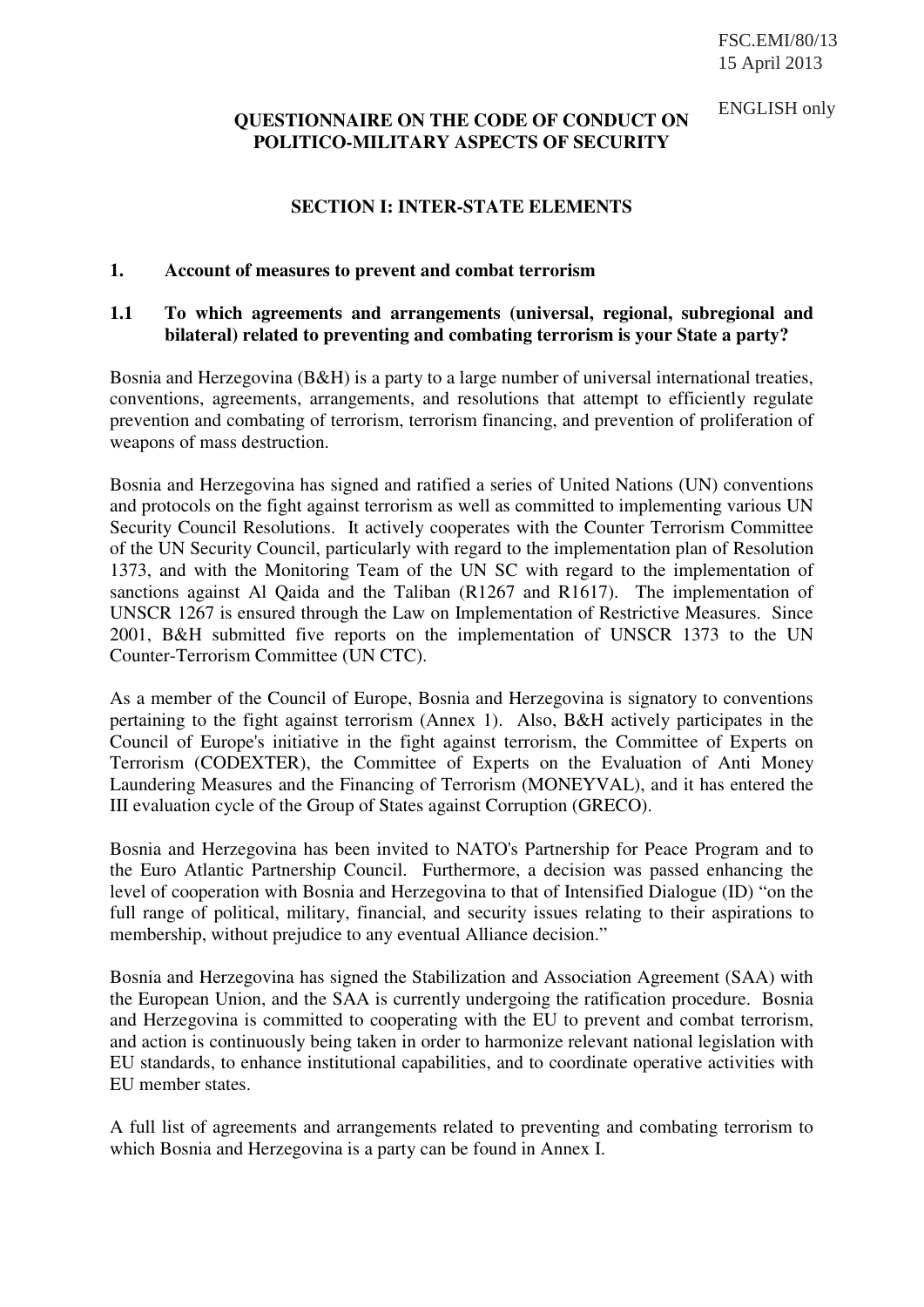FSC.EMI/80/13
15 April 2013

ENGLISH only

**QUESTIONNAIRE ON THE CODE OF CONDUCT ON POLITICO-MILITARY ASPECTS OF SECURITY**

## SECTION I: INTER-STATE ELEMENTS

### 1. Account of measures to prevent and combat terrorism

#### 1.1 To which agreements and arrangements (universal, regional, subregional and bilateral) related to preventing and combating terrorism is your State a party?

Bosnia and Herzegovina (B&H) is a party to a large number of universal international treaties, conventions, agreements, arrangements, and resolutions that attempt to efficiently regulate prevention and combating of terrorism, terrorism financing, and prevention of proliferation of weapons of mass destruction.

Bosnia and Herzegovina has signed and ratified a series of United Nations (UN) conventions and protocols on the fight against terrorism as well as committed to implementing various UN Security Council Resolutions. It actively cooperates with the Counter Terrorism Committee of the UN Security Council, particularly with regard to the implementation plan of Resolution 1373, and with the Monitoring Team of the UN SC with regard to the implementation of sanctions against Al Qaida and the Taliban (R1267 and R1617). The implementation of UNSCR 1267 is ensured through the Law on Implementation of Restrictive Measures. Since 2001, B&H submitted five reports on the implementation of UNSCR 1373 to the UN Counter-Terrorism Committee (UN CTC).

As a member of the Council of Europe, Bosnia and Herzegovina is signatory to conventions pertaining to the fight against terrorism (Annex 1). Also, B&H actively participates in the Council of Europe's initiative in the fight against terrorism, the Committee of Experts on Terrorism (CODEXTER), the Committee of Experts on the Evaluation of Anti Money Laundering Measures and the Financing of Terrorism (MONEYVAL), and it has entered the III evaluation cycle of the Group of States against Corruption (GRECO).

Bosnia and Herzegovina has been invited to NATO's Partnership for Peace Program and to the Euro Atlantic Partnership Council. Furthermore, a decision was passed enhancing the level of cooperation with Bosnia and Herzegovina to that of Intensified Dialogue (ID) "on the full range of political, military, financial, and security issues relating to their aspirations to membership, without prejudice to any eventual Alliance decision."

Bosnia and Herzegovina has signed the Stabilization and Association Agreement (SAA) with the European Union, and the SAA is currently undergoing the ratification procedure. Bosnia and Herzegovina is committed to cooperating with the EU to prevent and combat terrorism, and action is continuously being taken in order to harmonize relevant national legislation with EU standards, to enhance institutional capabilities, and to coordinate operative activities with EU member states.

A full list of agreements and arrangements related to preventing and combating terrorism to which Bosnia and Herzegovina is a party can be found in Annex I.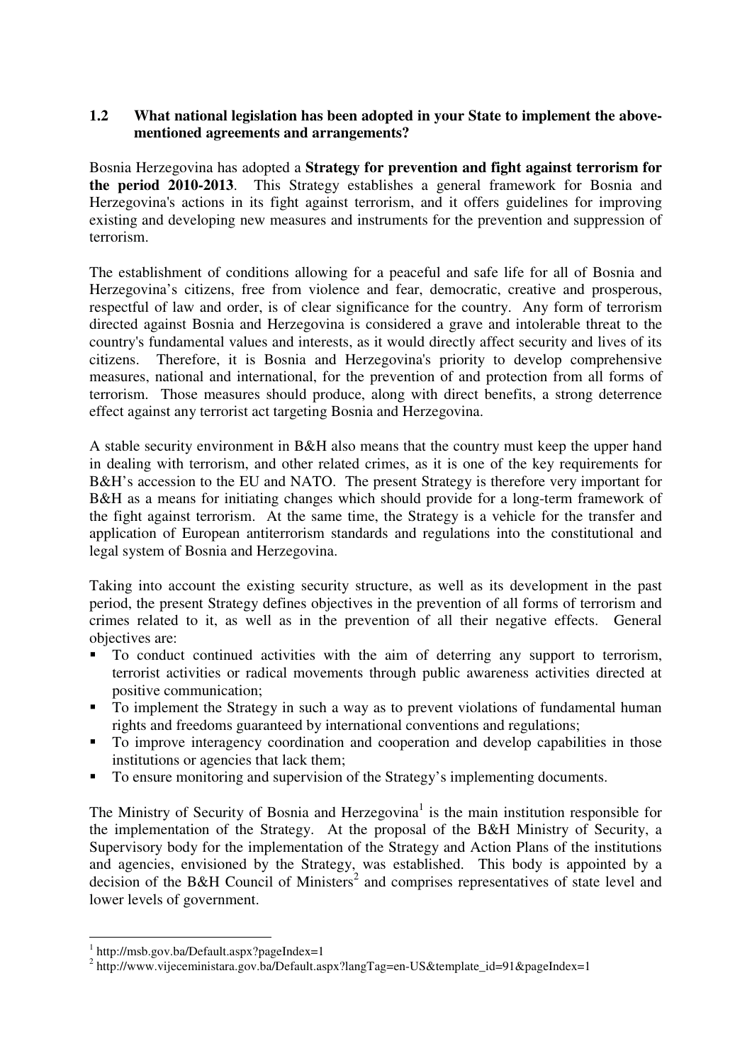### 1.2 What national legislation has been adopted in your State to implement the above-mentioned agreements and arrangements?

Bosnia Herzegovina has adopted a **Strategy for prevention and fight against terrorism for the period 2010-2013**. This Strategy establishes a general framework for Bosnia and Herzegovina's actions in its fight against terrorism, and it offers guidelines for improving existing and developing new measures and instruments for the prevention and suppression of terrorism.

The establishment of conditions allowing for a peaceful and safe life for all of Bosnia and Herzegovina's citizens, free from violence and fear, democratic, creative and prosperous, respectful of law and order, is of clear significance for the country. Any form of terrorism directed against Bosnia and Herzegovina is considered a grave and intolerable threat to the country's fundamental values and interests, as it would directly affect security and lives of its citizens. Therefore, it is Bosnia and Herzegovina's priority to develop comprehensive measures, national and international, for the prevention of and protection from all forms of terrorism. Those measures should produce, along with direct benefits, a strong deterrence effect against any terrorist act targeting Bosnia and Herzegovina.

A stable security environment in B&H also means that the country must keep the upper hand in dealing with terrorism, and other related crimes, as it is one of the key requirements for B&H's accession to the EU and NATO. The present Strategy is therefore very important for B&H as a means for initiating changes which should provide for a long-term framework of the fight against terrorism. At the same time, the Strategy is a vehicle for the transfer and application of European antiterrorism standards and regulations into the constitutional and legal system of Bosnia and Herzegovina.

Taking into account the existing security structure, as well as its development in the past period, the present Strategy defines objectives in the prevention of all forms of terrorism and crimes related to it, as well as in the prevention of all their negative effects. General objectives are:

- To conduct continued activities with the aim of deterring any support to terrorism, terrorist activities or radical movements through public awareness activities directed at positive communication;
- To implement the Strategy in such a way as to prevent violations of fundamental human rights and freedoms guaranteed by international conventions and regulations;
- To improve interagency coordination and cooperation and develop capabilities in those institutions or agencies that lack them;
- To ensure monitoring and supervision of the Strategy's implementing documents.

The Ministry of Security of Bosnia and Herzegovina[1] is the main institution responsible for the implementation of the Strategy. At the proposal of the B&H Ministry of Security, a Supervisory body for the implementation of the Strategy and Action Plans of the institutions and agencies, envisioned by the Strategy, was established. This body is appointed by a decision of the B&H Council of Ministers[2] and comprises representatives of state level and lower levels of government.

---

[1] http://msb.gov.ba/Default.aspx?pageIndex=1

[2] http://www.vijeceministara.gov.ba/Default.aspx?langTag=en-US&template_id=91&pageIndex=1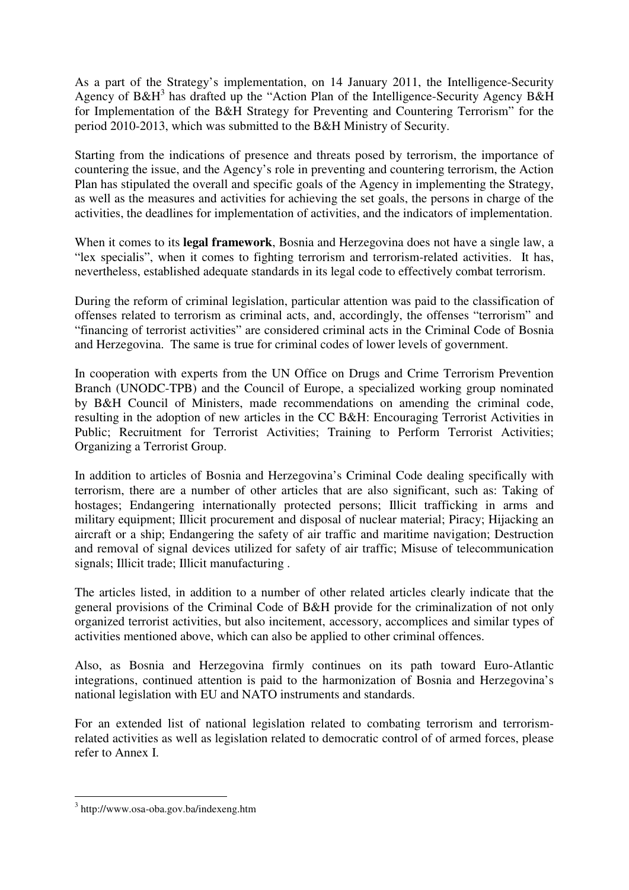As a part of the Strategy's implementation, on 14 January 2011, the Intelligence-Security Agency of B&H[3] has drafted up the "Action Plan of the Intelligence-Security Agency B&H for Implementation of the B&H Strategy for Preventing and Countering Terrorism" for the period 2010-2013, which was submitted to the B&H Ministry of Security.

Starting from the indications of presence and threats posed by terrorism, the importance of countering the issue, and the Agency's role in preventing and countering terrorism, the Action Plan has stipulated the overall and specific goals of the Agency in implementing the Strategy, as well as the measures and activities for achieving the set goals, the persons in charge of the activities, the deadlines for implementation of activities, and the indicators of implementation.

When it comes to its **legal framework**, Bosnia and Herzegovina does not have a single law, a "lex specialis", when it comes to fighting terrorism and terrorism-related activities. It has, nevertheless, established adequate standards in its legal code to effectively combat terrorism.

During the reform of criminal legislation, particular attention was paid to the classification of offenses related to terrorism as criminal acts, and, accordingly, the offenses "terrorism" and "financing of terrorist activities" are considered criminal acts in the Criminal Code of Bosnia and Herzegovina. The same is true for criminal codes of lower levels of government.

In cooperation with experts from the UN Office on Drugs and Crime Terrorism Prevention Branch (UNODC-TPB) and the Council of Europe, a specialized working group nominated by B&H Council of Ministers, made recommendations on amending the criminal code, resulting in the adoption of new articles in the CC B&H: Encouraging Terrorist Activities in Public; Recruitment for Terrorist Activities; Training to Perform Terrorist Activities; Organizing a Terrorist Group.

In addition to articles of Bosnia and Herzegovina's Criminal Code dealing specifically with terrorism, there are a number of other articles that are also significant, such as: Taking of hostages; Endangering internationally protected persons; Illicit trafficking in arms and military equipment; Illicit procurement and disposal of nuclear material; Piracy; Hijacking an aircraft or a ship; Endangering the safety of air traffic and maritime navigation; Destruction and removal of signal devices utilized for safety of air traffic; Misuse of telecommunication signals; Illicit trade; Illicit manufacturing .

The articles listed, in addition to a number of other related articles clearly indicate that the general provisions of the Criminal Code of B&H provide for the criminalization of not only organized terrorist activities, but also incitement, accessory, accomplices and similar types of activities mentioned above, which can also be applied to other criminal offences.

Also, as Bosnia and Herzegovina firmly continues on its path toward Euro-Atlantic integrations, continued attention is paid to the harmonization of Bosnia and Herzegovina's national legislation with EU and NATO instruments and standards.

For an extended list of national legislation related to combating terrorism and terrorism-related activities as well as legislation related to democratic control of of armed forces, please refer to Annex I.

[3] http://www.osa-oba.gov.ba/indexeng.htm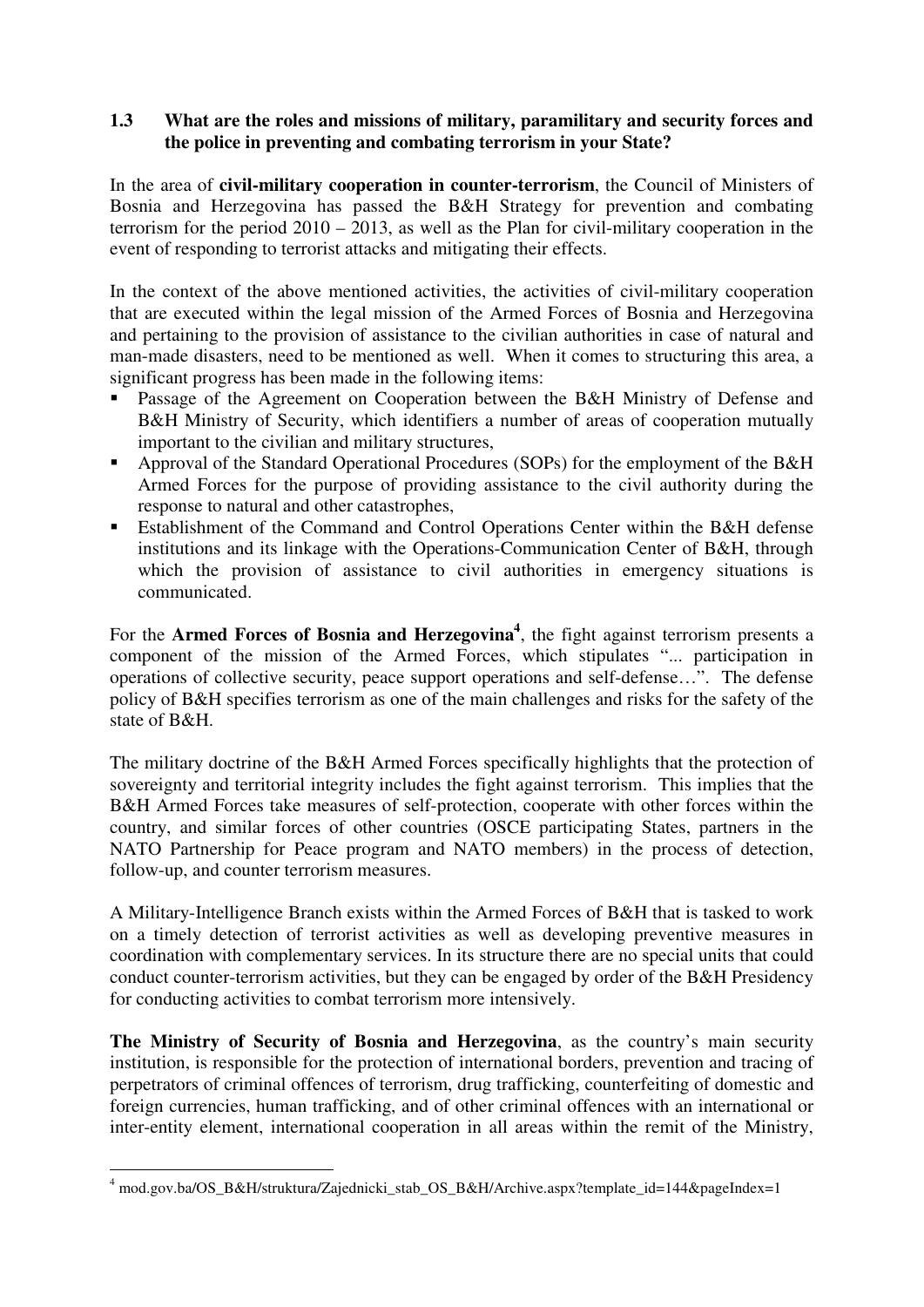### 1.3 What are the roles and missions of military, paramilitary and security forces and the police in preventing and combating terrorism in your State?

In the area of **civil-military cooperation in counter-terrorism**, the Council of Ministers of Bosnia and Herzegovina has passed the B&H Strategy for prevention and combating terrorism for the period 2010 – 2013, as well as the Plan for civil-military cooperation in the event of responding to terrorist attacks and mitigating their effects.

In the context of the above mentioned activities, the activities of civil-military cooperation that are executed within the legal mission of the Armed Forces of Bosnia and Herzegovina and pertaining to the provision of assistance to the civilian authorities in case of natural and man-made disasters, need to be mentioned as well. When it comes to structuring this area, a significant progress has been made in the following items:

- Passage of the Agreement on Cooperation between the B&H Ministry of Defense and B&H Ministry of Security, which identifiers a number of areas of cooperation mutually important to the civilian and military structures,
- Approval of the Standard Operational Procedures (SOPs) for the employment of the B&H Armed Forces for the purpose of providing assistance to the civil authority during the response to natural and other catastrophes,
- Establishment of the Command and Control Operations Center within the B&H defense institutions and its linkage with the Operations-Communication Center of B&H, through which the provision of assistance to civil authorities in emergency situations is communicated.

For the **Armed Forces of Bosnia and Herzegovina**[4], the fight against terrorism presents a component of the mission of the Armed Forces, which stipulates "... participation in operations of collective security, peace support operations and self-defense…". The defense policy of B&H specifies terrorism as one of the main challenges and risks for the safety of the state of B&H.

The military doctrine of the B&H Armed Forces specifically highlights that the protection of sovereignty and territorial integrity includes the fight against terrorism. This implies that the B&H Armed Forces take measures of self-protection, cooperate with other forces within the country, and similar forces of other countries (OSCE participating States, partners in the NATO Partnership for Peace program and NATO members) in the process of detection, follow-up, and counter terrorism measures.

A Military-Intelligence Branch exists within the Armed Forces of B&H that is tasked to work on a timely detection of terrorist activities as well as developing preventive measures in coordination with complementary services. In its structure there are no special units that could conduct counter-terrorism activities, but they can be engaged by order of the B&H Presidency for conducting activities to combat terrorism more intensively.

**The Ministry of Security of Bosnia and Herzegovina**, as the country's main security institution, is responsible for the protection of international borders, prevention and tracing of perpetrators of criminal offences of terrorism, drug trafficking, counterfeiting of domestic and foreign currencies, human trafficking, and of other criminal offences with an international or inter-entity element, international cooperation in all areas within the remit of the Ministry,

---

[4] mod.gov.ba/OS_B&H/struktura/Zajednicki_stab_OS_B&H/Archive.aspx?template_id=144&pageIndex=1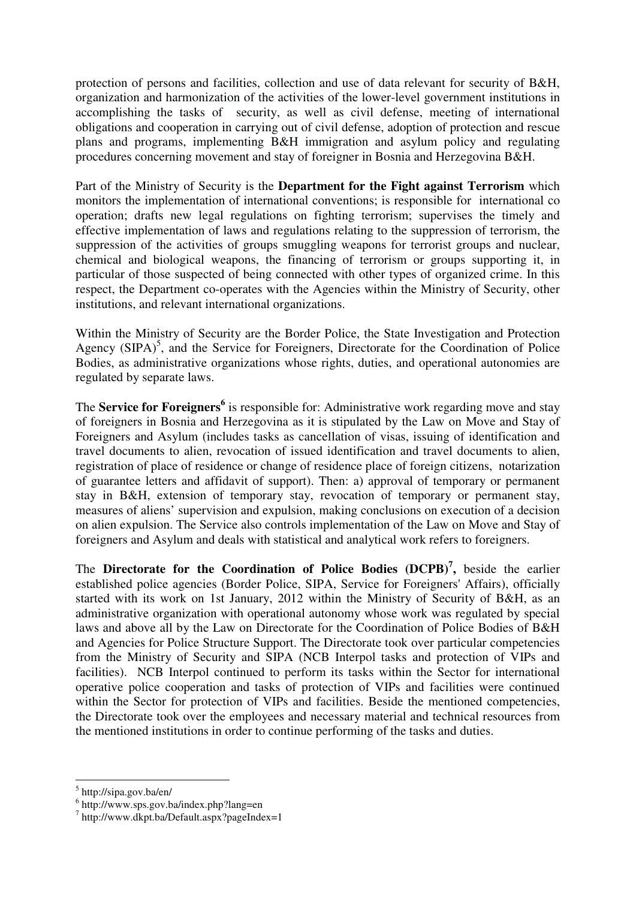protection of persons and facilities, collection and use of data relevant for security of B&H, organization and harmonization of the activities of the lower-level government institutions in accomplishing the tasks of security, as well as civil defense, meeting of international obligations and cooperation in carrying out of civil defense, adoption of protection and rescue plans and programs, implementing B&H immigration and asylum policy and regulating procedures concerning movement and stay of foreigner in Bosnia and Herzegovina B&H.

Part of the Ministry of Security is the **Department for the Fight against Terrorism** which monitors the implementation of international conventions; is responsible for international co operation; drafts new legal regulations on fighting terrorism; supervises the timely and effective implementation of laws and regulations relating to the suppression of terrorism, the suppression of the activities of groups smuggling weapons for terrorist groups and nuclear, chemical and biological weapons, the financing of terrorism or groups supporting it, in particular of those suspected of being connected with other types of organized crime. In this respect, the Department co-operates with the Agencies within the Ministry of Security, other institutions, and relevant international organizations.

Within the Ministry of Security are the Border Police, the State Investigation and Protection Agency (SIPA)[5], and the Service for Foreigners, Directorate for the Coordination of Police Bodies, as administrative organizations whose rights, duties, and operational autonomies are regulated by separate laws.

The **Service for Foreigners**[6] is responsible for: Administrative work regarding move and stay of foreigners in Bosnia and Herzegovina as it is stipulated by the Law on Move and Stay of Foreigners and Asylum (includes tasks as cancellation of visas, issuing of identification and travel documents to alien, revocation of issued identification and travel documents to alien, registration of place of residence or change of residence place of foreign citizens, notarization of guarantee letters and affidavit of support). Then: a) approval of temporary or permanent stay in B&H, extension of temporary stay, revocation of temporary or permanent stay, measures of aliens' supervision and expulsion, making conclusions on execution of a decision on alien expulsion. The Service also controls implementation of the Law on Move and Stay of foreigners and Asylum and deals with statistical and analytical work refers to foreigners.

The **Directorate for the Coordination of Police Bodies (DCPB)**[7], beside the earlier established police agencies (Border Police, SIPA, Service for Foreigners' Affairs), officially started with its work on 1st January, 2012 within the Ministry of Security of B&H, as an administrative organization with operational autonomy whose work was regulated by special laws and above all by the Law on Directorate for the Coordination of Police Bodies of B&H and Agencies for Police Structure Support. The Directorate took over particular competencies from the Ministry of Security and SIPA (NCB Interpol tasks and protection of VIPs and facilities). NCB Interpol continued to perform its tasks within the Sector for international operative police cooperation and tasks of protection of VIPs and facilities were continued within the Sector for protection of VIPs and facilities. Beside the mentioned competencies, the Directorate took over the employees and necessary material and technical resources from the mentioned institutions in order to continue performing of the tasks and duties.

---

[5] http://sipa.gov.ba/en/

[6] http://www.sps.gov.ba/index.php?lang=en

[7] http://www.dkpt.ba/Default.aspx?pageIndex=1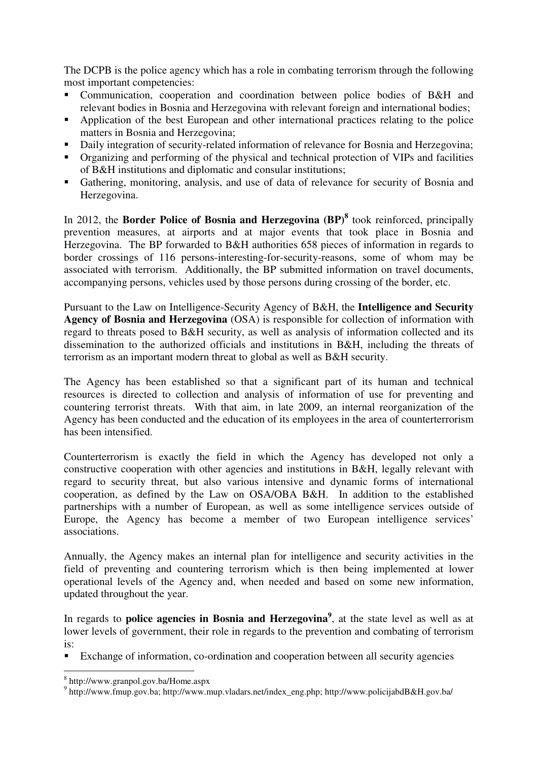The DCPB is the police agency which has a role in combating terrorism through the following most important competencies:

- Communication, cooperation and coordination between police bodies of B&H and relevant bodies in Bosnia and Herzegovina with relevant foreign and international bodies;
- Application of the best European and other international practices relating to the police matters in Bosnia and Herzegovina;
- Daily integration of security-related information of relevance for Bosnia and Herzegovina;
- Organizing and performing of the physical and technical protection of VIPs and facilities of B&H institutions and diplomatic and consular institutions;
- Gathering, monitoring, analysis, and use of data of relevance for security of Bosnia and Herzegovina.

In 2012, the **Border Police of Bosnia and Herzegovina (BP)**[8] took reinforced, principally prevention measures, at airports and at major events that took place in Bosnia and Herzegovina. The BP forwarded to B&H authorities 658 pieces of information in regards to border crossings of 116 persons-interesting-for-security-reasons, some of whom may be associated with terrorism. Additionally, the BP submitted information on travel documents, accompanying persons, vehicles used by those persons during crossing of the border, etc.

Pursuant to the Law on Intelligence-Security Agency of B&H, the **Intelligence and Security Agency of Bosnia and Herzegovina** (OSA) is responsible for collection of information with regard to threats posed to B&H security, as well as analysis of information collected and its dissemination to the authorized officials and institutions in B&H, including the threats of terrorism as an important modern threat to global as well as B&H security.

The Agency has been established so that a significant part of its human and technical resources is directed to collection and analysis of information of use for preventing and countering terrorist threats. With that aim, in late 2009, an internal reorganization of the Agency has been conducted and the education of its employees in the area of counterterrorism has been intensified.

Counterterrorism is exactly the field in which the Agency has developed not only a constructive cooperation with other agencies and institutions in B&H, legally relevant with regard to security threat, but also various intensive and dynamic forms of international cooperation, as defined by the Law on OSA/OBA B&H. In addition to the established partnerships with a number of European, as well as some intelligence services outside of Europe, the Agency has become a member of two European intelligence services' associations.

Annually, the Agency makes an internal plan for intelligence and security activities in the field of preventing and countering terrorism which is then being implemented at lower operational levels of the Agency and, when needed and based on some new information, updated throughout the year.

In regards to **police agencies in Bosnia and Herzegovina**[9], at the state level as well as at lower levels of government, their role in regards to the prevention and combating of terrorism is:

- Exchange of information, co-ordination and cooperation between all security agencies

---

[8] http://www.granpol.gov.ba/Home.aspx

[9] http://www.fmup.gov.ba; http://www.mup.vladars.net/index_eng.php; http://www.policijabdB&H.gov.ba/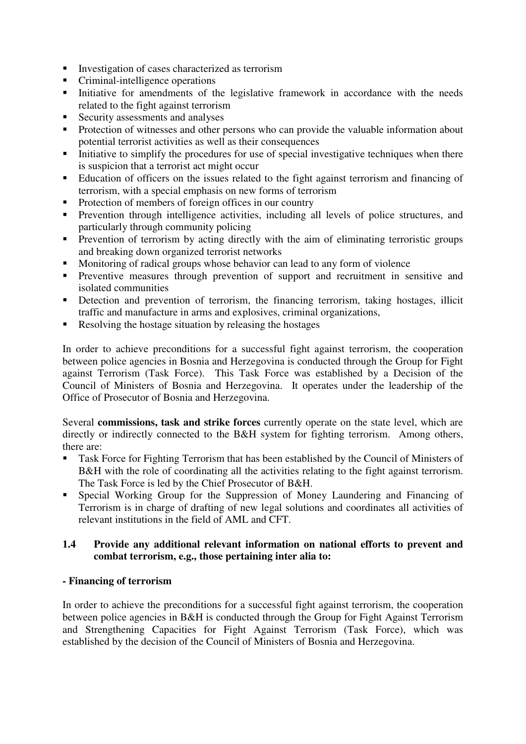- Investigation of cases characterized as terrorism
- Criminal-intelligence operations
- Initiative for amendments of the legislative framework in accordance with the needs related to the fight against terrorism
- Security assessments and analyses
- Protection of witnesses and other persons who can provide the valuable information about potential terrorist activities as well as their consequences
- Initiative to simplify the procedures for use of special investigative techniques when there is suspicion that a terrorist act might occur
- Education of officers on the issues related to the fight against terrorism and financing of terrorism, with a special emphasis on new forms of terrorism
- Protection of members of foreign offices in our country
- Prevention through intelligence activities, including all levels of police structures, and particularly through community policing
- Prevention of terrorism by acting directly with the aim of eliminating terroristic groups and breaking down organized terrorist networks
- Monitoring of radical groups whose behavior can lead to any form of violence
- Preventive measures through prevention of support and recruitment in sensitive and isolated communities
- Detection and prevention of terrorism, the financing terrorism, taking hostages, illicit traffic and manufacture in arms and explosives, criminal organizations,
- Resolving the hostage situation by releasing the hostages

In order to achieve preconditions for a successful fight against terrorism, the cooperation between police agencies in Bosnia and Herzegovina is conducted through the Group for Fight against Terrorism (Task Force). This Task Force was established by a Decision of the Council of Ministers of Bosnia and Herzegovina. It operates under the leadership of the Office of Prosecutor of Bosnia and Herzegovina.

Several **commissions, task and strike forces** currently operate on the state level, which are directly or indirectly connected to the B&H system for fighting terrorism. Among others, there are:

- Task Force for Fighting Terrorism that has been established by the Council of Ministers of B&H with the role of coordinating all the activities relating to the fight against terrorism. The Task Force is led by the Chief Prosecutor of B&H.
- Special Working Group for the Suppression of Money Laundering and Financing of Terrorism is in charge of drafting of new legal solutions and coordinates all activities of relevant institutions in the field of AML and CFT.

### 1.4 Provide any additional relevant information on national efforts to prevent and combat terrorism, e.g., those pertaining inter alia to:

**- Financing of terrorism**

In order to achieve the preconditions for a successful fight against terrorism, the cooperation between police agencies in B&H is conducted through the Group for Fight Against Terrorism and Strengthening Capacities for Fight Against Terrorism (Task Force), which was established by the decision of the Council of Ministers of Bosnia and Herzegovina.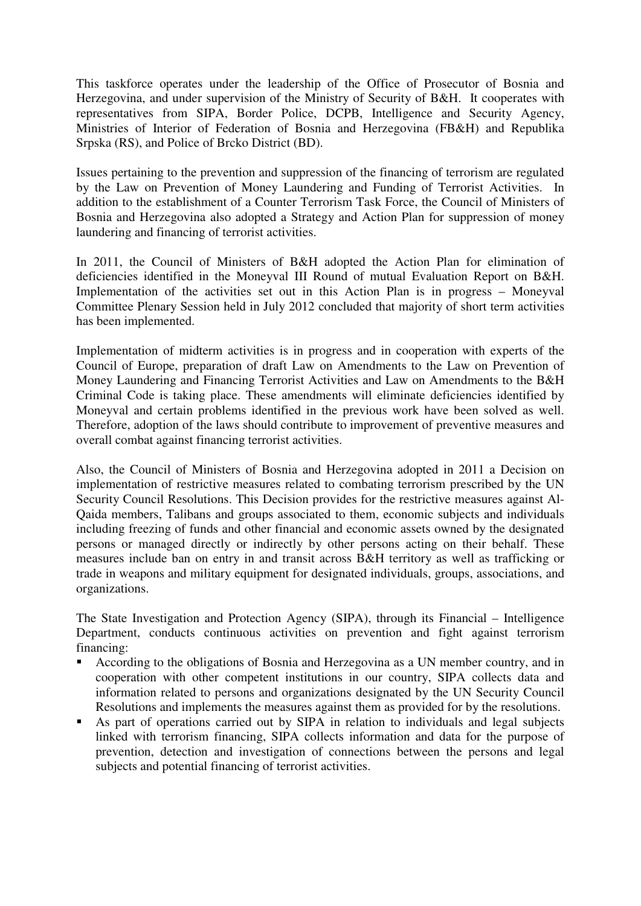This taskforce operates under the leadership of the Office of Prosecutor of Bosnia and Herzegovina, and under supervision of the Ministry of Security of B&H. It cooperates with representatives from SIPA, Border Police, DCPB, Intelligence and Security Agency, Ministries of Interior of Federation of Bosnia and Herzegovina (FB&H) and Republika Srpska (RS), and Police of Brcko District (BD).

Issues pertaining to the prevention and suppression of the financing of terrorism are regulated by the Law on Prevention of Money Laundering and Funding of Terrorist Activities. In addition to the establishment of a Counter Terrorism Task Force, the Council of Ministers of Bosnia and Herzegovina also adopted a Strategy and Action Plan for suppression of money laundering and financing of terrorist activities.

In 2011, the Council of Ministers of B&H adopted the Action Plan for elimination of deficiencies identified in the Moneyval III Round of mutual Evaluation Report on B&H. Implementation of the activities set out in this Action Plan is in progress – Moneyval Committee Plenary Session held in July 2012 concluded that majority of short term activities has been implemented.

Implementation of midterm activities is in progress and in cooperation with experts of the Council of Europe, preparation of draft Law on Amendments to the Law on Prevention of Money Laundering and Financing Terrorist Activities and Law on Amendments to the B&H Criminal Code is taking place. These amendments will eliminate deficiencies identified by Moneyval and certain problems identified in the previous work have been solved as well. Therefore, adoption of the laws should contribute to improvement of preventive measures and overall combat against financing terrorist activities.

Also, the Council of Ministers of Bosnia and Herzegovina adopted in 2011 a Decision on implementation of restrictive measures related to combating terrorism prescribed by the UN Security Council Resolutions. This Decision provides for the restrictive measures against Al-Qaida members, Talibans and groups associated to them, economic subjects and individuals including freezing of funds and other financial and economic assets owned by the designated persons or managed directly or indirectly by other persons acting on their behalf. These measures include ban on entry in and transit across B&H territory as well as trafficking or trade in weapons and military equipment for designated individuals, groups, associations, and organizations.

The State Investigation and Protection Agency (SIPA), through its Financial – Intelligence Department, conducts continuous activities on prevention and fight against terrorism financing:

- According to the obligations of Bosnia and Herzegovina as a UN member country, and in cooperation with other competent institutions in our country, SIPA collects data and information related to persons and organizations designated by the UN Security Council Resolutions and implements the measures against them as provided for by the resolutions.
- As part of operations carried out by SIPA in relation to individuals and legal subjects linked with terrorism financing, SIPA collects information and data for the purpose of prevention, detection and investigation of connections between the persons and legal subjects and potential financing of terrorist activities.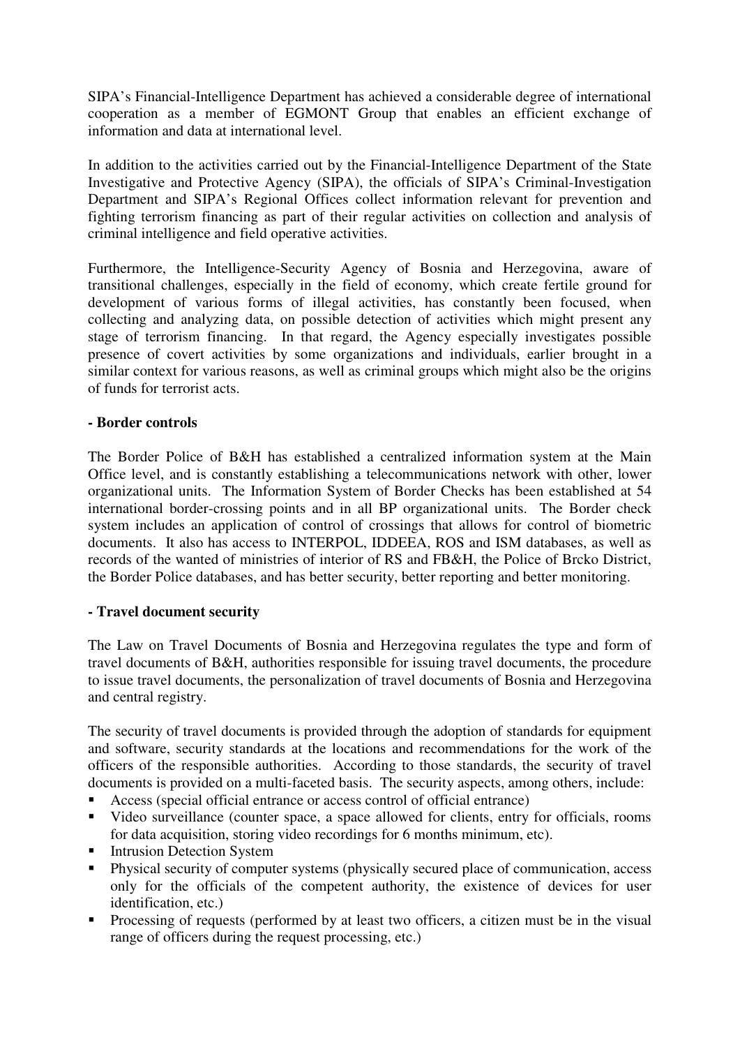SIPA's Financial-Intelligence Department has achieved a considerable degree of international cooperation as a member of EGMONT Group that enables an efficient exchange of information and data at international level.

In addition to the activities carried out by the Financial-Intelligence Department of the State Investigative and Protective Agency (SIPA), the officials of SIPA's Criminal-Investigation Department and SIPA's Regional Offices collect information relevant for prevention and fighting terrorism financing as part of their regular activities on collection and analysis of criminal intelligence and field operative activities.

Furthermore, the Intelligence-Security Agency of Bosnia and Herzegovina, aware of transitional challenges, especially in the field of economy, which create fertile ground for development of various forms of illegal activities, has constantly been focused, when collecting and analyzing data, on possible detection of activities which might present any stage of terrorism financing. In that regard, the Agency especially investigates possible presence of covert activities by some organizations and individuals, earlier brought in a similar context for various reasons, as well as criminal groups which might also be the origins of funds for terrorist acts.

**- Border controls**

The Border Police of B&H has established a centralized information system at the Main Office level, and is constantly establishing a telecommunications network with other, lower organizational units. The Information System of Border Checks has been established at 54 international border-crossing points and in all BP organizational units. The Border check system includes an application of control of crossings that allows for control of biometric documents. It also has access to INTERPOL, IDDEEA, ROS and ISM databases, as well as records of the wanted of ministries of interior of RS and FB&H, the Police of Brcko District, the Border Police databases, and has better security, better reporting and better monitoring.

**- Travel document security**

The Law on Travel Documents of Bosnia and Herzegovina regulates the type and form of travel documents of B&H, authorities responsible for issuing travel documents, the procedure to issue travel documents, the personalization of travel documents of Bosnia and Herzegovina and central registry.

The security of travel documents is provided through the adoption of standards for equipment and software, security standards at the locations and recommendations for the work of the officers of the responsible authorities. According to those standards, the security of travel documents is provided on a multi-faceted basis. The security aspects, among others, include:

- Access (special official entrance or access control of official entrance)
- Video surveillance (counter space, a space allowed for clients, entry for officials, rooms for data acquisition, storing video recordings for 6 months minimum, etc).
- Intrusion Detection System
- Physical security of computer systems (physically secured place of communication, access only for the officials of the competent authority, the existence of devices for user identification, etc.)
- Processing of requests (performed by at least two officers, a citizen must be in the visual range of officers during the request processing, etc.)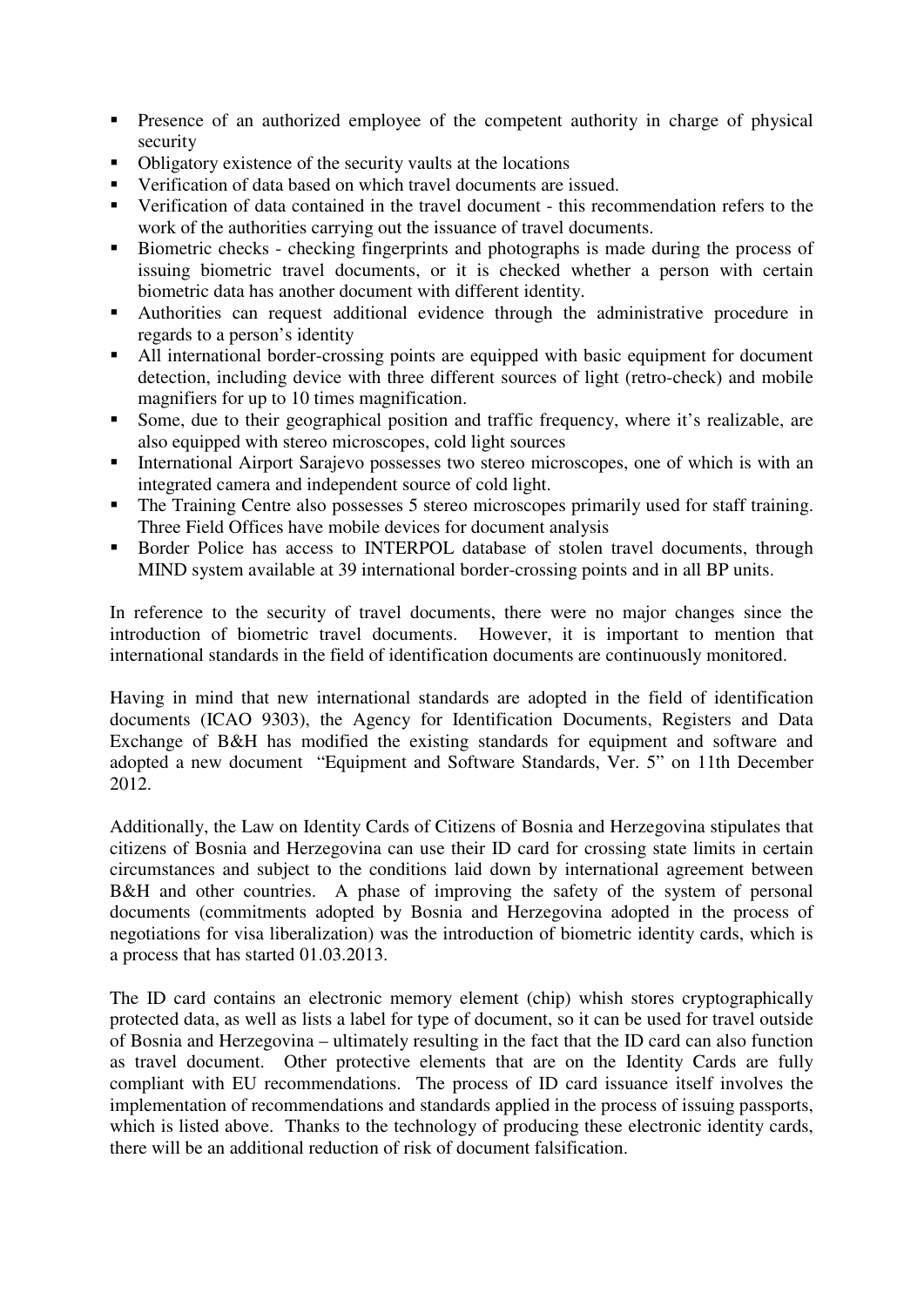- Presence of an authorized employee of the competent authority in charge of physical security
- Obligatory existence of the security vaults at the locations
- Verification of data based on which travel documents are issued.
- Verification of data contained in the travel document - this recommendation refers to the work of the authorities carrying out the issuance of travel documents.
- Biometric checks - checking fingerprints and photographs is made during the process of issuing biometric travel documents, or it is checked whether a person with certain biometric data has another document with different identity.
- Authorities can request additional evidence through the administrative procedure in regards to a person's identity
- All international border-crossing points are equipped with basic equipment for document detection, including device with three different sources of light (retro-check) and mobile magnifiers for up to 10 times magnification.
- Some, due to their geographical position and traffic frequency, where it's realizable, are also equipped with stereo microscopes, cold light sources
- International Airport Sarajevo possesses two stereo microscopes, one of which is with an integrated camera and independent source of cold light.
- The Training Centre also possesses 5 stereo microscopes primarily used for staff training. Three Field Offices have mobile devices for document analysis
- Border Police has access to INTERPOL database of stolen travel documents, through MIND system available at 39 international border-crossing points and in all BP units.

In reference to the security of travel documents, there were no major changes since the introduction of biometric travel documents. However, it is important to mention that international standards in the field of identification documents are continuously monitored.

Having in mind that new international standards are adopted in the field of identification documents (ICAO 9303), the Agency for Identification Documents, Registers and Data Exchange of B&H has modified the existing standards for equipment and software and adopted a new document "Equipment and Software Standards, Ver. 5" on 11th December 2012.

Additionally, the Law on Identity Cards of Citizens of Bosnia and Herzegovina stipulates that citizens of Bosnia and Herzegovina can use their ID card for crossing state limits in certain circumstances and subject to the conditions laid down by international agreement between B&H and other countries. A phase of improving the safety of the system of personal documents (commitments adopted by Bosnia and Herzegovina adopted in the process of negotiations for visa liberalization) was the introduction of biometric identity cards, which is a process that has started 01.03.2013.

The ID card contains an electronic memory element (chip) whish stores cryptographically protected data, as well as lists a label for type of document, so it can be used for travel outside of Bosnia and Herzegovina – ultimately resulting in the fact that the ID card can also function as travel document. Other protective elements that are on the Identity Cards are fully compliant with EU recommendations. The process of ID card issuance itself involves the implementation of recommendations and standards applied in the process of issuing passports, which is listed above. Thanks to the technology of producing these electronic identity cards, there will be an additional reduction of risk of document falsification.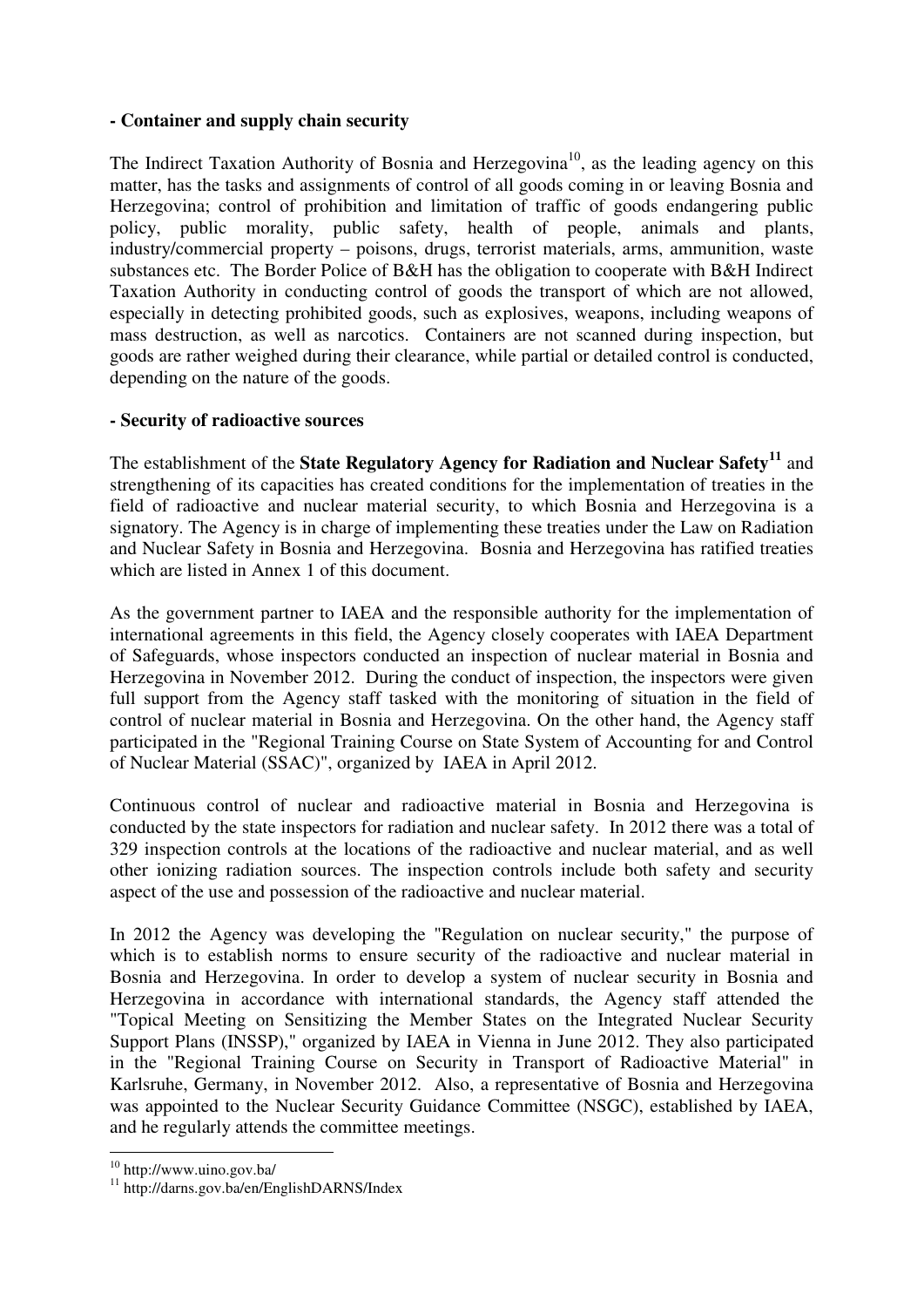**- Container and supply chain security**

The Indirect Taxation Authority of Bosnia and Herzegovina[10], as the leading agency on this matter, has the tasks and assignments of control of all goods coming in or leaving Bosnia and Herzegovina; control of prohibition and limitation of traffic of goods endangering public policy, public morality, public safety, health of people, animals and plants, industry/commercial property – poisons, drugs, terrorist materials, arms, ammunition, waste substances etc. The Border Police of B&H has the obligation to cooperate with B&H Indirect Taxation Authority in conducting control of goods the transport of which are not allowed, especially in detecting prohibited goods, such as explosives, weapons, including weapons of mass destruction, as well as narcotics. Containers are not scanned during inspection, but goods are rather weighed during their clearance, while partial or detailed control is conducted, depending on the nature of the goods.

**- Security of radioactive sources**

The establishment of the **State Regulatory Agency for Radiation and Nuclear Safety**[11] and strengthening of its capacities has created conditions for the implementation of treaties in the field of radioactive and nuclear material security, to which Bosnia and Herzegovina is a signatory. The Agency is in charge of implementing these treaties under the Law on Radiation and Nuclear Safety in Bosnia and Herzegovina. Bosnia and Herzegovina has ratified treaties which are listed in Annex 1 of this document.

As the government partner to IAEA and the responsible authority for the implementation of international agreements in this field, the Agency closely cooperates with IAEA Department of Safeguards, whose inspectors conducted an inspection of nuclear material in Bosnia and Herzegovina in November 2012. During the conduct of inspection, the inspectors were given full support from the Agency staff tasked with the monitoring of situation in the field of control of nuclear material in Bosnia and Herzegovina. On the other hand, the Agency staff participated in the "Regional Training Course on State System of Accounting for and Control of Nuclear Material (SSAC)", organized by IAEA in April 2012.

Continuous control of nuclear and radioactive material in Bosnia and Herzegovina is conducted by the state inspectors for radiation and nuclear safety. In 2012 there was a total of 329 inspection controls at the locations of the radioactive and nuclear material, and as well other ionizing radiation sources. The inspection controls include both safety and security aspect of the use and possession of the radioactive and nuclear material.

In 2012 the Agency was developing the "Regulation on nuclear security," the purpose of which is to establish norms to ensure security of the radioactive and nuclear material in Bosnia and Herzegovina. In order to develop a system of nuclear security in Bosnia and Herzegovina in accordance with international standards, the Agency staff attended the "Topical Meeting on Sensitizing the Member States on the Integrated Nuclear Security Support Plans (INSSP)," organized by IAEA in Vienna in June 2012. They also participated in the "Regional Training Course on Security in Transport of Radioactive Material" in Karlsruhe, Germany, in November 2012. Also, a representative of Bosnia and Herzegovina was appointed to the Nuclear Security Guidance Committee (NSGC), established by IAEA, and he regularly attends the committee meetings.

---

[10] http://www.uino.gov.ba/

[11] http://darns.gov.ba/en/EnglishDARNS/Index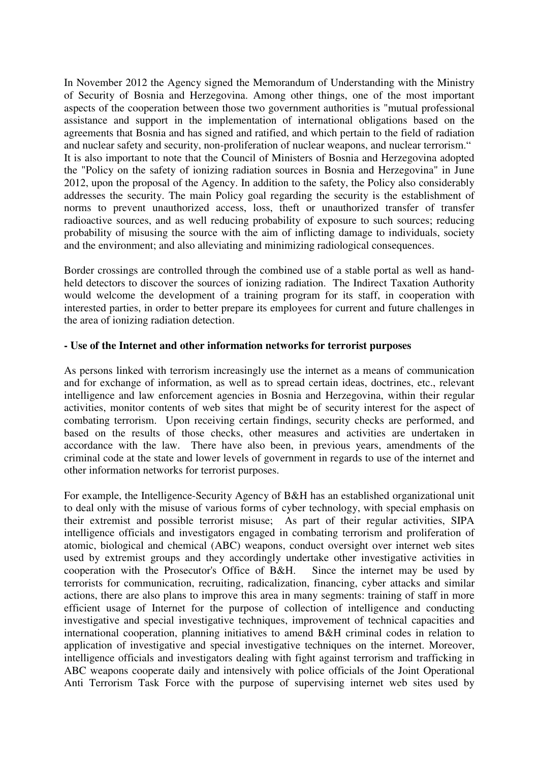In November 2012 the Agency signed the Memorandum of Understanding with the Ministry of Security of Bosnia and Herzegovina. Among other things, one of the most important aspects of the cooperation between those two government authorities is "mutual professional assistance and support in the implementation of international obligations based on the agreements that Bosnia and has signed and ratified, and which pertain to the field of radiation and nuclear safety and security, non-proliferation of nuclear weapons, and nuclear terrorism.“

It is also important to note that the Council of Ministers of Bosnia and Herzegovina adopted the "Policy on the safety of ionizing radiation sources in Bosnia and Herzegovina" in June 2012, upon the proposal of the Agency. In addition to the safety, the Policy also considerably addresses the security. The main Policy goal regarding the security is the establishment of norms to prevent unauthorized access, loss, theft or unauthorized transfer of transfer radioactive sources, and as well reducing probability of exposure to such sources; reducing probability of misusing the source with the aim of inflicting damage to individuals, society and the environment; and also alleviating and minimizing radiological consequences.

Border crossings are controlled through the combined use of a stable portal as well as hand-held detectors to discover the sources of ionizing radiation. The Indirect Taxation Authority would welcome the development of a training program for its staff, in cooperation with interested parties, in order to better prepare its employees for current and future challenges in the area of ionizing radiation detection.

**- Use of the Internet and other information networks for terrorist purposes**

As persons linked with terrorism increasingly use the internet as a means of communication and for exchange of information, as well as to spread certain ideas, doctrines, etc., relevant intelligence and law enforcement agencies in Bosnia and Herzegovina, within their regular activities, monitor contents of web sites that might be of security interest for the aspect of combating terrorism. Upon receiving certain findings, security checks are performed, and based on the results of those checks, other measures and activities are undertaken in accordance with the law. There have also been, in previous years, amendments of the criminal code at the state and lower levels of government in regards to use of the internet and other information networks for terrorist purposes.

For example, the Intelligence-Security Agency of B&H has an established organizational unit to deal only with the misuse of various forms of cyber technology, with special emphasis on their extremist and possible terrorist misuse; As part of their regular activities, SIPA intelligence officials and investigators engaged in combating terrorism and proliferation of atomic, biological and chemical (ABC) weapons, conduct oversight over internet web sites used by extremist groups and they accordingly undertake other investigative activities in cooperation with the Prosecutor's Office of B&H. Since the internet may be used by terrorists for communication, recruiting, radicalization, financing, cyber attacks and similar actions, there are also plans to improve this area in many segments: training of staff in more efficient usage of Internet for the purpose of collection of intelligence and conducting investigative and special investigative techniques, improvement of technical capacities and international cooperation, planning initiatives to amend B&H criminal codes in relation to application of investigative and special investigative techniques on the internet. Moreover, intelligence officials and investigators dealing with fight against terrorism and trafficking in ABC weapons cooperate daily and intensively with police officials of the Joint Operational Anti Terrorism Task Force with the purpose of supervising internet web sites used by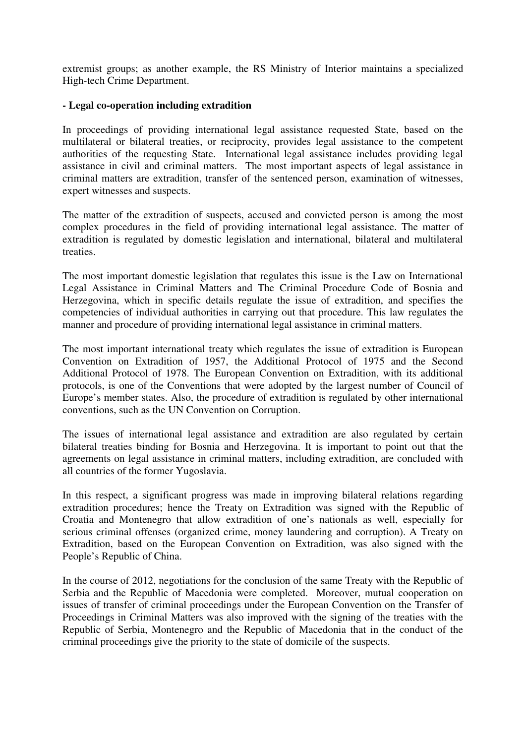extremist groups; as another example, the RS Ministry of Interior maintains a specialized High-tech Crime Department.

**- Legal co-operation including extradition**

In proceedings of providing international legal assistance requested State, based on the multilateral or bilateral treaties, or reciprocity, provides legal assistance to the competent authorities of the requesting State. International legal assistance includes providing legal assistance in civil and criminal matters. The most important aspects of legal assistance in criminal matters are extradition, transfer of the sentenced person, examination of witnesses, expert witnesses and suspects.

The matter of the extradition of suspects, accused and convicted person is among the most complex procedures in the field of providing international legal assistance. The matter of extradition is regulated by domestic legislation and international, bilateral and multilateral treaties.

The most important domestic legislation that regulates this issue is the Law on International Legal Assistance in Criminal Matters and The Criminal Procedure Code of Bosnia and Herzegovina, which in specific details regulate the issue of extradition, and specifies the competencies of individual authorities in carrying out that procedure. This law regulates the manner and procedure of providing international legal assistance in criminal matters.

The most important international treaty which regulates the issue of extradition is European Convention on Extradition of 1957, the Additional Protocol of 1975 and the Second Additional Protocol of 1978. The European Convention on Extradition, with its additional protocols, is one of the Conventions that were adopted by the largest number of Council of Europe's member states. Also, the procedure of extradition is regulated by other international conventions, such as the UN Convention on Corruption.

The issues of international legal assistance and extradition are also regulated by certain bilateral treaties binding for Bosnia and Herzegovina. It is important to point out that the agreements on legal assistance in criminal matters, including extradition, are concluded with all countries of the former Yugoslavia.

In this respect, a significant progress was made in improving bilateral relations regarding extradition procedures; hence the Treaty on Extradition was signed with the Republic of Croatia and Montenegro that allow extradition of one's nationals as well, especially for serious criminal offenses (organized crime, money laundering and corruption). A Treaty on Extradition, based on the European Convention on Extradition, was also signed with the People's Republic of China.

In the course of 2012, negotiations for the conclusion of the same Treaty with the Republic of Serbia and the Republic of Macedonia were completed. Moreover, mutual cooperation on issues of transfer of criminal proceedings under the European Convention on the Transfer of Proceedings in Criminal Matters was also improved with the signing of the treaties with the Republic of Serbia, Montenegro and the Republic of Macedonia that in the conduct of the criminal proceedings give the priority to the state of domicile of the suspects.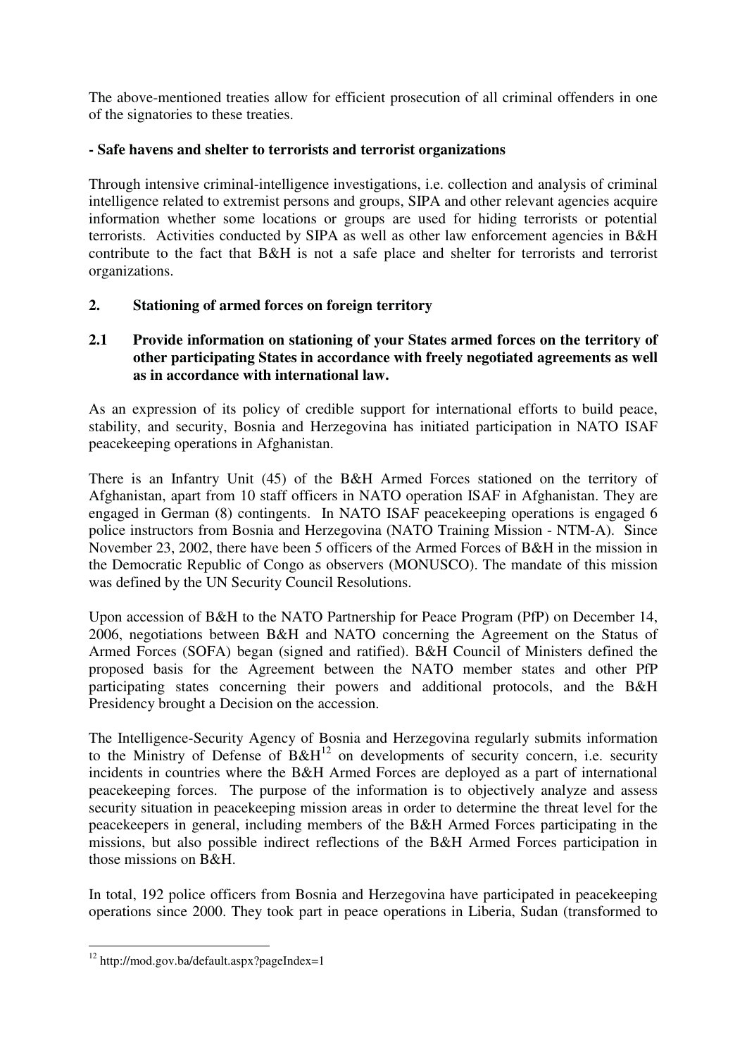The above-mentioned treaties allow for efficient prosecution of all criminal offenders in one of the signatories to these treaties.

**- Safe havens and shelter to terrorists and terrorist organizations**

Through intensive criminal-intelligence investigations, i.e. collection and analysis of criminal intelligence related to extremist persons and groups, SIPA and other relevant agencies acquire information whether some locations or groups are used for hiding terrorists or potential terrorists. Activities conducted by SIPA as well as other law enforcement agencies in B&H contribute to the fact that B&H is not a safe place and shelter for terrorists and terrorist organizations.

## 2. Stationing of armed forces on foreign territory

### 2.1 Provide information on stationing of your States armed forces on the territory of other participating States in accordance with freely negotiated agreements as well as in accordance with international law.

As an expression of its policy of credible support for international efforts to build peace, stability, and security, Bosnia and Herzegovina has initiated participation in NATO ISAF peacekeeping operations in Afghanistan.

There is an Infantry Unit (45) of the B&H Armed Forces stationed on the territory of Afghanistan, apart from 10 staff officers in NATO operation ISAF in Afghanistan. They are engaged in German (8) contingents. In NATO ISAF peacekeeping operations is engaged 6 police instructors from Bosnia and Herzegovina (NATO Training Mission - NTM-A). Since November 23, 2002, there have been 5 officers of the Armed Forces of B&H in the mission in the Democratic Republic of Congo as observers (MONUSCO). The mandate of this mission was defined by the UN Security Council Resolutions.

Upon accession of B&H to the NATO Partnership for Peace Program (PfP) on December 14, 2006, negotiations between B&H and NATO concerning the Agreement on the Status of Armed Forces (SOFA) began (signed and ratified). B&H Council of Ministers defined the proposed basis for the Agreement between the NATO member states and other PfP participating states concerning their powers and additional protocols, and the B&H Presidency brought a Decision on the accession.

The Intelligence-Security Agency of Bosnia and Herzegovina regularly submits information to the Ministry of Defense of B&H[12] on developments of security concern, i.e. security incidents in countries where the B&H Armed Forces are deployed as a part of international peacekeeping forces. The purpose of the information is to objectively analyze and assess security situation in peacekeeping mission areas in order to determine the threat level for the peacekeepers in general, including members of the B&H Armed Forces participating in the missions, but also possible indirect reflections of the B&H Armed Forces participation in those missions on B&H.

In total, 192 police officers from Bosnia and Herzegovina have participated in peacekeeping operations since 2000. They took part in peace operations in Liberia, Sudan (transformed to

---

[12] http://mod.gov.ba/default.aspx?pageIndex=1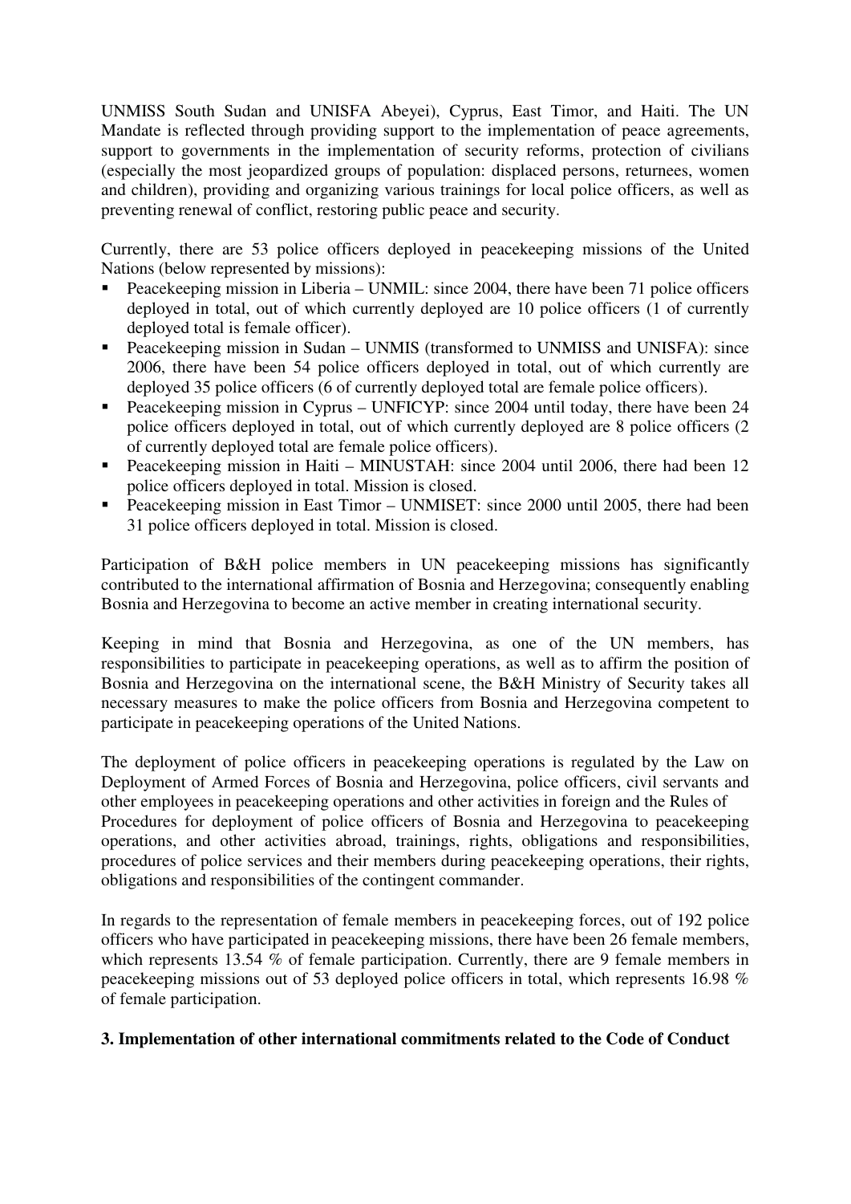UNMISS South Sudan and UNISFA Abeyei), Cyprus, East Timor, and Haiti. The UN Mandate is reflected through providing support to the implementation of peace agreements, support to governments in the implementation of security reforms, protection of civilians (especially the most jeopardized groups of population: displaced persons, returnees, women and children), providing and organizing various trainings for local police officers, as well as preventing renewal of conflict, restoring public peace and security.

Currently, there are 53 police officers deployed in peacekeeping missions of the United Nations (below represented by missions):

- Peacekeeping mission in Liberia – UNMIL: since 2004, there have been 71 police officers deployed in total, out of which currently deployed are 10 police officers (1 of currently deployed total is female officer).
- Peacekeeping mission in Sudan – UNMIS (transformed to UNMISS and UNISFA): since 2006, there have been 54 police officers deployed in total, out of which currently are deployed 35 police officers (6 of currently deployed total are female police officers).
- Peacekeeping mission in Cyprus – UNFICYP: since 2004 until today, there have been 24 police officers deployed in total, out of which currently deployed are 8 police officers (2 of currently deployed total are female police officers).
- Peacekeeping mission in Haiti – MINUSTAH: since 2004 until 2006, there had been 12 police officers deployed in total. Mission is closed.
- Peacekeeping mission in East Timor – UNMISET: since 2000 until 2005, there had been 31 police officers deployed in total. Mission is closed.

Participation of B&H police members in UN peacekeeping missions has significantly contributed to the international affirmation of Bosnia and Herzegovina; consequently enabling Bosnia and Herzegovina to become an active member in creating international security.

Keeping in mind that Bosnia and Herzegovina, as one of the UN members, has responsibilities to participate in peacekeeping operations, as well as to affirm the position of Bosnia and Herzegovina on the international scene, the B&H Ministry of Security takes all necessary measures to make the police officers from Bosnia and Herzegovina competent to participate in peacekeeping operations of the United Nations.

The deployment of police officers in peacekeeping operations is regulated by the Law on Deployment of Armed Forces of Bosnia and Herzegovina, police officers, civil servants and other employees in peacekeeping operations and other activities in foreign and the Rules of Procedures for deployment of police officers of Bosnia and Herzegovina to peacekeeping operations, and other activities abroad, trainings, rights, obligations and responsibilities, procedures of police services and their members during peacekeeping operations, their rights, obligations and responsibilities of the contingent commander.

In regards to the representation of female members in peacekeeping forces, out of 192 police officers who have participated in peacekeeping missions, there have been 26 female members, which represents 13.54 % of female participation. Currently, there are 9 female members in peacekeeping missions out of 53 deployed police officers in total, which represents 16.98 % of female participation.

**3. Implementation of other international commitments related to the Code of Conduct**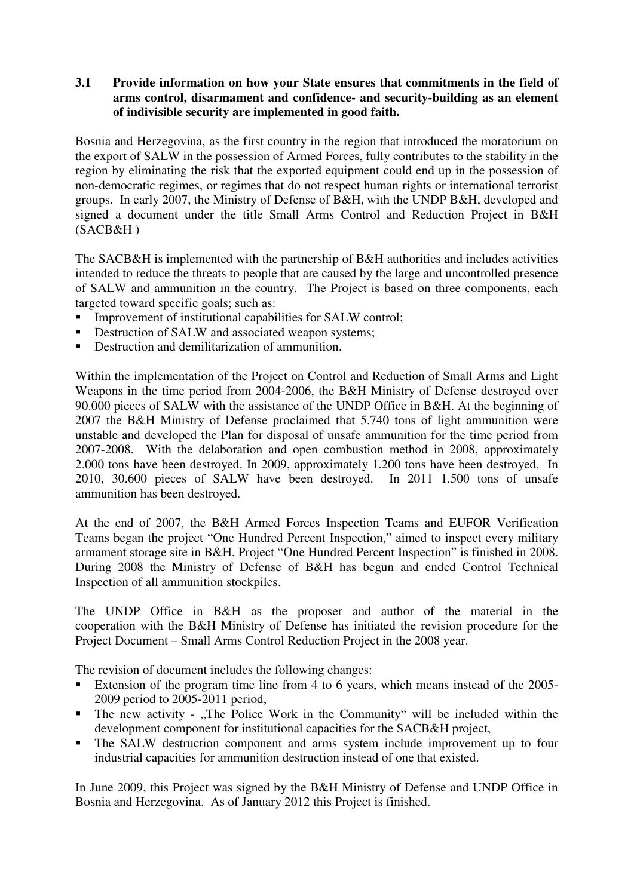**3.1 Provide information on how your State ensures that commitments in the field of arms control, disarmament and confidence- and security-building as an element of indivisible security are implemented in good faith.**

Bosnia and Herzegovina, as the first country in the region that introduced the moratorium on the export of SALW in the possession of Armed Forces, fully contributes to the stability in the region by eliminating the risk that the exported equipment could end up in the possession of non-democratic regimes, or regimes that do not respect human rights or international terrorist groups. In early 2007, the Ministry of Defense of B&H, with the UNDP B&H, developed and signed a document under the title Small Arms Control and Reduction Project in B&H (SACB&H )

The SACB&H is implemented with the partnership of B&H authorities and includes activities intended to reduce the threats to people that are caused by the large and uncontrolled presence of SALW and ammunition in the country. The Project is based on three components, each targeted toward specific goals; such as:

- Improvement of institutional capabilities for SALW control;
- Destruction of SALW and associated weapon systems;
- Destruction and demilitarization of ammunition.

Within the implementation of the Project on Control and Reduction of Small Arms and Light Weapons in the time period from 2004-2006, the B&H Ministry of Defense destroyed over 90.000 pieces of SALW with the assistance of the UNDP Office in B&H. At the beginning of 2007 the B&H Ministry of Defense proclaimed that 5.740 tons of light ammunition were unstable and developed the Plan for disposal of unsafe ammunition for the time period from 2007-2008. With the delaboration and open combustion method in 2008, approximately 2.000 tons have been destroyed. In 2009, approximately 1.200 tons have been destroyed. In 2010, 30.600 pieces of SALW have been destroyed. In 2011 1.500 tons of unsafe ammunition has been destroyed.

At the end of 2007, the B&H Armed Forces Inspection Teams and EUFOR Verification Teams began the project "One Hundred Percent Inspection," aimed to inspect every military armament storage site in B&H. Project "One Hundred Percent Inspection" is finished in 2008. During 2008 the Ministry of Defense of B&H has begun and ended Control Technical Inspection of all ammunition stockpiles.

The UNDP Office in B&H as the proposer and author of the material in the cooperation with the B&H Ministry of Defense has initiated the revision procedure for the Project Document – Small Arms Control Reduction Project in the 2008 year.

The revision of document includes the following changes:

- Extension of the program time line from 4 to 6 years, which means instead of the 2005-2009 period to 2005-2011 period,
- The new activity - „The Police Work in the Community" will be included within the development component for institutional capacities for the SACB&H project,
- The SALW destruction component and arms system include improvement up to four industrial capacities for ammunition destruction instead of one that existed.

In June 2009, this Project was signed by the B&H Ministry of Defense and UNDP Office in Bosnia and Herzegovina. As of January 2012 this Project is finished.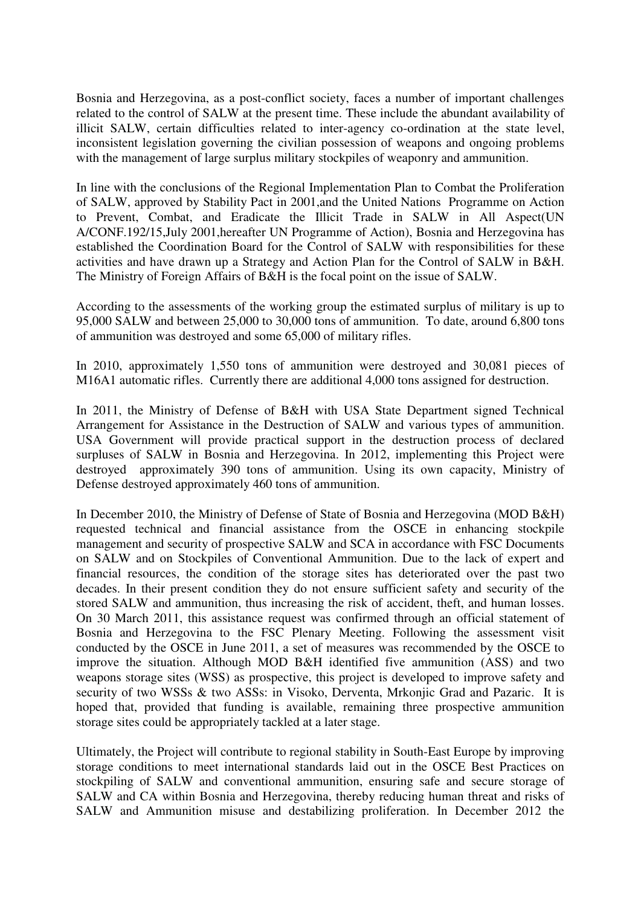Bosnia and Herzegovina, as a post-conflict society, faces a number of important challenges related to the control of SALW at the present time. These include the abundant availability of illicit SALW, certain difficulties related to inter-agency co-ordination at the state level, inconsistent legislation governing the civilian possession of weapons and ongoing problems with the management of large surplus military stockpiles of weaponry and ammunition.

In line with the conclusions of the Regional Implementation Plan to Combat the Proliferation of SALW, approved by Stability Pact in 2001,and the United Nations Programme on Action to Prevent, Combat, and Eradicate the Illicit Trade in SALW in All Aspect(UN A/CONF.192/15,July 2001,hereafter UN Programme of Action), Bosnia and Herzegovina has established the Coordination Board for the Control of SALW with responsibilities for these activities and have drawn up a Strategy and Action Plan for the Control of SALW in B&H. The Ministry of Foreign Affairs of B&H is the focal point on the issue of SALW.

According to the assessments of the working group the estimated surplus of military is up to 95,000 SALW and between 25,000 to 30,000 tons of ammunition. To date, around 6,800 tons of ammunition was destroyed and some 65,000 of military rifles.

In 2010, approximately 1,550 tons of ammunition were destroyed and 30,081 pieces of M16A1 automatic rifles. Currently there are additional 4,000 tons assigned for destruction.

In 2011, the Ministry of Defense of B&H with USA State Department signed Technical Arrangement for Assistance in the Destruction of SALW and various types of ammunition. USA Government will provide practical support in the destruction process of declared surpluses of SALW in Bosnia and Herzegovina. In 2012, implementing this Project were destroyed approximately 390 tons of ammunition. Using its own capacity, Ministry of Defense destroyed approximately 460 tons of ammunition.

In December 2010, the Ministry of Defense of State of Bosnia and Herzegovina (MOD B&H) requested technical and financial assistance from the OSCE in enhancing stockpile management and security of prospective SALW and SCA in accordance with FSC Documents on SALW and on Stockpiles of Conventional Ammunition. Due to the lack of expert and financial resources, the condition of the storage sites has deteriorated over the past two decades. In their present condition they do not ensure sufficient safety and security of the stored SALW and ammunition, thus increasing the risk of accident, theft, and human losses. On 30 March 2011, this assistance request was confirmed through an official statement of Bosnia and Herzegovina to the FSC Plenary Meeting. Following the assessment visit conducted by the OSCE in June 2011, a set of measures was recommended by the OSCE to improve the situation. Although MOD B&H identified five ammunition (ASS) and two weapons storage sites (WSS) as prospective, this project is developed to improve safety and security of two WSSs & two ASSs: in Visoko, Derventa, Mrkonjic Grad and Pazaric. It is hoped that, provided that funding is available, remaining three prospective ammunition storage sites could be appropriately tackled at a later stage.

Ultimately, the Project will contribute to regional stability in South-East Europe by improving storage conditions to meet international standards laid out in the OSCE Best Practices on stockpiling of SALW and conventional ammunition, ensuring safe and secure storage of SALW and CA within Bosnia and Herzegovina, thereby reducing human threat and risks of SALW and Ammunition misuse and destabilizing proliferation. In December 2012 the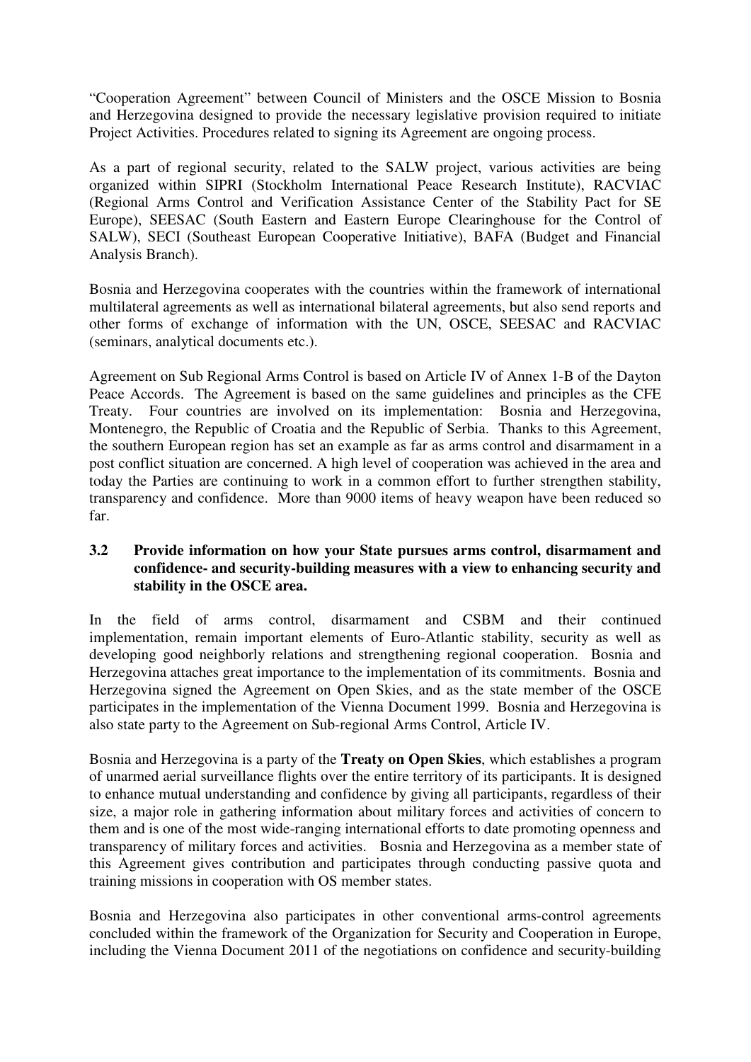“Cooperation Agreement” between Council of Ministers and the OSCE Mission to Bosnia and Herzegovina designed to provide the necessary legislative provision required to initiate Project Activities. Procedures related to signing its Agreement are ongoing process.

As a part of regional security, related to the SALW project, various activities are being organized within SIPRI (Stockholm International Peace Research Institute), RACVIAC (Regional Arms Control and Verification Assistance Center of the Stability Pact for SE Europe), SEESAC (South Eastern and Eastern Europe Clearinghouse for the Control of SALW), SECI (Southeast European Cooperative Initiative), BAFA (Budget and Financial Analysis Branch).

Bosnia and Herzegovina cooperates with the countries within the framework of international multilateral agreements as well as international bilateral agreements, but also send reports and other forms of exchange of information with the UN, OSCE, SEESAC and RACVIAC (seminars, analytical documents etc.).

Agreement on Sub Regional Arms Control is based on Article IV of Annex 1-B of the Dayton Peace Accords. The Agreement is based on the same guidelines and principles as the CFE Treaty. Four countries are involved on its implementation: Bosnia and Herzegovina, Montenegro, the Republic of Croatia and the Republic of Serbia. Thanks to this Agreement, the southern European region has set an example as far as arms control and disarmament in a post conflict situation are concerned. A high level of cooperation was achieved in the area and today the Parties are continuing to work in a common effort to further strengthen stability, transparency and confidence. More than 9000 items of heavy weapon have been reduced so far.

### 3.2 Provide information on how your State pursues arms control, disarmament and confidence- and security-building measures with a view to enhancing security and stability in the OSCE area.

In the field of arms control, disarmament and CSBM and their continued implementation, remain important elements of Euro-Atlantic stability, security as well as developing good neighborly relations and strengthening regional cooperation. Bosnia and Herzegovina attaches great importance to the implementation of its commitments. Bosnia and Herzegovina signed the Agreement on Open Skies, and as the state member of the OSCE participates in the implementation of the Vienna Document 1999. Bosnia and Herzegovina is also state party to the Agreement on Sub-regional Arms Control, Article IV.

Bosnia and Herzegovina is a party of the **Treaty on Open Skies**, which establishes a program of unarmed aerial surveillance flights over the entire territory of its participants. It is designed to enhance mutual understanding and confidence by giving all participants, regardless of their size, a major role in gathering information about military forces and activities of concern to them and is one of the most wide-ranging international efforts to date promoting openness and transparency of military forces and activities. Bosnia and Herzegovina as a member state of this Agreement gives contribution and participates through conducting passive quota and training missions in cooperation with OS member states.

Bosnia and Herzegovina also participates in other conventional arms-control agreements concluded within the framework of the Organization for Security and Cooperation in Europe, including the Vienna Document 2011 of the negotiations on confidence and security-building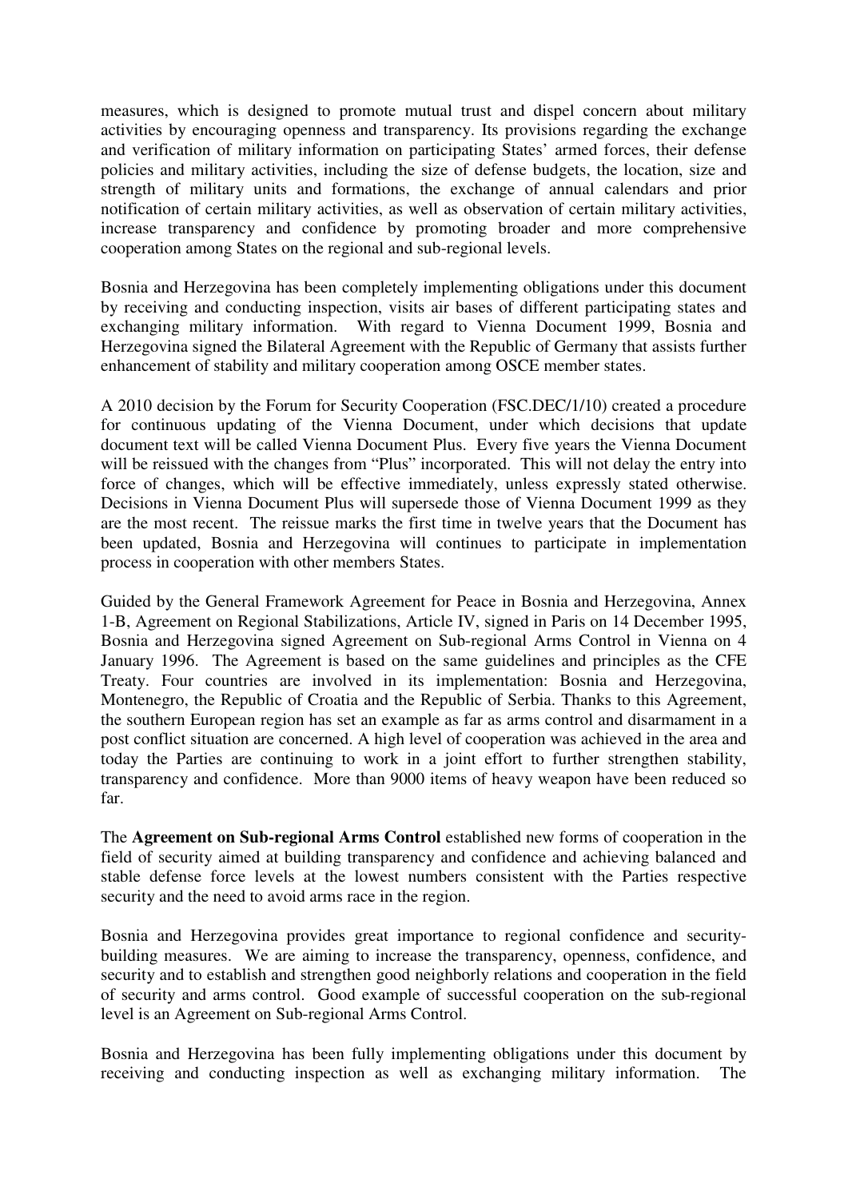measures, which is designed to promote mutual trust and dispel concern about military activities by encouraging openness and transparency. Its provisions regarding the exchange and verification of military information on participating States' armed forces, their defense policies and military activities, including the size of defense budgets, the location, size and strength of military units and formations, the exchange of annual calendars and prior notification of certain military activities, as well as observation of certain military activities, increase transparency and confidence by promoting broader and more comprehensive cooperation among States on the regional and sub-regional levels.

Bosnia and Herzegovina has been completely implementing obligations under this document by receiving and conducting inspection, visits air bases of different participating states and exchanging military information. With regard to Vienna Document 1999, Bosnia and Herzegovina signed the Bilateral Agreement with the Republic of Germany that assists further enhancement of stability and military cooperation among OSCE member states.

A 2010 decision by the Forum for Security Cooperation (FSC.DEC/1/10) created a procedure for continuous updating of the Vienna Document, under which decisions that update document text will be called Vienna Document Plus. Every five years the Vienna Document will be reissued with the changes from "Plus" incorporated. This will not delay the entry into force of changes, which will be effective immediately, unless expressly stated otherwise. Decisions in Vienna Document Plus will supersede those of Vienna Document 1999 as they are the most recent. The reissue marks the first time in twelve years that the Document has been updated, Bosnia and Herzegovina will continues to participate in implementation process in cooperation with other members States.

Guided by the General Framework Agreement for Peace in Bosnia and Herzegovina, Annex 1-B, Agreement on Regional Stabilizations, Article IV, signed in Paris on 14 December 1995, Bosnia and Herzegovina signed Agreement on Sub-regional Arms Control in Vienna on 4 January 1996. The Agreement is based on the same guidelines and principles as the CFE Treaty. Four countries are involved in its implementation: Bosnia and Herzegovina, Montenegro, the Republic of Croatia and the Republic of Serbia. Thanks to this Agreement, the southern European region has set an example as far as arms control and disarmament in a post conflict situation are concerned. A high level of cooperation was achieved in the area and today the Parties are continuing to work in a joint effort to further strengthen stability, transparency and confidence. More than 9000 items of heavy weapon have been reduced so far.

The **Agreement on Sub-regional Arms Control** established new forms of cooperation in the field of security aimed at building transparency and confidence and achieving balanced and stable defense force levels at the lowest numbers consistent with the Parties respective security and the need to avoid arms race in the region.

Bosnia and Herzegovina provides great importance to regional confidence and security-building measures. We are aiming to increase the transparency, openness, confidence, and security and to establish and strengthen good neighborly relations and cooperation in the field of security and arms control. Good example of successful cooperation on the sub-regional level is an Agreement on Sub-regional Arms Control.

Bosnia and Herzegovina has been fully implementing obligations under this document by receiving and conducting inspection as well as exchanging military information. The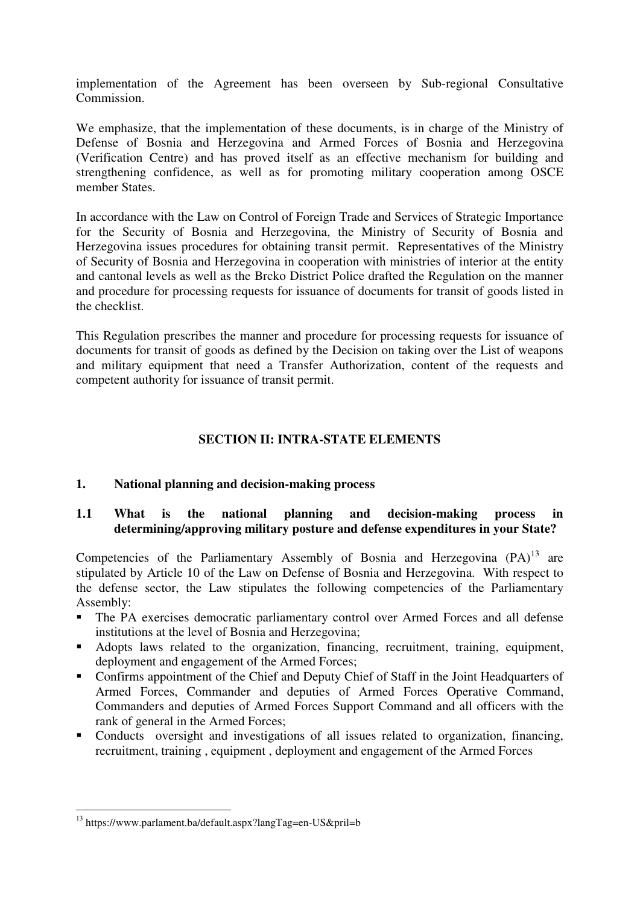implementation of the Agreement has been overseen by Sub-regional Consultative Commission.

We emphasize, that the implementation of these documents, is in charge of the Ministry of Defense of Bosnia and Herzegovina and Armed Forces of Bosnia and Herzegovina (Verification Centre) and has proved itself as an effective mechanism for building and strengthening confidence, as well as for promoting military cooperation among OSCE member States.

In accordance with the Law on Control of Foreign Trade and Services of Strategic Importance for the Security of Bosnia and Herzegovina, the Ministry of Security of Bosnia and Herzegovina issues procedures for obtaining transit permit. Representatives of the Ministry of Security of Bosnia and Herzegovina in cooperation with ministries of interior at the entity and cantonal levels as well as the Brcko District Police drafted the Regulation on the manner and procedure for processing requests for issuance of documents for transit of goods listed in the checklist.

This Regulation prescribes the manner and procedure for processing requests for issuance of documents for transit of goods as defined by the Decision on taking over the List of weapons and military equipment that need a Transfer Authorization, content of the requests and competent authority for issuance of transit permit.

## SECTION II: INTRA-STATE ELEMENTS

### 1. National planning and decision-making process

#### 1.1 What is the national planning and decision-making process in determining/approving military posture and defense expenditures in your State?

Competencies of the Parliamentary Assembly of Bosnia and Herzegovina (PA)[13] are stipulated by Article 10 of the Law on Defense of Bosnia and Herzegovina. With respect to the defense sector, the Law stipulates the following competencies of the Parliamentary Assembly:

- The PA exercises democratic parliamentary control over Armed Forces and all defense institutions at the level of Bosnia and Herzegovina;
- Adopts laws related to the organization, financing, recruitment, training, equipment, deployment and engagement of the Armed Forces;
- Confirms appointment of the Chief and Deputy Chief of Staff in the Joint Headquarters of Armed Forces, Commander and deputies of Armed Forces Operative Command, Commanders and deputies of Armed Forces Support Command and all officers with the rank of general in the Armed Forces;
- Conducts oversight and investigations of all issues related to organization, financing, recruitment, training , equipment , deployment and engagement of the Armed Forces

[13] https://www.parlament.ba/default.aspx?langTag=en-US&pril=b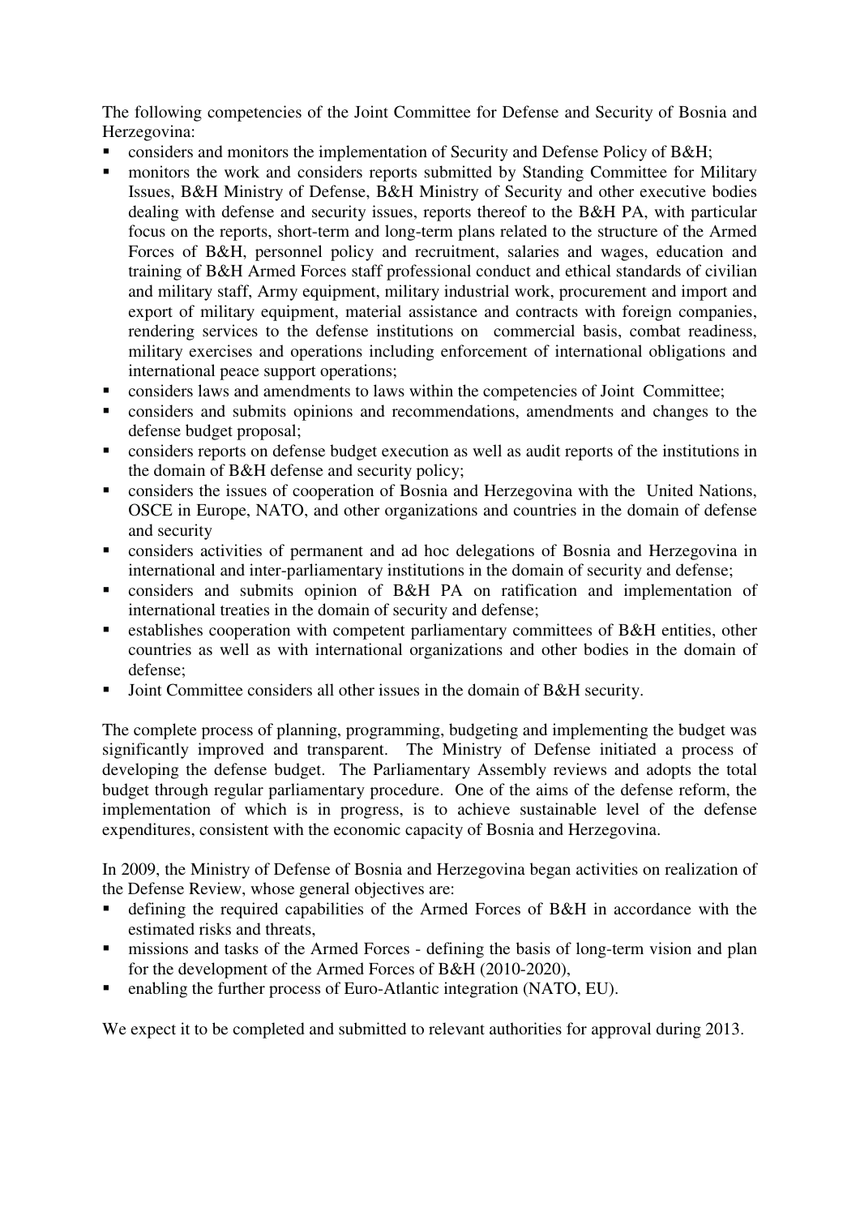The following competencies of the Joint Committee for Defense and Security of Bosnia and Herzegovina:

- considers and monitors the implementation of Security and Defense Policy of B&H;
- monitors the work and considers reports submitted by Standing Committee for Military Issues, B&H Ministry of Defense, B&H Ministry of Security and other executive bodies dealing with defense and security issues, reports thereof to the B&H PA, with particular focus on the reports, short-term and long-term plans related to the structure of the Armed Forces of B&H, personnel policy and recruitment, salaries and wages, education and training of B&H Armed Forces staff professional conduct and ethical standards of civilian and military staff, Army equipment, military industrial work, procurement and import and export of military equipment, material assistance and contracts with foreign companies, rendering services to the defense institutions on commercial basis, combat readiness, military exercises and operations including enforcement of international obligations and international peace support operations;
- considers laws and amendments to laws within the competencies of Joint Committee;
- considers and submits opinions and recommendations, amendments and changes to the defense budget proposal;
- considers reports on defense budget execution as well as audit reports of the institutions in the domain of B&H defense and security policy;
- considers the issues of cooperation of Bosnia and Herzegovina with the United Nations, OSCE in Europe, NATO, and other organizations and countries in the domain of defense and security
- considers activities of permanent and ad hoc delegations of Bosnia and Herzegovina in international and inter-parliamentary institutions in the domain of security and defense;
- considers and submits opinion of B&H PA on ratification and implementation of international treaties in the domain of security and defense;
- establishes cooperation with competent parliamentary committees of B&H entities, other countries as well as with international organizations and other bodies in the domain of defense;
- Joint Committee considers all other issues in the domain of B&H security.

The complete process of planning, programming, budgeting and implementing the budget was significantly improved and transparent. The Ministry of Defense initiated a process of developing the defense budget. The Parliamentary Assembly reviews and adopts the total budget through regular parliamentary procedure. One of the aims of the defense reform, the implementation of which is in progress, is to achieve sustainable level of the defense expenditures, consistent with the economic capacity of Bosnia and Herzegovina.

In 2009, the Ministry of Defense of Bosnia and Herzegovina began activities on realization of the Defense Review, whose general objectives are:

- defining the required capabilities of the Armed Forces of B&H in accordance with the estimated risks and threats,
- missions and tasks of the Armed Forces - defining the basis of long-term vision and plan for the development of the Armed Forces of B&H (2010-2020),
- enabling the further process of Euro-Atlantic integration (NATO, EU).

We expect it to be completed and submitted to relevant authorities for approval during 2013.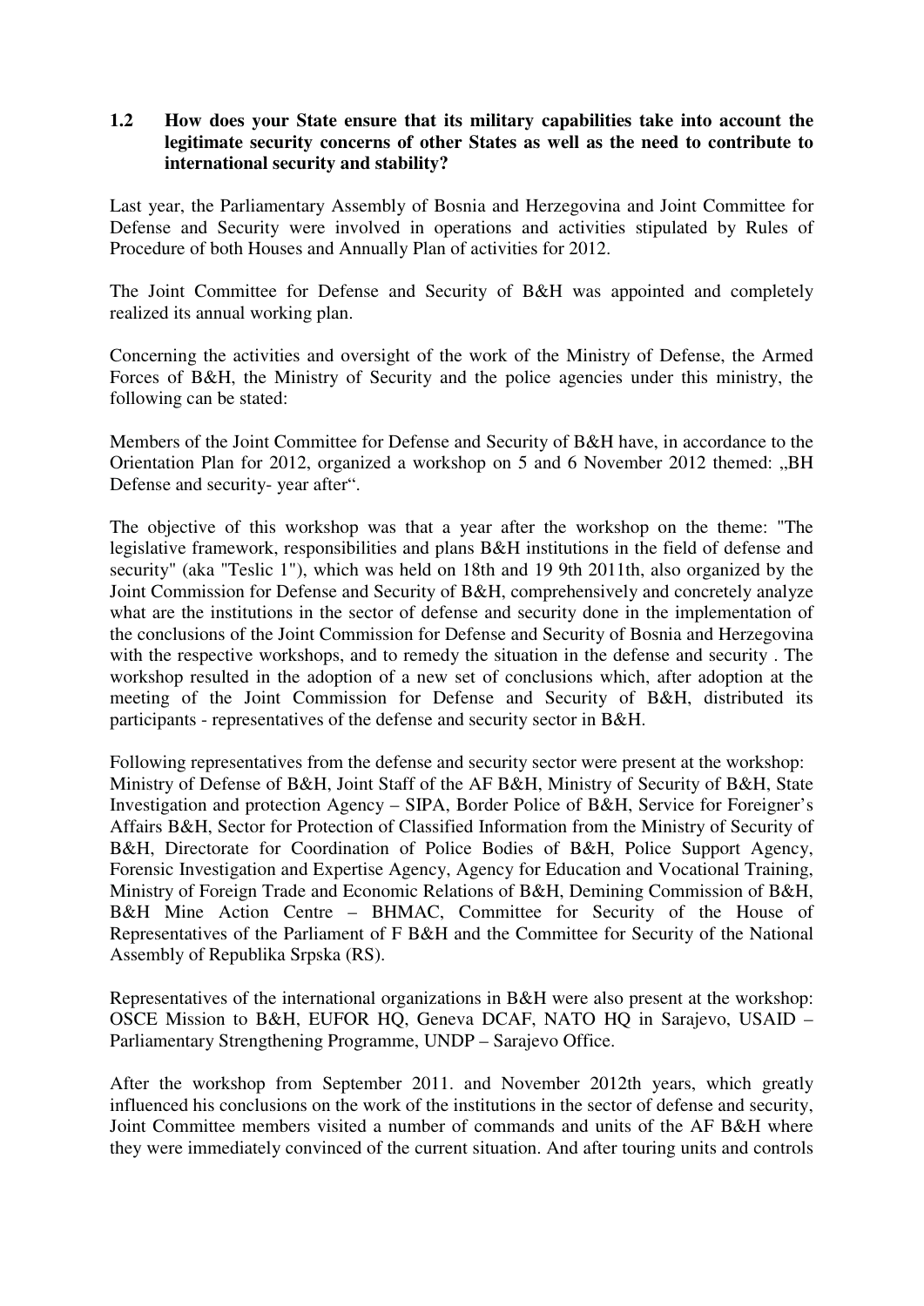**1.2 How does your State ensure that its military capabilities take into account the legitimate security concerns of other States as well as the need to contribute to international security and stability?**

Last year, the Parliamentary Assembly of Bosnia and Herzegovina and Joint Committee for Defense and Security were involved in operations and activities stipulated by Rules of Procedure of both Houses and Annually Plan of activities for 2012.

The Joint Committee for Defense and Security of B&H was appointed and completely realized its annual working plan.

Concerning the activities and oversight of the work of the Ministry of Defense, the Armed Forces of B&H, the Ministry of Security and the police agencies under this ministry, the following can be stated:

Members of the Joint Committee for Defense and Security of B&H have, in accordance to the Orientation Plan for 2012, organized a workshop on 5 and 6 November 2012 themed: „BH Defense and security- year after".

The objective of this workshop was that a year after the workshop on the theme: "The legislative framework, responsibilities and plans B&H institutions in the field of defense and security" (aka "Teslic 1"), which was held on 18th and 19 9th 2011th, also organized by the Joint Commission for Defense and Security of B&H, comprehensively and concretely analyze what are the institutions in the sector of defense and security done in the implementation of the conclusions of the Joint Commission for Defense and Security of Bosnia and Herzegovina with the respective workshops, and to remedy the situation in the defense and security . The workshop resulted in the adoption of a new set of conclusions which, after adoption at the meeting of the Joint Commission for Defense and Security of B&H, distributed its participants - representatives of the defense and security sector in B&H.

Following representatives from the defense and security sector were present at the workshop: Ministry of Defense of B&H, Joint Staff of the AF B&H, Ministry of Security of B&H, State Investigation and protection Agency – SIPA, Border Police of B&H, Service for Foreigner's Affairs B&H, Sector for Protection of Classified Information from the Ministry of Security of B&H, Directorate for Coordination of Police Bodies of B&H, Police Support Agency, Forensic Investigation and Expertise Agency, Agency for Education and Vocational Training, Ministry of Foreign Trade and Economic Relations of B&H, Demining Commission of B&H, B&H Mine Action Centre – BHMAC, Committee for Security of the House of Representatives of the Parliament of F B&H and the Committee for Security of the National Assembly of Republika Srpska (RS).

Representatives of the international organizations in B&H were also present at the workshop: OSCE Mission to B&H, EUFOR HQ, Geneva DCAF, NATO HQ in Sarajevo, USAID – Parliamentary Strengthening Programme, UNDP – Sarajevo Office.

After the workshop from September 2011. and November 2012th years, which greatly influenced his conclusions on the work of the institutions in the sector of defense and security, Joint Committee members visited a number of commands and units of the AF B&H where they were immediately convinced of the current situation. And after touring units and controls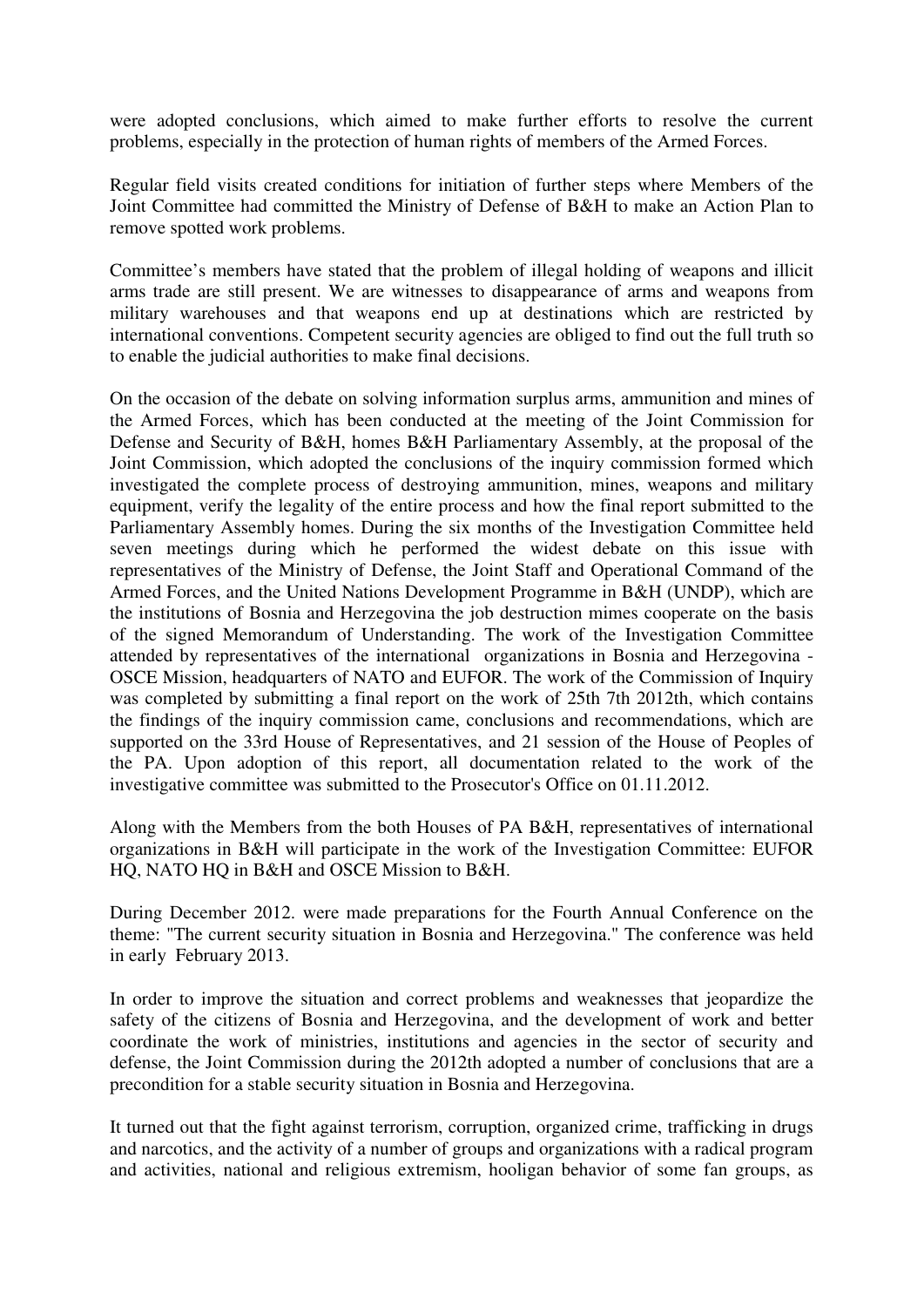were adopted conclusions, which aimed to make further efforts to resolve the current problems, especially in the protection of human rights of members of the Armed Forces.

Regular field visits created conditions for initiation of further steps where Members of the Joint Committee had committed the Ministry of Defense of B&H to make an Action Plan to remove spotted work problems.

Committee's members have stated that the problem of illegal holding of weapons and illicit arms trade are still present. We are witnesses to disappearance of arms and weapons from military warehouses and that weapons end up at destinations which are restricted by international conventions. Competent security agencies are obliged to find out the full truth so to enable the judicial authorities to make final decisions.

On the occasion of the debate on solving information surplus arms, ammunition and mines of the Armed Forces, which has been conducted at the meeting of the Joint Commission for Defense and Security of B&H, homes B&H Parliamentary Assembly, at the proposal of the Joint Commission, which adopted the conclusions of the inquiry commission formed which investigated the complete process of destroying ammunition, mines, weapons and military equipment, verify the legality of the entire process and how the final report submitted to the Parliamentary Assembly homes. During the six months of the Investigation Committee held seven meetings during which he performed the widest debate on this issue with representatives of the Ministry of Defense, the Joint Staff and Operational Command of the Armed Forces, and the United Nations Development Programme in B&H (UNDP), which are the institutions of Bosnia and Herzegovina the job destruction mimes cooperate on the basis of the signed Memorandum of Understanding. The work of the Investigation Committee attended by representatives of the international organizations in Bosnia and Herzegovina - OSCE Mission, headquarters of NATO and EUFOR. The work of the Commission of Inquiry was completed by submitting a final report on the work of 25th 7th 2012th, which contains the findings of the inquiry commission came, conclusions and recommendations, which are supported on the 33rd House of Representatives, and 21 session of the House of Peoples of the PA. Upon adoption of this report, all documentation related to the work of the investigative committee was submitted to the Prosecutor's Office on 01.11.2012.

Along with the Members from the both Houses of PA B&H, representatives of international organizations in B&H will participate in the work of the Investigation Committee: EUFOR HQ, NATO HQ in B&H and OSCE Mission to B&H.

During December 2012. were made preparations for the Fourth Annual Conference on the theme: "The current security situation in Bosnia and Herzegovina." The conference was held in early February 2013.

In order to improve the situation and correct problems and weaknesses that jeopardize the safety of the citizens of Bosnia and Herzegovina, and the development of work and better coordinate the work of ministries, institutions and agencies in the sector of security and defense, the Joint Commission during the 2012th adopted a number of conclusions that are a precondition for a stable security situation in Bosnia and Herzegovina.

It turned out that the fight against terrorism, corruption, organized crime, trafficking in drugs and narcotics, and the activity of a number of groups and organizations with a radical program and activities, national and religious extremism, hooligan behavior of some fan groups, as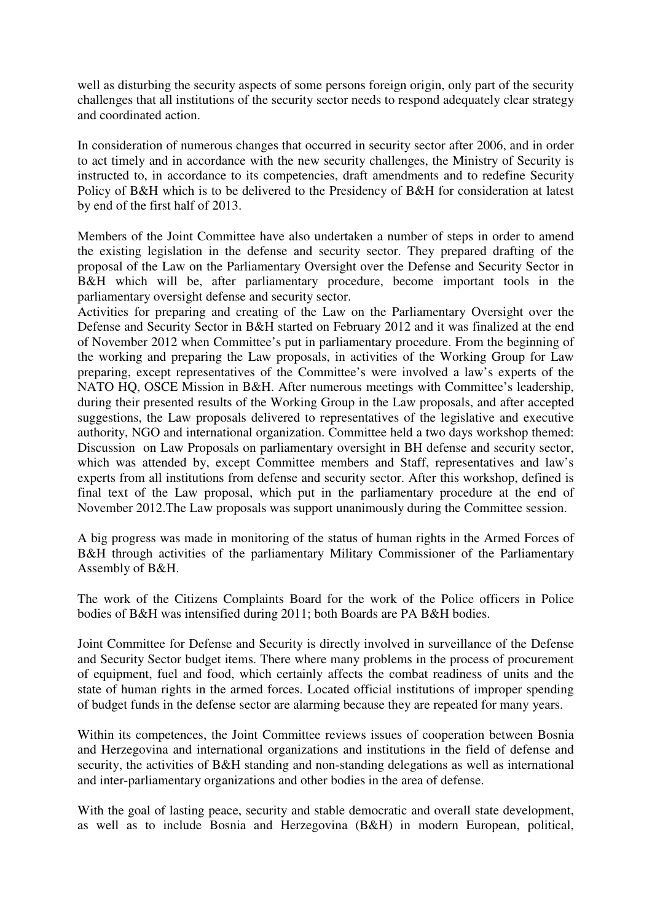well as disturbing the security aspects of some persons foreign origin, only part of the security challenges that all institutions of the security sector needs to respond adequately clear strategy and coordinated action.

In consideration of numerous changes that occurred in security sector after 2006, and in order to act timely and in accordance with the new security challenges, the Ministry of Security is instructed to, in accordance to its competencies, draft amendments and to redefine Security Policy of B&H which is to be delivered to the Presidency of B&H for consideration at latest by end of the first half of 2013.

Members of the Joint Committee have also undertaken a number of steps in order to amend the existing legislation in the defense and security sector. They prepared drafting of the proposal of the Law on the Parliamentary Oversight over the Defense and Security Sector in B&H which will be, after parliamentary procedure, become important tools in the parliamentary oversight defense and security sector.
Activities for preparing and creating of the Law on the Parliamentary Oversight over the Defense and Security Sector in B&H started on February 2012 and it was finalized at the end of November 2012 when Committee's put in parliamentary procedure. From the beginning of the working and preparing the Law proposals, in activities of the Working Group for Law preparing, except representatives of the Committee's were involved a law's experts of the NATO HQ, OSCE Mission in B&H. After numerous meetings with Committee's leadership, during their presented results of the Working Group in the Law proposals, and after accepted suggestions, the Law proposals delivered to representatives of the legislative and executive authority, NGO and international organization. Committee held a two days workshop themed: Discussion on Law Proposals on parliamentary oversight in BH defense and security sector, which was attended by, except Committee members and Staff, representatives and law's experts from all institutions from defense and security sector. After this workshop, defined is final text of the Law proposal, which put in the parliamentary procedure at the end of November 2012.The Law proposals was support unanimously during the Committee session.

A big progress was made in monitoring of the status of human rights in the Armed Forces of B&H through activities of the parliamentary Military Commissioner of the Parliamentary Assembly of B&H.

The work of the Citizens Complaints Board for the work of the Police officers in Police bodies of B&H was intensified during 2011; both Boards are PA B&H bodies.

Joint Committee for Defense and Security is directly involved in surveillance of the Defense and Security Sector budget items. There where many problems in the process of procurement of equipment, fuel and food, which certainly affects the combat readiness of units and the state of human rights in the armed forces. Located official institutions of improper spending of budget funds in the defense sector are alarming because they are repeated for many years.

Within its competences, the Joint Committee reviews issues of cooperation between Bosnia and Herzegovina and international organizations and institutions in the field of defense and security, the activities of B&H standing and non-standing delegations as well as international and inter-parliamentary organizations and other bodies in the area of defense.

With the goal of lasting peace, security and stable democratic and overall state development, as well as to include Bosnia and Herzegovina (B&H) in modern European, political,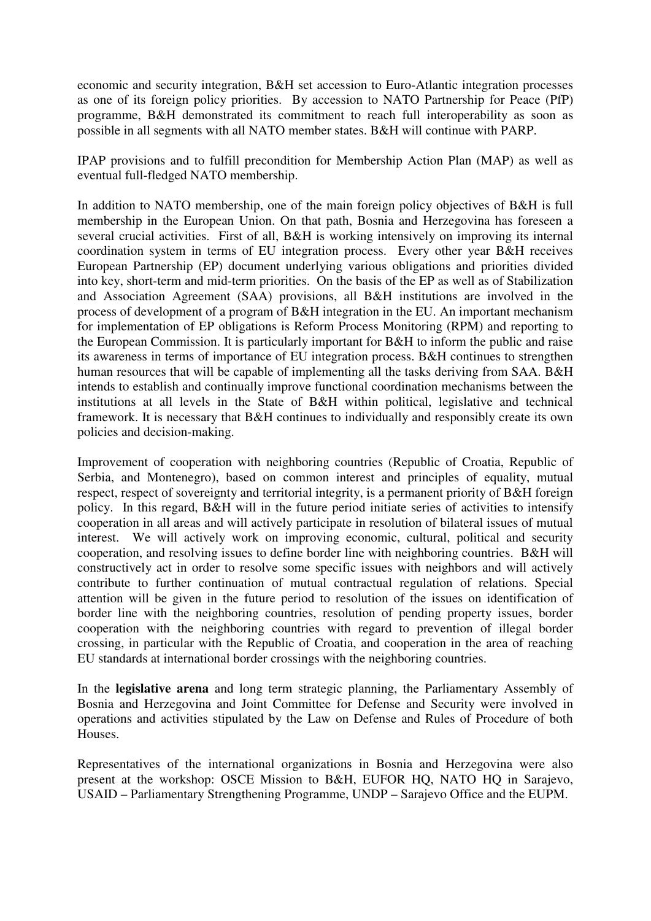economic and security integration, B&H set accession to Euro-Atlantic integration processes as one of its foreign policy priorities. By accession to NATO Partnership for Peace (PfP) programme, B&H demonstrated its commitment to reach full interoperability as soon as possible in all segments with all NATO member states. B&H will continue with PARP.

IPAP provisions and to fulfill precondition for Membership Action Plan (MAP) as well as eventual full-fledged NATO membership.

In addition to NATO membership, one of the main foreign policy objectives of B&H is full membership in the European Union. On that path, Bosnia and Herzegovina has foreseen a several crucial activities. First of all, B&H is working intensively on improving its internal coordination system in terms of EU integration process. Every other year B&H receives European Partnership (EP) document underlying various obligations and priorities divided into key, short-term and mid-term priorities. On the basis of the EP as well as of Stabilization and Association Agreement (SAA) provisions, all B&H institutions are involved in the process of development of a program of B&H integration in the EU. An important mechanism for implementation of EP obligations is Reform Process Monitoring (RPM) and reporting to the European Commission. It is particularly important for B&H to inform the public and raise its awareness in terms of importance of EU integration process. B&H continues to strengthen human resources that will be capable of implementing all the tasks deriving from SAA. B&H intends to establish and continually improve functional coordination mechanisms between the institutions at all levels in the State of B&H within political, legislative and technical framework. It is necessary that B&H continues to individually and responsibly create its own policies and decision-making.

Improvement of cooperation with neighboring countries (Republic of Croatia, Republic of Serbia, and Montenegro), based on common interest and principles of equality, mutual respect, respect of sovereignty and territorial integrity, is a permanent priority of B&H foreign policy. In this regard, B&H will in the future period initiate series of activities to intensify cooperation in all areas and will actively participate in resolution of bilateral issues of mutual interest. We will actively work on improving economic, cultural, political and security cooperation, and resolving issues to define border line with neighboring countries. B&H will constructively act in order to resolve some specific issues with neighbors and will actively contribute to further continuation of mutual contractual regulation of relations. Special attention will be given in the future period to resolution of the issues on identification of border line with the neighboring countries, resolution of pending property issues, border cooperation with the neighboring countries with regard to prevention of illegal border crossing, in particular with the Republic of Croatia, and cooperation in the area of reaching EU standards at international border crossings with the neighboring countries.

In the **legislative arena** and long term strategic planning, the Parliamentary Assembly of Bosnia and Herzegovina and Joint Committee for Defense and Security were involved in operations and activities stipulated by the Law on Defense and Rules of Procedure of both Houses.

Representatives of the international organizations in Bosnia and Herzegovina were also present at the workshop: OSCE Mission to B&H, EUFOR HQ, NATO HQ in Sarajevo, USAID – Parliamentary Strengthening Programme, UNDP – Sarajevo Office and the EUPM.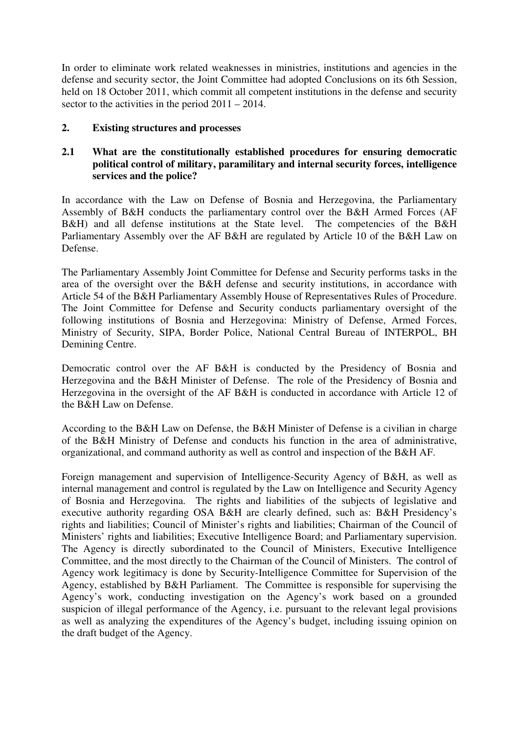In order to eliminate work related weaknesses in ministries, institutions and agencies in the defense and security sector, the Joint Committee had adopted Conclusions on its 6th Session, held on 18 October 2011, which commit all competent institutions in the defense and security sector to the activities in the period 2011 – 2014.

## 2. Existing structures and processes

### 2.1 What are the constitutionally established procedures for ensuring democratic political control of military, paramilitary and internal security forces, intelligence services and the police?

In accordance with the Law on Defense of Bosnia and Herzegovina, the Parliamentary Assembly of B&H conducts the parliamentary control over the B&H Armed Forces (AF B&H) and all defense institutions at the State level. The competencies of the B&H Parliamentary Assembly over the AF B&H are regulated by Article 10 of the B&H Law on Defense.

The Parliamentary Assembly Joint Committee for Defense and Security performs tasks in the area of the oversight over the B&H defense and security institutions, in accordance with Article 54 of the B&H Parliamentary Assembly House of Representatives Rules of Procedure. The Joint Committee for Defense and Security conducts parliamentary oversight of the following institutions of Bosnia and Herzegovina: Ministry of Defense, Armed Forces, Ministry of Security, SIPA, Border Police, National Central Bureau of INTERPOL, BH Demining Centre.

Democratic control over the AF B&H is conducted by the Presidency of Bosnia and Herzegovina and the B&H Minister of Defense. The role of the Presidency of Bosnia and Herzegovina in the oversight of the AF B&H is conducted in accordance with Article 12 of the B&H Law on Defense.

According to the B&H Law on Defense, the B&H Minister of Defense is a civilian in charge of the B&H Ministry of Defense and conducts his function in the area of administrative, organizational, and command authority as well as control and inspection of the B&H AF.

Foreign management and supervision of Intelligence-Security Agency of B&H, as well as internal management and control is regulated by the Law on Intelligence and Security Agency of Bosnia and Herzegovina. The rights and liabilities of the subjects of legislative and executive authority regarding OSA B&H are clearly defined, such as: B&H Presidency's rights and liabilities; Council of Minister's rights and liabilities; Chairman of the Council of Ministers' rights and liabilities; Executive Intelligence Board; and Parliamentary supervision. The Agency is directly subordinated to the Council of Ministers, Executive Intelligence Committee, and the most directly to the Chairman of the Council of Ministers. The control of Agency work legitimacy is done by Security-Intelligence Committee for Supervision of the Agency, established by B&H Parliament. The Committee is responsible for supervising the Agency's work, conducting investigation on the Agency's work based on a grounded suspicion of illegal performance of the Agency, i.e. pursuant to the relevant legal provisions as well as analyzing the expenditures of the Agency's budget, including issuing opinion on the draft budget of the Agency.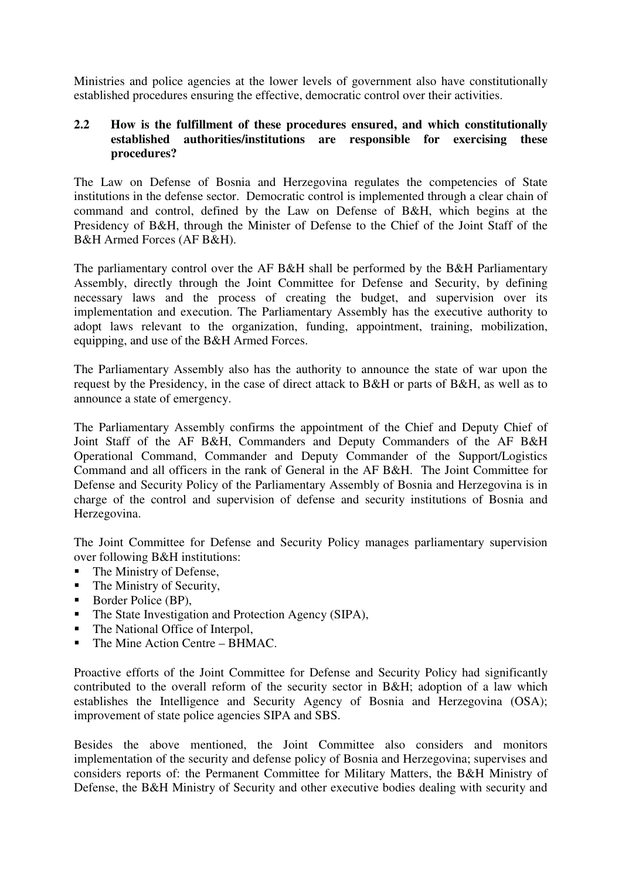Ministries and police agencies at the lower levels of government also have constitutionally established procedures ensuring the effective, democratic control over their activities.

### 2.2 How is the fulfillment of these procedures ensured, and which constitutionally established authorities/institutions are responsible for exercising these procedures?

The Law on Defense of Bosnia and Herzegovina regulates the competencies of State institutions in the defense sector. Democratic control is implemented through a clear chain of command and control, defined by the Law on Defense of B&H, which begins at the Presidency of B&H, through the Minister of Defense to the Chief of the Joint Staff of the B&H Armed Forces (AF B&H).

The parliamentary control over the AF B&H shall be performed by the B&H Parliamentary Assembly, directly through the Joint Committee for Defense and Security, by defining necessary laws and the process of creating the budget, and supervision over its implementation and execution. The Parliamentary Assembly has the executive authority to adopt laws relevant to the organization, funding, appointment, training, mobilization, equipping, and use of the B&H Armed Forces.

The Parliamentary Assembly also has the authority to announce the state of war upon the request by the Presidency, in the case of direct attack to B&H or parts of B&H, as well as to announce a state of emergency.

The Parliamentary Assembly confirms the appointment of the Chief and Deputy Chief of Joint Staff of the AF B&H, Commanders and Deputy Commanders of the AF B&H Operational Command, Commander and Deputy Commander of the Support/Logistics Command and all officers in the rank of General in the AF B&H. The Joint Committee for Defense and Security Policy of the Parliamentary Assembly of Bosnia and Herzegovina is in charge of the control and supervision of defense and security institutions of Bosnia and Herzegovina.

The Joint Committee for Defense and Security Policy manages parliamentary supervision over following B&H institutions:

- The Ministry of Defense,
- The Ministry of Security,
- Border Police (BP),
- The State Investigation and Protection Agency (SIPA),
- The National Office of Interpol,
- The Mine Action Centre – BHMAC.

Proactive efforts of the Joint Committee for Defense and Security Policy had significantly contributed to the overall reform of the security sector in B&H; adoption of a law which establishes the Intelligence and Security Agency of Bosnia and Herzegovina (OSA); improvement of state police agencies SIPA and SBS.

Besides the above mentioned, the Joint Committee also considers and monitors implementation of the security and defense policy of Bosnia and Herzegovina; supervises and considers reports of: the Permanent Committee for Military Matters, the B&H Ministry of Defense, the B&H Ministry of Security and other executive bodies dealing with security and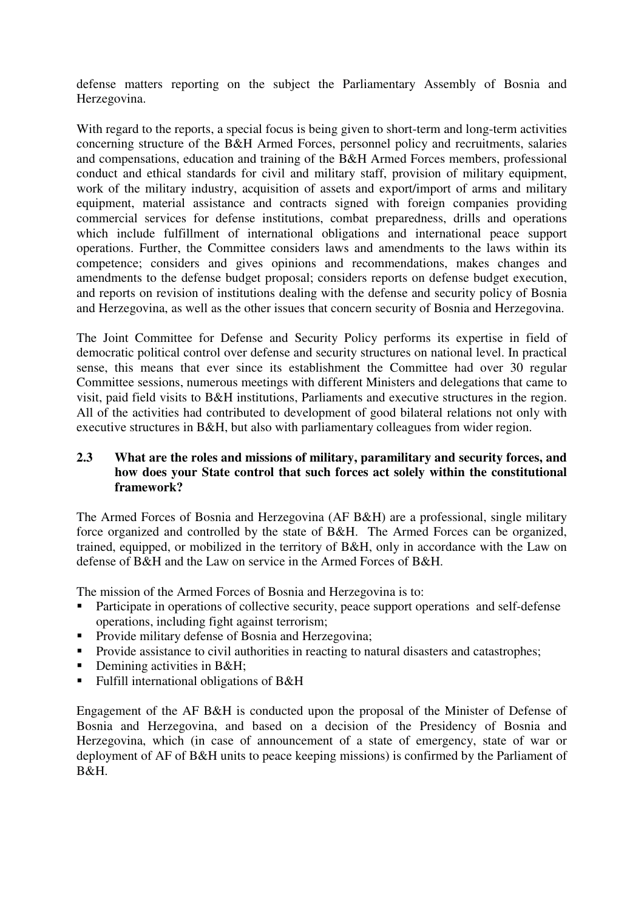defense matters reporting on the subject the Parliamentary Assembly of Bosnia and Herzegovina.

With regard to the reports, a special focus is being given to short-term and long-term activities concerning structure of the B&H Armed Forces, personnel policy and recruitments, salaries and compensations, education and training of the B&H Armed Forces members, professional conduct and ethical standards for civil and military staff, provision of military equipment, work of the military industry, acquisition of assets and export/import of arms and military equipment, material assistance and contracts signed with foreign companies providing commercial services for defense institutions, combat preparedness, drills and operations which include fulfillment of international obligations and international peace support operations. Further, the Committee considers laws and amendments to the laws within its competence; considers and gives opinions and recommendations, makes changes and amendments to the defense budget proposal; considers reports on defense budget execution, and reports on revision of institutions dealing with the defense and security policy of Bosnia and Herzegovina, as well as the other issues that concern security of Bosnia and Herzegovina.

The Joint Committee for Defense and Security Policy performs its expertise in field of democratic political control over defense and security structures on national level. In practical sense, this means that ever since its establishment the Committee had over 30 regular Committee sessions, numerous meetings with different Ministers and delegations that came to visit, paid field visits to B&H institutions, Parliaments and executive structures in the region. All of the activities had contributed to development of good bilateral relations not only with executive structures in B&H, but also with parliamentary colleagues from wider region.

### 2.3 What are the roles and missions of military, paramilitary and security forces, and how does your State control that such forces act solely within the constitutional framework?

The Armed Forces of Bosnia and Herzegovina (AF B&H) are a professional, single military force organized and controlled by the state of B&H. The Armed Forces can be organized, trained, equipped, or mobilized in the territory of B&H, only in accordance with the Law on defense of B&H and the Law on service in the Armed Forces of B&H.

The mission of the Armed Forces of Bosnia and Herzegovina is to:

- Participate in operations of collective security, peace support operations and self-defense operations, including fight against terrorism;
- Provide military defense of Bosnia and Herzegovina;
- Provide assistance to civil authorities in reacting to natural disasters and catastrophes;
- Demining activities in B&H;
- Fulfill international obligations of B&H

Engagement of the AF B&H is conducted upon the proposal of the Minister of Defense of Bosnia and Herzegovina, and based on a decision of the Presidency of Bosnia and Herzegovina, which (in case of announcement of a state of emergency, state of war or deployment of AF of B&H units to peace keeping missions) is confirmed by the Parliament of B&H.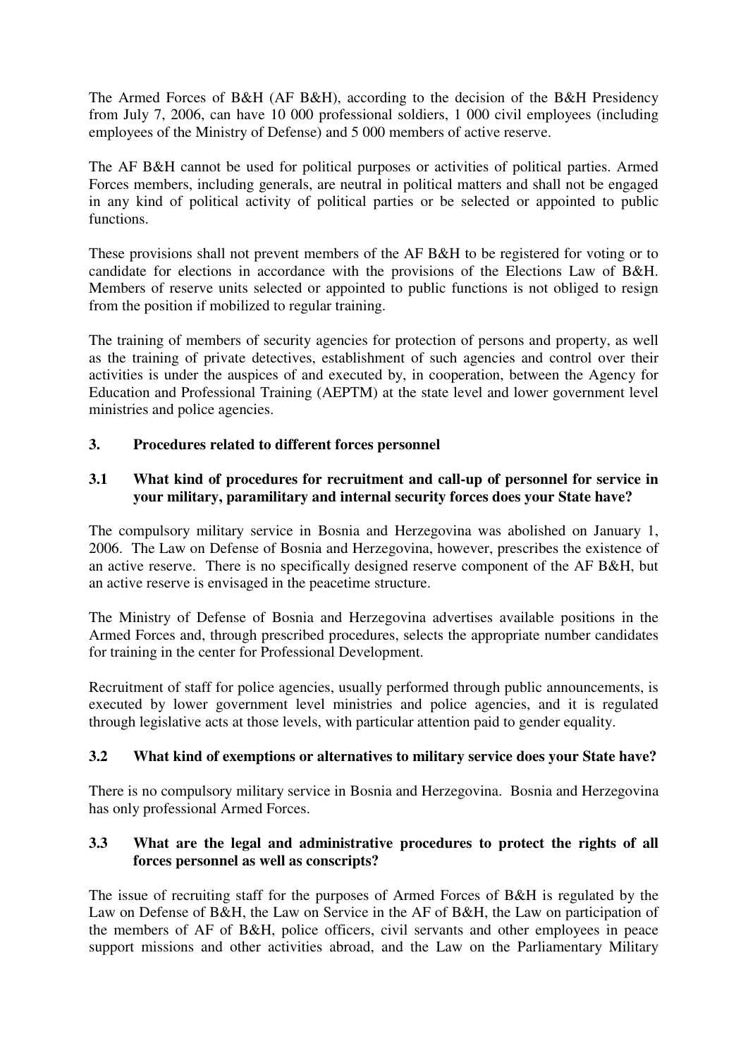The Armed Forces of B&H (AF B&H), according to the decision of the B&H Presidency from July 7, 2006, can have 10 000 professional soldiers, 1 000 civil employees (including employees of the Ministry of Defense) and 5 000 members of active reserve.

The AF B&H cannot be used for political purposes or activities of political parties. Armed Forces members, including generals, are neutral in political matters and shall not be engaged in any kind of political activity of political parties or be selected or appointed to public functions.

These provisions shall not prevent members of the AF B&H to be registered for voting or to candidate for elections in accordance with the provisions of the Elections Law of B&H. Members of reserve units selected or appointed to public functions is not obliged to resign from the position if mobilized to regular training.

The training of members of security agencies for protection of persons and property, as well as the training of private detectives, establishment of such agencies and control over their activities is under the auspices of and executed by, in cooperation, between the Agency for Education and Professional Training (AEPTM) at the state level and lower government level ministries and police agencies.

## 3. Procedures related to different forces personnel

### 3.1 What kind of procedures for recruitment and call-up of personnel for service in your military, paramilitary and internal security forces does your State have?

The compulsory military service in Bosnia and Herzegovina was abolished on January 1, 2006. The Law on Defense of Bosnia and Herzegovina, however, prescribes the existence of an active reserve. There is no specifically designed reserve component of the AF B&H, but an active reserve is envisaged in the peacetime structure.

The Ministry of Defense of Bosnia and Herzegovina advertises available positions in the Armed Forces and, through prescribed procedures, selects the appropriate number candidates for training in the center for Professional Development.

Recruitment of staff for police agencies, usually performed through public announcements, is executed by lower government level ministries and police agencies, and it is regulated through legislative acts at those levels, with particular attention paid to gender equality.

### 3.2 What kind of exemptions or alternatives to military service does your State have?

There is no compulsory military service in Bosnia and Herzegovina. Bosnia and Herzegovina has only professional Armed Forces.

### 3.3 What are the legal and administrative procedures to protect the rights of all forces personnel as well as conscripts?

The issue of recruiting staff for the purposes of Armed Forces of B&H is regulated by the Law on Defense of B&H, the Law on Service in the AF of B&H, the Law on participation of the members of AF of B&H, police officers, civil servants and other employees in peace support missions and other activities abroad, and the Law on the Parliamentary Military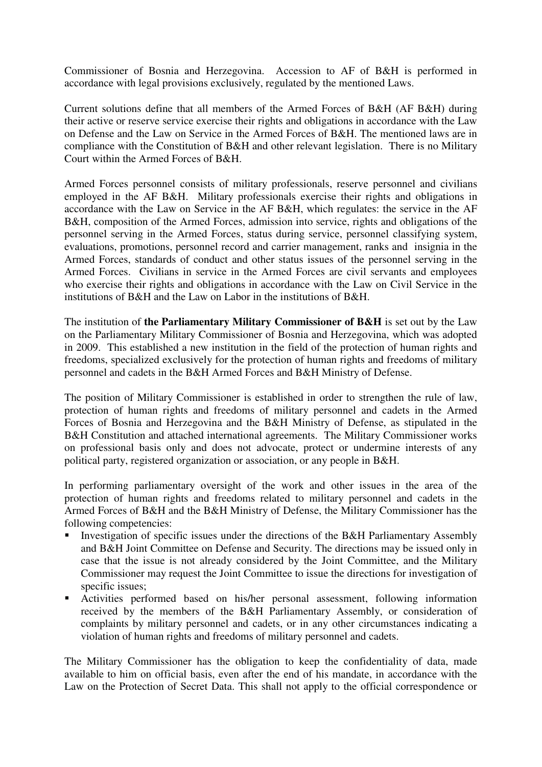Commissioner of Bosnia and Herzegovina. Accession to AF of B&H is performed in accordance with legal provisions exclusively, regulated by the mentioned Laws.

Current solutions define that all members of the Armed Forces of B&H (AF B&H) during their active or reserve service exercise their rights and obligations in accordance with the Law on Defense and the Law on Service in the Armed Forces of B&H. The mentioned laws are in compliance with the Constitution of B&H and other relevant legislation. There is no Military Court within the Armed Forces of B&H.

Armed Forces personnel consists of military professionals, reserve personnel and civilians employed in the AF B&H. Military professionals exercise their rights and obligations in accordance with the Law on Service in the AF B&H, which regulates: the service in the AF B&H, composition of the Armed Forces, admission into service, rights and obligations of the personnel serving in the Armed Forces, status during service, personnel classifying system, evaluations, promotions, personnel record and carrier management, ranks and insignia in the Armed Forces, standards of conduct and other status issues of the personnel serving in the Armed Forces. Civilians in service in the Armed Forces are civil servants and employees who exercise their rights and obligations in accordance with the Law on Civil Service in the institutions of B&H and the Law on Labor in the institutions of B&H.

The institution of **the Parliamentary Military Commissioner of B&H** is set out by the Law on the Parliamentary Military Commissioner of Bosnia and Herzegovina, which was adopted in 2009. This established a new institution in the field of the protection of human rights and freedoms, specialized exclusively for the protection of human rights and freedoms of military personnel and cadets in the B&H Armed Forces and B&H Ministry of Defense.

The position of Military Commissioner is established in order to strengthen the rule of law, protection of human rights and freedoms of military personnel and cadets in the Armed Forces of Bosnia and Herzegovina and the B&H Ministry of Defense, as stipulated in the B&H Constitution and attached international agreements. The Military Commissioner works on professional basis only and does not advocate, protect or undermine interests of any political party, registered organization or association, or any people in B&H.

In performing parliamentary oversight of the work and other issues in the area of the protection of human rights and freedoms related to military personnel and cadets in the Armed Forces of B&H and the B&H Ministry of Defense, the Military Commissioner has the following competencies:

- Investigation of specific issues under the directions of the B&H Parliamentary Assembly and B&H Joint Committee on Defense and Security. The directions may be issued only in case that the issue is not already considered by the Joint Committee, and the Military Commissioner may request the Joint Committee to issue the directions for investigation of specific issues;
- Activities performed based on his/her personal assessment, following information received by the members of the B&H Parliamentary Assembly, or consideration of complaints by military personnel and cadets, or in any other circumstances indicating a violation of human rights and freedoms of military personnel and cadets.

The Military Commissioner has the obligation to keep the confidentiality of data, made available to him on official basis, even after the end of his mandate, in accordance with the Law on the Protection of Secret Data. This shall not apply to the official correspondence or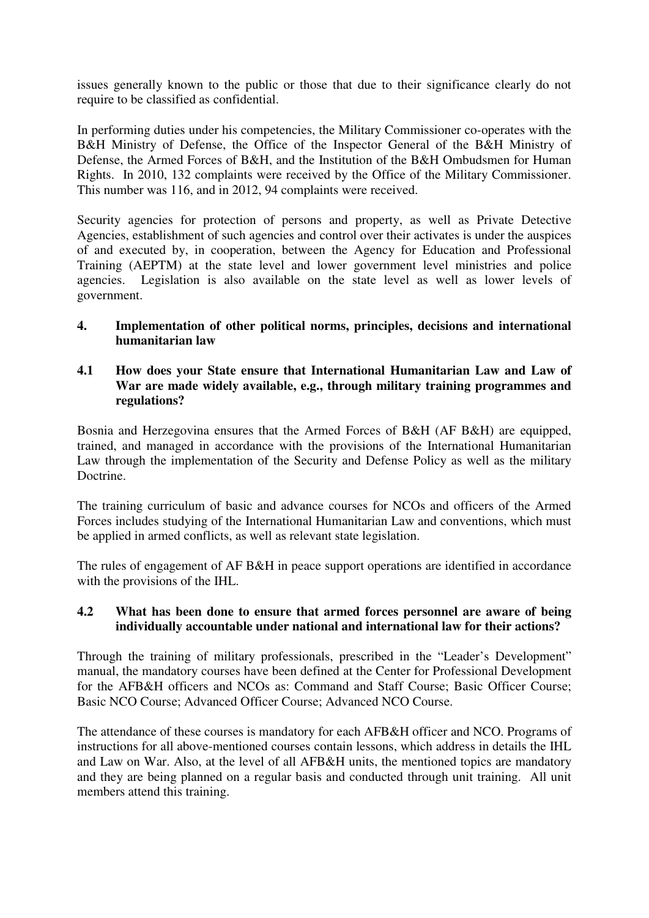issues generally known to the public or those that due to their significance clearly do not require to be classified as confidential.

In performing duties under his competencies, the Military Commissioner co-operates with the B&H Ministry of Defense, the Office of the Inspector General of the B&H Ministry of Defense, the Armed Forces of B&H, and the Institution of the B&H Ombudsmen for Human Rights. In 2010, 132 complaints were received by the Office of the Military Commissioner. This number was 116, and in 2012, 94 complaints were received.

Security agencies for protection of persons and property, as well as Private Detective Agencies, establishment of such agencies and control over their activates is under the auspices of and executed by, in cooperation, between the Agency for Education and Professional Training (AEPTM) at the state level and lower government level ministries and police agencies. Legislation is also available on the state level as well as lower levels of government.

## 4. Implementation of other political norms, principles, decisions and international humanitarian law

### 4.1 How does your State ensure that International Humanitarian Law and Law of War are made widely available, e.g., through military training programmes and regulations?

Bosnia and Herzegovina ensures that the Armed Forces of B&H (AF B&H) are equipped, trained, and managed in accordance with the provisions of the International Humanitarian Law through the implementation of the Security and Defense Policy as well as the military Doctrine.

The training curriculum of basic and advance courses for NCOs and officers of the Armed Forces includes studying of the International Humanitarian Law and conventions, which must be applied in armed conflicts, as well as relevant state legislation.

The rules of engagement of AF B&H in peace support operations are identified in accordance with the provisions of the IHL.

### 4.2 What has been done to ensure that armed forces personnel are aware of being individually accountable under national and international law for their actions?

Through the training of military professionals, prescribed in the "Leader's Development" manual, the mandatory courses have been defined at the Center for Professional Development for the AFB&H officers and NCOs as: Command and Staff Course; Basic Officer Course; Basic NCO Course; Advanced Officer Course; Advanced NCO Course.

The attendance of these courses is mandatory for each AFB&H officer and NCO. Programs of instructions for all above-mentioned courses contain lessons, which address in details the IHL and Law on War. Also, at the level of all AFB&H units, the mentioned topics are mandatory and they are being planned on a regular basis and conducted through unit training. All unit members attend this training.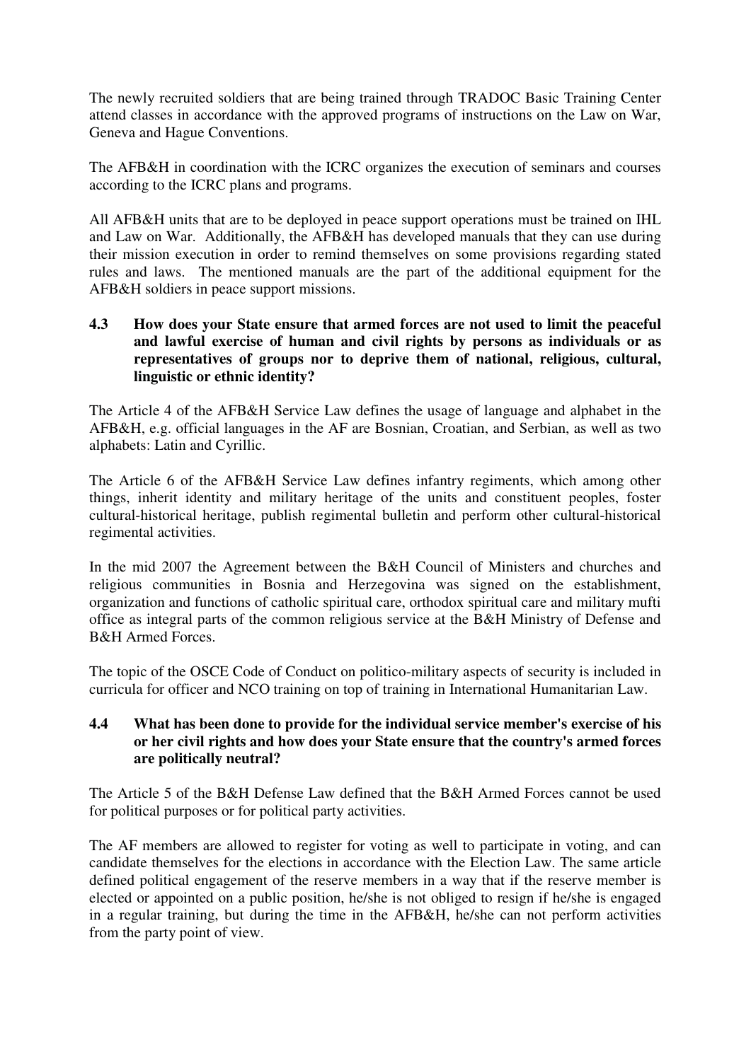The newly recruited soldiers that are being trained through TRADOC Basic Training Center attend classes in accordance with the approved programs of instructions on the Law on War, Geneva and Hague Conventions.

The AFB&H in coordination with the ICRC organizes the execution of seminars and courses according to the ICRC plans and programs.

All AFB&H units that are to be deployed in peace support operations must be trained on IHL and Law on War. Additionally, the AFB&H has developed manuals that they can use during their mission execution in order to remind themselves on some provisions regarding stated rules and laws. The mentioned manuals are the part of the additional equipment for the AFB&H soldiers in peace support missions.

**4.3 How does your State ensure that armed forces are not used to limit the peaceful and lawful exercise of human and civil rights by persons as individuals or as representatives of groups nor to deprive them of national, religious, cultural, linguistic or ethnic identity?**

The Article 4 of the AFB&H Service Law defines the usage of language and alphabet in the AFB&H, e.g. official languages in the AF are Bosnian, Croatian, and Serbian, as well as two alphabets: Latin and Cyrillic.

The Article 6 of the AFB&H Service Law defines infantry regiments, which among other things, inherit identity and military heritage of the units and constituent peoples, foster cultural-historical heritage, publish regimental bulletin and perform other cultural-historical regimental activities.

In the mid 2007 the Agreement between the B&H Council of Ministers and churches and religious communities in Bosnia and Herzegovina was signed on the establishment, organization and functions of catholic spiritual care, orthodox spiritual care and military mufti office as integral parts of the common religious service at the B&H Ministry of Defense and B&H Armed Forces.

The topic of the OSCE Code of Conduct on politico-military aspects of security is included in curricula for officer and NCO training on top of training in International Humanitarian Law.

**4.4 What has been done to provide for the individual service member's exercise of his or her civil rights and how does your State ensure that the country's armed forces are politically neutral?**

The Article 5 of the B&H Defense Law defined that the B&H Armed Forces cannot be used for political purposes or for political party activities.

The AF members are allowed to register for voting as well to participate in voting, and can candidate themselves for the elections in accordance with the Election Law. The same article defined political engagement of the reserve members in a way that if the reserve member is elected or appointed on a public position, he/she is not obliged to resign if he/she is engaged in a regular training, but during the time in the AFB&H, he/she can not perform activities from the party point of view.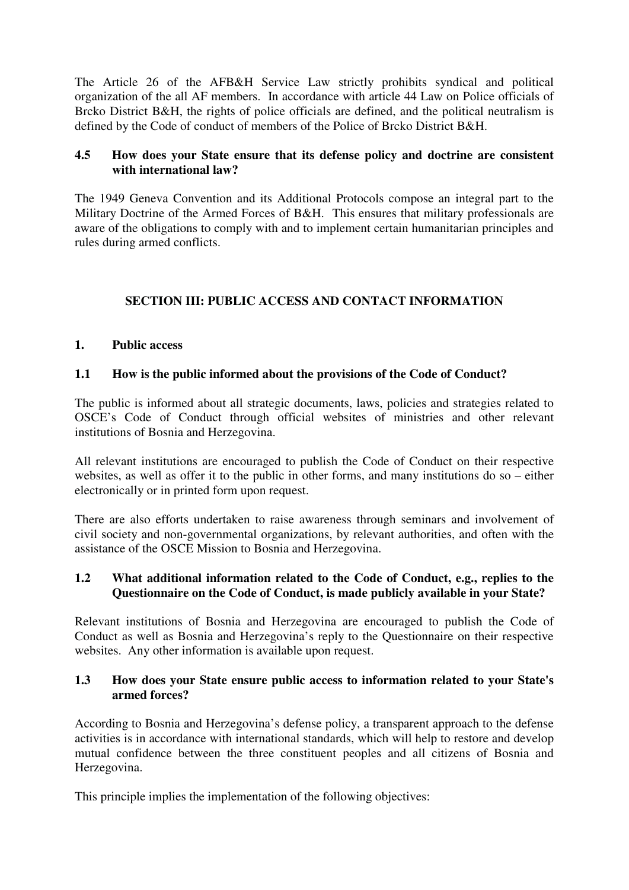The Article 26 of the AFB&H Service Law strictly prohibits syndical and political organization of the all AF members. In accordance with article 44 Law on Police officials of Brcko District B&H, the rights of police officials are defined, and the political neutralism is defined by the Code of conduct of members of the Police of Brcko District B&H.

### 4.5 How does your State ensure that its defense policy and doctrine are consistent with international law?

The 1949 Geneva Convention and its Additional Protocols compose an integral part to the Military Doctrine of the Armed Forces of B&H. This ensures that military professionals are aware of the obligations to comply with and to implement certain humanitarian principles and rules during armed conflicts.

## SECTION III: PUBLIC ACCESS AND CONTACT INFORMATION

### 1. Public access

### 1.1 How is the public informed about the provisions of the Code of Conduct?

The public is informed about all strategic documents, laws, policies and strategies related to OSCE's Code of Conduct through official websites of ministries and other relevant institutions of Bosnia and Herzegovina.

All relevant institutions are encouraged to publish the Code of Conduct on their respective websites, as well as offer it to the public in other forms, and many institutions do so – either electronically or in printed form upon request.

There are also efforts undertaken to raise awareness through seminars and involvement of civil society and non-governmental organizations, by relevant authorities, and often with the assistance of the OSCE Mission to Bosnia and Herzegovina.

### 1.2 What additional information related to the Code of Conduct, e.g., replies to the Questionnaire on the Code of Conduct, is made publicly available in your State?

Relevant institutions of Bosnia and Herzegovina are encouraged to publish the Code of Conduct as well as Bosnia and Herzegovina's reply to the Questionnaire on their respective websites. Any other information is available upon request.

### 1.3 How does your State ensure public access to information related to your State's armed forces?

According to Bosnia and Herzegovina's defense policy, a transparent approach to the defense activities is in accordance with international standards, which will help to restore and develop mutual confidence between the three constituent peoples and all citizens of Bosnia and Herzegovina.

This principle implies the implementation of the following objectives: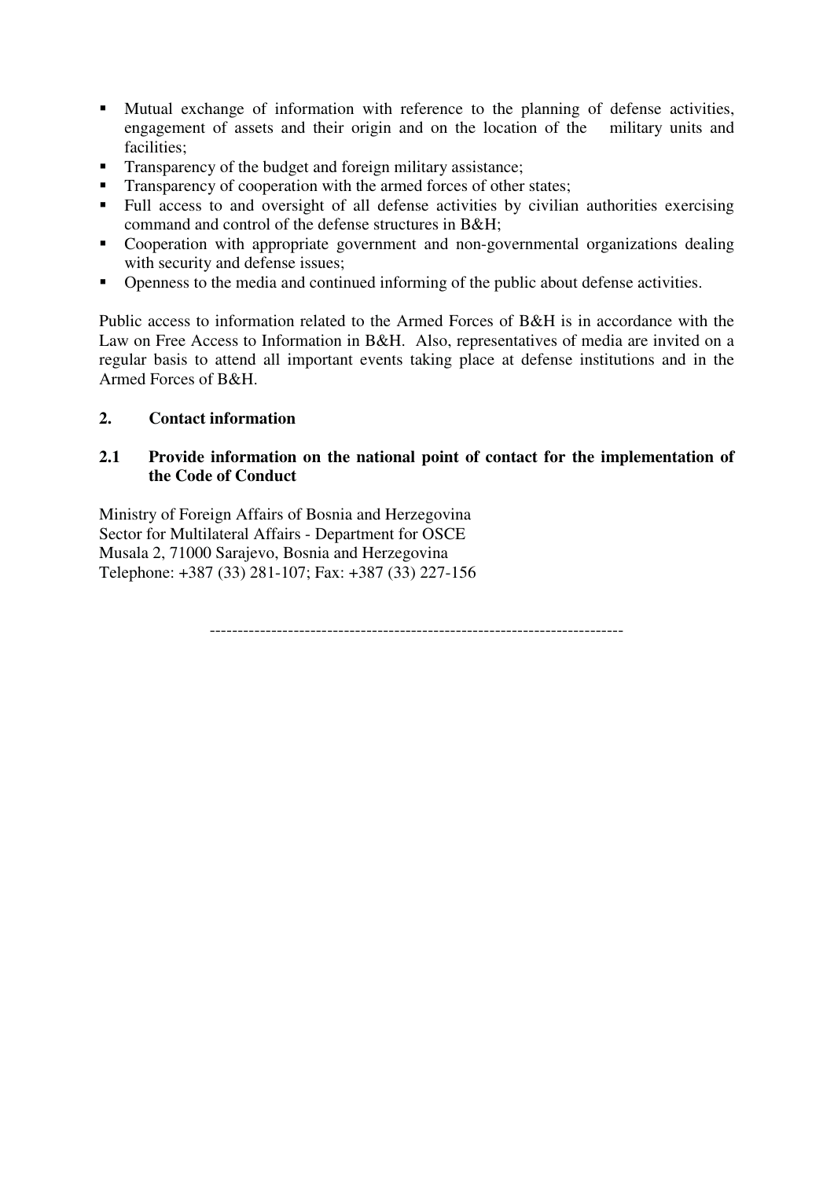- Mutual exchange of information with reference to the planning of defense activities, engagement of assets and their origin and on the location of the military units and facilities;
- Transparency of the budget and foreign military assistance;
- Transparency of cooperation with the armed forces of other states;
- Full access to and oversight of all defense activities by civilian authorities exercising command and control of the defense structures in B&H;
- Cooperation with appropriate government and non-governmental organizations dealing with security and defense issues;
- Openness to the media and continued informing of the public about defense activities.

Public access to information related to the Armed Forces of B&H is in accordance with the Law on Free Access to Information in B&H. Also, representatives of media are invited on a regular basis to attend all important events taking place at defense institutions and in the Armed Forces of B&H.

## 2. Contact information

### 2.1 Provide information on the national point of contact for the implementation of the Code of Conduct

Ministry of Foreign Affairs of Bosnia and Herzegovina
Sector for Multilateral Affairs - Department for OSCE
Musala 2, 71000 Sarajevo, Bosnia and Herzegovina
Telephone: +387 (33) 281-107; Fax: +387 (33) 227-156

---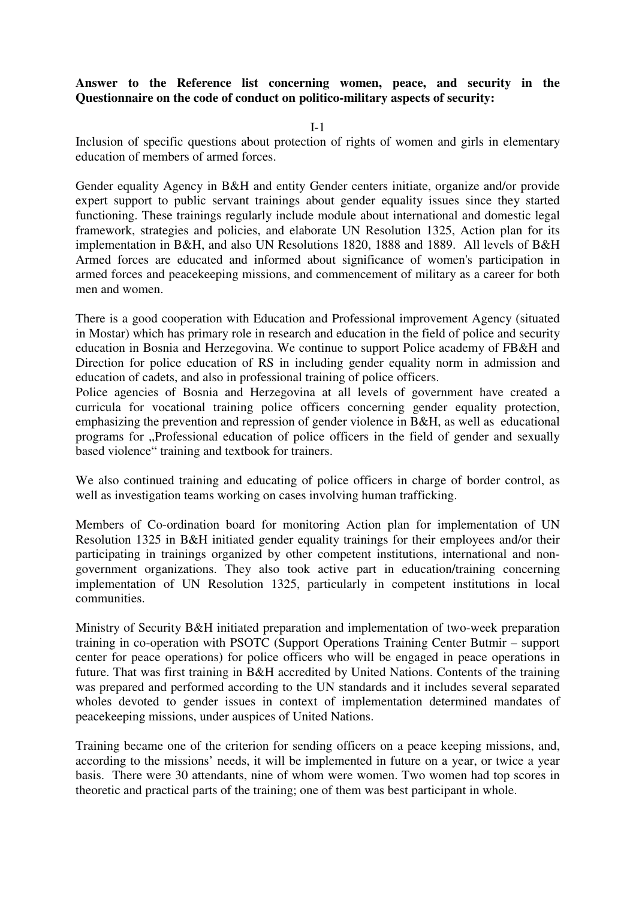**Answer to the Reference list concerning women, peace, and security in the Questionnaire on the code of conduct on politico-military aspects of security:**

I-1

Inclusion of specific questions about protection of rights of women and girls in elementary education of members of armed forces.

Gender equality Agency in B&H and entity Gender centers initiate, organize and/or provide expert support to public servant trainings about gender equality issues since they started functioning. These trainings regularly include module about international and domestic legal framework, strategies and policies, and elaborate UN Resolution 1325, Action plan for its implementation in B&H, and also UN Resolutions 1820, 1888 and 1889. All levels of B&H Armed forces are educated and informed about significance of women's participation in armed forces and peacekeeping missions, and commencement of military as a career for both men and women.

There is a good cooperation with Education and Professional improvement Agency (situated in Mostar) which has primary role in research and education in the field of police and security education in Bosnia and Herzegovina. We continue to support Police academy of FB&H and Direction for police education of RS in including gender equality norm in admission and education of cadets, and also in professional training of police officers.
Police agencies of Bosnia and Herzegovina at all levels of government have created a curricula for vocational training police officers concerning gender equality protection, emphasizing the prevention and repression of gender violence in B&H, as well as educational programs for „Professional education of police officers in the field of gender and sexually based violence“ training and textbook for trainers.

We also continued training and educating of police officers in charge of border control, as well as investigation teams working on cases involving human trafficking.

Members of Co-ordination board for monitoring Action plan for implementation of UN Resolution 1325 in B&H initiated gender equality trainings for their employees and/or their participating in trainings organized by other competent institutions, international and non-government organizations. They also took active part in education/training concerning implementation of UN Resolution 1325, particularly in competent institutions in local communities.

Ministry of Security B&H initiated preparation and implementation of two-week preparation training in co-operation with PSOTC (Support Operations Training Center Butmir – support center for peace operations) for police officers who will be engaged in peace operations in future. That was first training in B&H accredited by United Nations. Contents of the training was prepared and performed according to the UN standards and it includes several separated wholes devoted to gender issues in context of implementation determined mandates of peacekeeping missions, under auspices of United Nations.

Training became one of the criterion for sending officers on a peace keeping missions, and, according to the missions' needs, it will be implemented in future on a year, or twice a year basis. There were 30 attendants, nine of whom were women. Two women had top scores in theoretic and practical parts of the training; one of them was best participant in whole.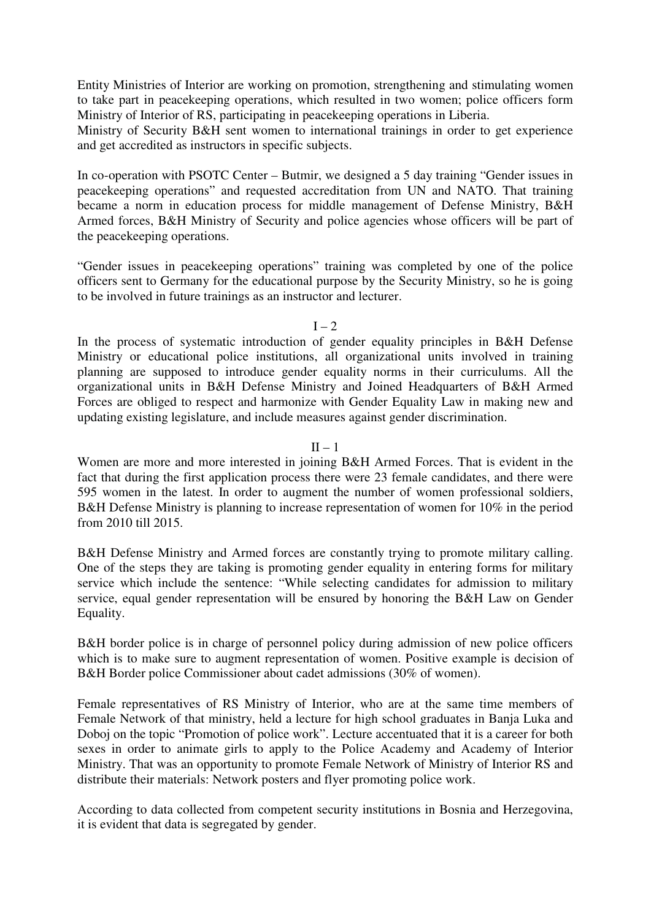Entity Ministries of Interior are working on promotion, strengthening and stimulating women to take part in peacekeeping operations, which resulted in two women; police officers form Ministry of Interior of RS, participating in peacekeeping operations in Liberia.
Ministry of Security B&H sent women to international trainings in order to get experience and get accredited as instructors in specific subjects.

In co-operation with PSOTC Center – Butmir, we designed a 5 day training "Gender issues in peacekeeping operations" and requested accreditation from UN and NATO. That training became a norm in education process for middle management of Defense Ministry, B&H Armed forces, B&H Ministry of Security and police agencies whose officers will be part of the peacekeeping operations.

"Gender issues in peacekeeping operations" training was completed by one of the police officers sent to Germany for the educational purpose by the Security Ministry, so he is going to be involved in future trainings as an instructor and lecturer.

I – 2

In the process of systematic introduction of gender equality principles in B&H Defense Ministry or educational police institutions, all organizational units involved in training planning are supposed to introduce gender equality norms in their curriculums. All the organizational units in B&H Defense Ministry and Joined Headquarters of B&H Armed Forces are obliged to respect and harmonize with Gender Equality Law in making new and updating existing legislature, and include measures against gender discrimination.

II – 1

Women are more and more interested in joining B&H Armed Forces. That is evident in the fact that during the first application process there were 23 female candidates, and there were 595 women in the latest. In order to augment the number of women professional soldiers, B&H Defense Ministry is planning to increase representation of women for 10% in the period from 2010 till 2015.

B&H Defense Ministry and Armed forces are constantly trying to promote military calling. One of the steps they are taking is promoting gender equality in entering forms for military service which include the sentence: "While selecting candidates for admission to military service, equal gender representation will be ensured by honoring the B&H Law on Gender Equality.

B&H border police is in charge of personnel policy during admission of new police officers which is to make sure to augment representation of women. Positive example is decision of B&H Border police Commissioner about cadet admissions (30% of women).

Female representatives of RS Ministry of Interior, who are at the same time members of Female Network of that ministry, held a lecture for high school graduates in Banja Luka and Doboj on the topic "Promotion of police work". Lecture accentuated that it is a career for both sexes in order to animate girls to apply to the Police Academy and Academy of Interior Ministry. That was an opportunity to promote Female Network of Ministry of Interior RS and distribute their materials: Network posters and flyer promoting police work.

According to data collected from competent security institutions in Bosnia and Herzegovina, it is evident that data is segregated by gender.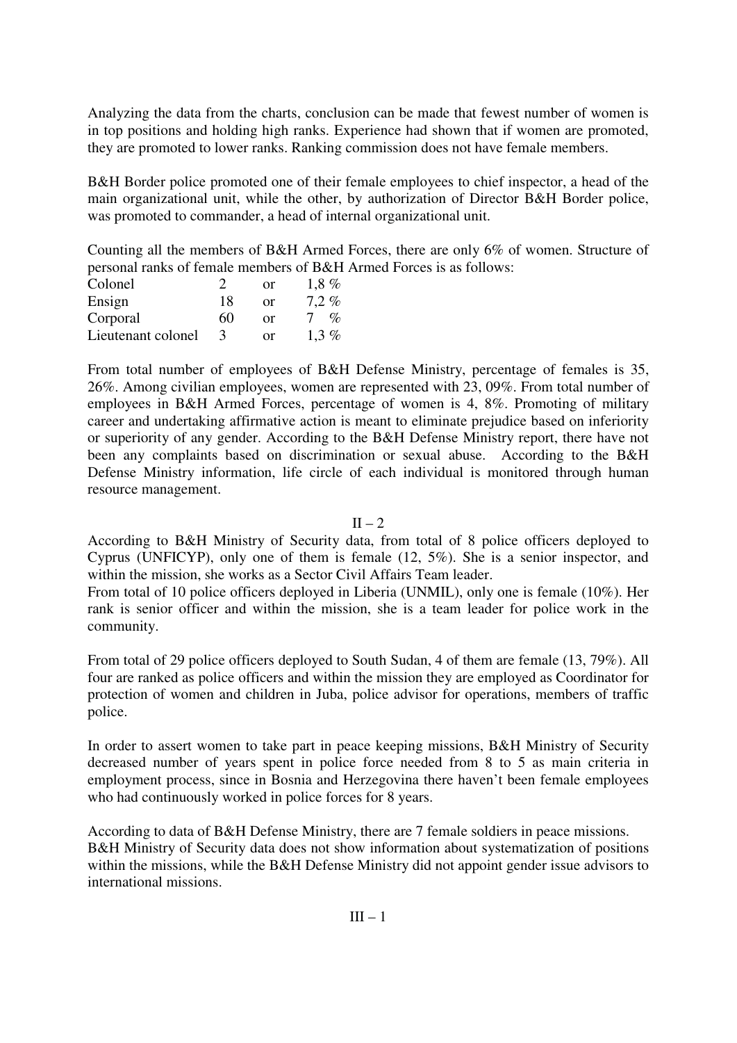Analyzing the data from the charts, conclusion can be made that fewest number of women is in top positions and holding high ranks. Experience had shown that if women are promoted, they are promoted to lower ranks. Ranking commission does not have female members.

B&H Border police promoted one of their female employees to chief inspector, a head of the main organizational unit, while the other, by authorization of Director B&H Border police, was promoted to commander, a head of internal organizational unit.

Counting all the members of B&H Armed Forces, there are only 6% of women. Structure of personal ranks of female members of B&H Armed Forces is as follows:

| | | | |
|---|---|---|---|
| Colonel | 2 | or | 1,8 % |
| Ensign | 18 | or | 7,2 % |
| Corporal | 60 | or | 7 % |
| Lieutenant colonel | 3 | or | 1,3 % |

From total number of employees of B&H Defense Ministry, percentage of females is 35, 26%. Among civilian employees, women are represented with 23, 09%. From total number of employees in B&H Armed Forces, percentage of women is 4, 8%. Promoting of military career and undertaking affirmative action is meant to eliminate prejudice based on inferiority or superiority of any gender. According to the B&H Defense Ministry report, there have not been any complaints based on discrimination or sexual abuse. According to the B&H Defense Ministry information, life circle of each individual is monitored through human resource management.

II – 2

According to B&H Ministry of Security data, from total of 8 police officers deployed to Cyprus (UNFICYP), only one of them is female (12, 5%). She is a senior inspector, and within the mission, she works as a Sector Civil Affairs Team leader.

From total of 10 police officers deployed in Liberia (UNMIL), only one is female (10%). Her rank is senior officer and within the mission, she is a team leader for police work in the community.

From total of 29 police officers deployed to South Sudan, 4 of them are female (13, 79%). All four are ranked as police officers and within the mission they are employed as Coordinator for protection of women and children in Juba, police advisor for operations, members of traffic police.

In order to assert women to take part in peace keeping missions, B&H Ministry of Security decreased number of years spent in police force needed from 8 to 5 as main criteria in employment process, since in Bosnia and Herzegovina there haven't been female employees who had continuously worked in police forces for 8 years.

According to data of B&H Defense Ministry, there are 7 female soldiers in peace missions.
B&H Ministry of Security data does not show information about systematization of positions within the missions, while the B&H Defense Ministry did not appoint gender issue advisors to international missions.

III – 1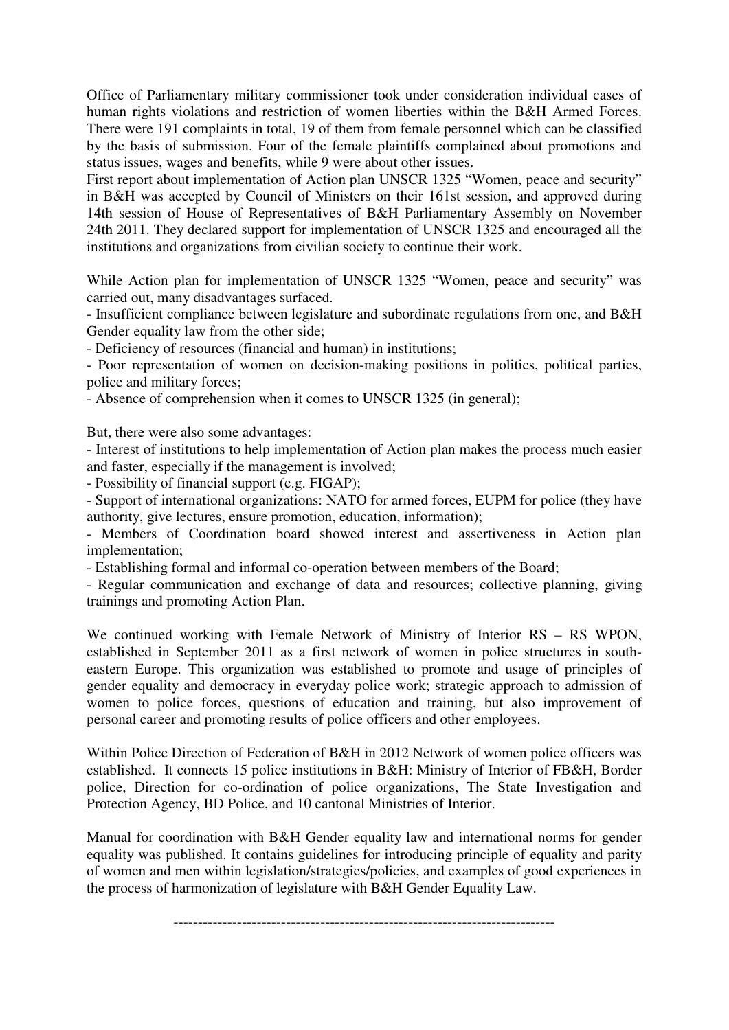Office of Parliamentary military commissioner took under consideration individual cases of human rights violations and restriction of women liberties within the B&H Armed Forces. There were 191 complaints in total, 19 of them from female personnel which can be classified by the basis of submission. Four of the female plaintiffs complained about promotions and status issues, wages and benefits, while 9 were about other issues.

First report about implementation of Action plan UNSCR 1325 "Women, peace and security" in B&H was accepted by Council of Ministers on their 161st session, and approved during 14th session of House of Representatives of B&H Parliamentary Assembly on November 24th 2011. They declared support for implementation of UNSCR 1325 and encouraged all the institutions and organizations from civilian society to continue their work.

While Action plan for implementation of UNSCR 1325 "Women, peace and security" was carried out, many disadvantages surfaced.

- Insufficient compliance between legislature and subordinate regulations from one, and B&H Gender equality law from the other side;
- Deficiency of resources (financial and human) in institutions;
- Poor representation of women on decision-making positions in politics, political parties, police and military forces;
- Absence of comprehension when it comes to UNSCR 1325 (in general);

But, there were also some advantages:

- Interest of institutions to help implementation of Action plan makes the process much easier and faster, especially if the management is involved;
- Possibility of financial support (e.g. FIGAP);
- Support of international organizations: NATO for armed forces, EUPM for police (they have authority, give lectures, ensure promotion, education, information);
- Members of Coordination board showed interest and assertiveness in Action plan implementation;
- Establishing formal and informal co-operation between members of the Board;
- Regular communication and exchange of data and resources; collective planning, giving trainings and promoting Action Plan.

We continued working with Female Network of Ministry of Interior RS – RS WPON, established in September 2011 as a first network of women in police structures in south-eastern Europe. This organization was established to promote and usage of principles of gender equality and democracy in everyday police work; strategic approach to admission of women to police forces, questions of education and training, but also improvement of personal career and promoting results of police officers and other employees.

Within Police Direction of Federation of B&H in 2012 Network of women police officers was established. It connects 15 police institutions in B&H: Ministry of Interior of FB&H, Border police, Direction for co-ordination of police organizations, The State Investigation and Protection Agency, BD Police, and 10 cantonal Ministries of Interior.

Manual for coordination with B&H Gender equality law and international norms for gender equality was published. It contains guidelines for introducing principle of equality and parity of women and men within legislation/strategies/policies, and examples of good experiences in the process of harmonization of legislature with B&H Gender Equality Law.

---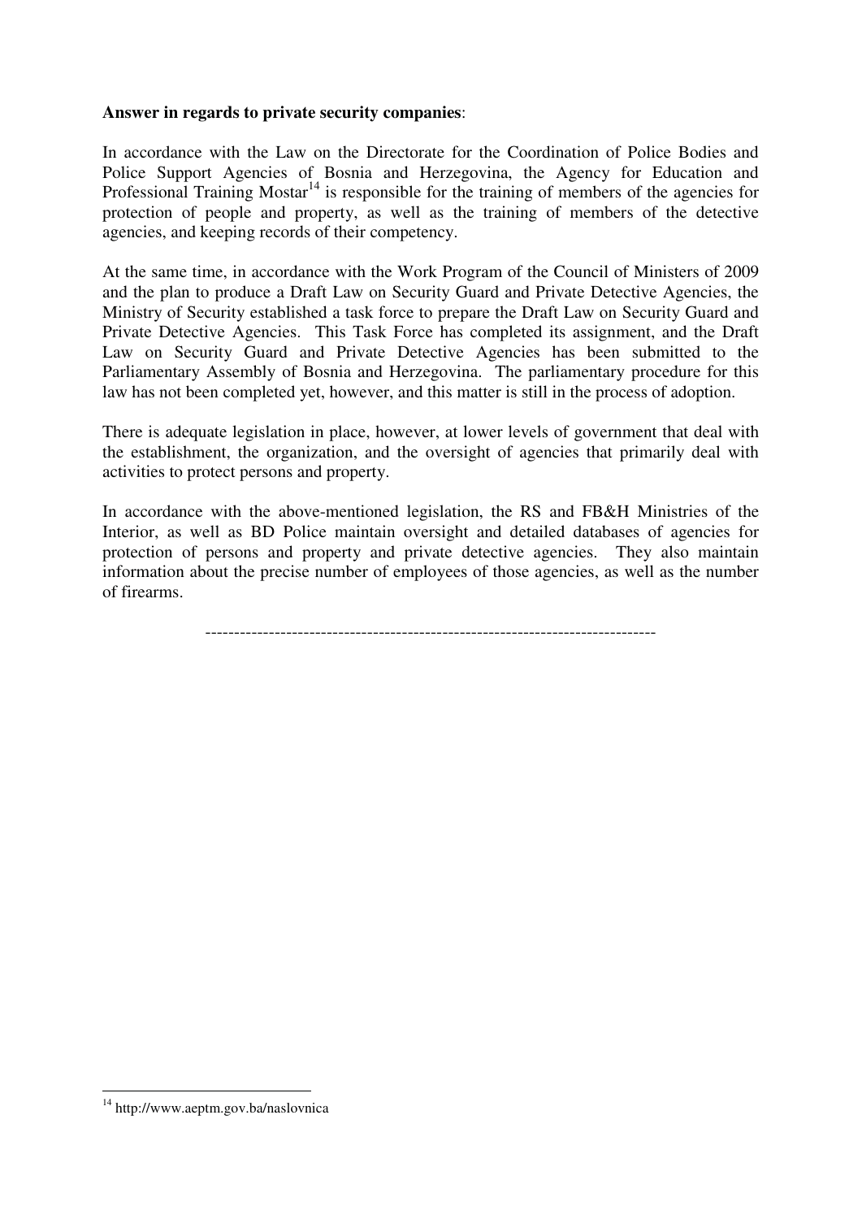**Answer in regards to private security companies**:

In accordance with the Law on the Directorate for the Coordination of Police Bodies and Police Support Agencies of Bosnia and Herzegovina, the Agency for Education and Professional Training Mostar[14] is responsible for the training of members of the agencies for protection of people and property, as well as the training of members of the detective agencies, and keeping records of their competency.

At the same time, in accordance with the Work Program of the Council of Ministers of 2009 and the plan to produce a Draft Law on Security Guard and Private Detective Agencies, the Ministry of Security established a task force to prepare the Draft Law on Security Guard and Private Detective Agencies. This Task Force has completed its assignment, and the Draft Law on Security Guard and Private Detective Agencies has been submitted to the Parliamentary Assembly of Bosnia and Herzegovina. The parliamentary procedure for this law has not been completed yet, however, and this matter is still in the process of adoption.

There is adequate legislation in place, however, at lower levels of government that deal with the establishment, the organization, and the oversight of agencies that primarily deal with activities to protect persons and property.

In accordance with the above-mentioned legislation, the RS and FB&H Ministries of the Interior, as well as BD Police maintain oversight and detailed databases of agencies for protection of persons and property and private detective agencies. They also maintain information about the precise number of employees of those agencies, as well as the number of firearms.

------------------------------------------------------------------------------

[14] http://www.aeptm.gov.ba/naslovnica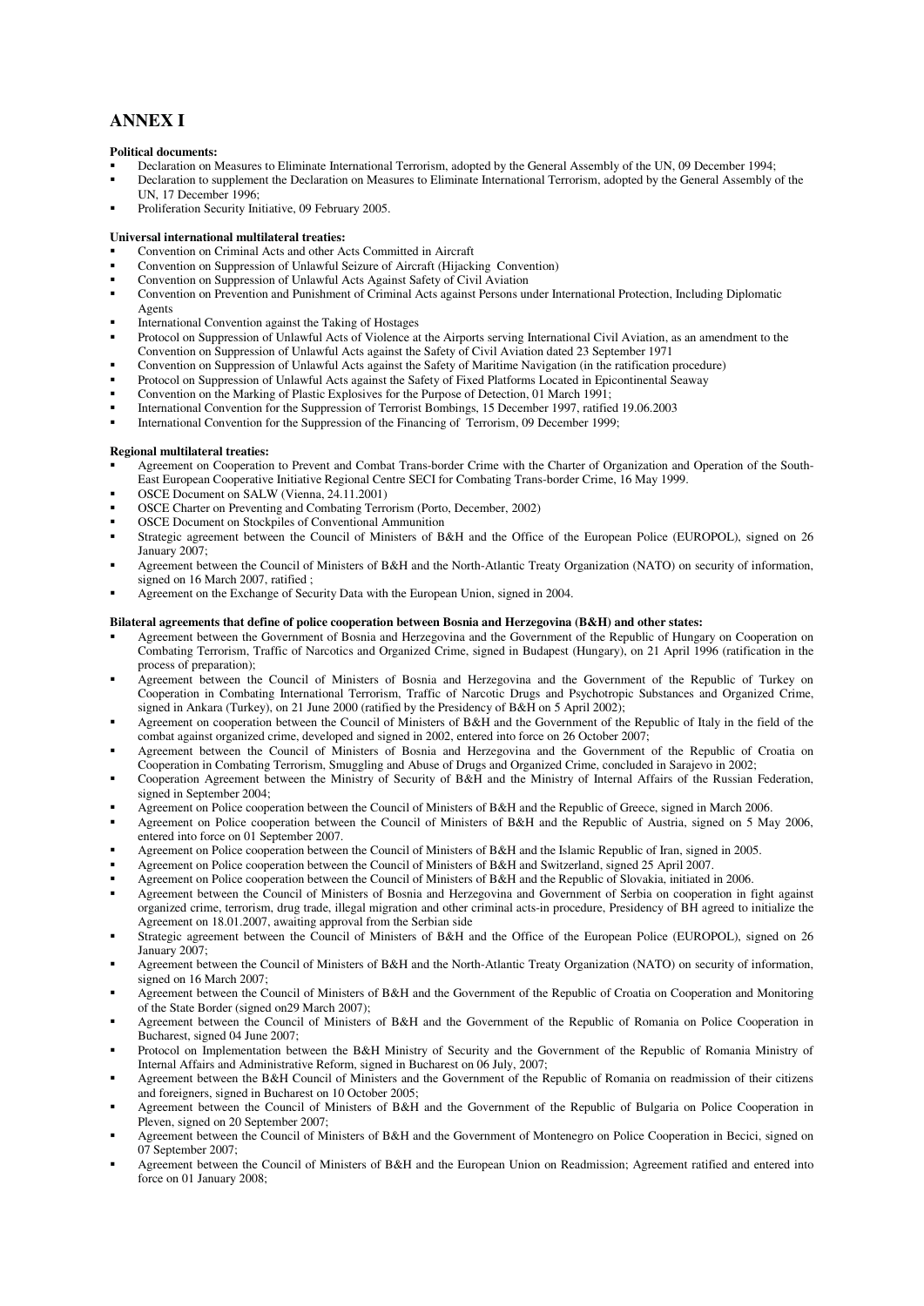# ANNEX I

**Political documents:**

- Declaration on Measures to Eliminate International Terrorism, adopted by the General Assembly of the UN, 09 December 1994;
- Declaration to supplement the Declaration on Measures to Eliminate International Terrorism, adopted by the General Assembly of the UN, 17 December 1996;
- Proliferation Security Initiative, 09 February 2005.

**Universal international multilateral treaties:**

- Convention on Criminal Acts and other Acts Committed in Aircraft
- Convention on Suppression of Unlawful Seizure of Aircraft (Hijacking Convention)
- Convention on Suppression of Unlawful Acts Against Safety of Civil Aviation
- Convention on Prevention and Punishment of Criminal Acts against Persons under International Protection, Including Diplomatic Agents
- International Convention against the Taking of Hostages
- Protocol on Suppression of Unlawful Acts of Violence at the Airports serving International Civil Aviation, as an amendment to the Convention on Suppression of Unlawful Acts against the Safety of Civil Aviation dated 23 September 1971
- Convention on Suppression of Unlawful Acts against the Safety of Maritime Navigation (in the ratification procedure)
- Protocol on Suppression of Unlawful Acts against the Safety of Fixed Platforms Located in Epicontinental Seaway
- Convention on the Marking of Plastic Explosives for the Purpose of Detection, 01 March 1991;
- International Convention for the Suppression of Terrorist Bombings, 15 December 1997, ratified 19.06.2003
- International Convention for the Suppression of the Financing of Terrorism, 09 December 1999;

**Regional multilateral treaties:**

- Agreement on Cooperation to Prevent and Combat Trans-border Crime with the Charter of Organization and Operation of the South-East European Cooperative Initiative Regional Centre SECI for Combating Trans-border Crime, 16 May 1999.
- OSCE Document on SALW (Vienna, 24.11.2001)
- OSCE Charter on Preventing and Combating Terrorism (Porto, December, 2002)
- OSCE Document on Stockpiles of Conventional Ammunition
- Strategic agreement between the Council of Ministers of B&H and the Office of the European Police (EUROPOL), signed on 26 January 2007;
- Agreement between the Council of Ministers of B&H and the North-Atlantic Treaty Organization (NATO) on security of information, signed on 16 March 2007, ratified ;
- Agreement on the Exchange of Security Data with the European Union, signed in 2004.

**Bilateral agreements that define of police cooperation between Bosnia and Herzegovina (B&H) and other states:**

- Agreement between the Government of Bosnia and Herzegovina and the Government of the Republic of Hungary on Cooperation on Combating Terrorism, Traffic of Narcotics and Organized Crime, signed in Budapest (Hungary), on 21 April 1996 (ratification in the process of preparation);
- Agreement between the Council of Ministers of Bosnia and Herzegovina and the Government of the Republic of Turkey on Cooperation in Combating International Terrorism, Traffic of Narcotic Drugs and Psychotropic Substances and Organized Crime, signed in Ankara (Turkey), on 21 June 2000 (ratified by the Presidency of B&H on 5 April 2002);
- Agreement on cooperation between the Council of Ministers of B&H and the Government of the Republic of Italy in the field of the combat against organized crime, developed and signed in 2002, entered into force on 26 October 2007;
- Agreement between the Council of Ministers of Bosnia and Herzegovina and the Government of the Republic of Croatia on Cooperation in Combating Terrorism, Smuggling and Abuse of Drugs and Organized Crime, concluded in Sarajevo in 2002;
- Cooperation Agreement between the Ministry of Security of B&H and the Ministry of Internal Affairs of the Russian Federation, signed in September 2004;
- Agreement on Police cooperation between the Council of Ministers of B&H and the Republic of Greece, signed in March 2006.
- Agreement on Police cooperation between the Council of Ministers of B&H and the Republic of Austria, signed on 5 May 2006, entered into force on 01 September 2007.
- Agreement on Police cooperation between the Council of Ministers of B&H and the Islamic Republic of Iran, signed in 2005.
- Agreement on Police cooperation between the Council of Ministers of B&H and Switzerland, signed 25 April 2007.
- Agreement on Police cooperation between the Council of Ministers of B&H and the Republic of Slovakia, initiated in 2006.
- Agreement between the Council of Ministers of Bosnia and Herzegovina and Government of Serbia on cooperation in fight against organized crime, terrorism, drug trade, illegal migration and other criminal acts-in procedure, Presidency of BH agreed to initialize the Agreement on 18.01.2007, awaiting approval from the Serbian side
- Strategic agreement between the Council of Ministers of B&H and the Office of the European Police (EUROPOL), signed on 26 January 2007;
- Agreement between the Council of Ministers of B&H and the North-Atlantic Treaty Organization (NATO) on security of information, signed on 16 March 2007;
- Agreement between the Council of Ministers of B&H and the Government of the Republic of Croatia on Cooperation and Monitoring of the State Border (signed on29 March 2007);
- Agreement between the Council of Ministers of B&H and the Government of the Republic of Romania on Police Cooperation in Bucharest, signed 04 June 2007;
- Protocol on Implementation between the B&H Ministry of Security and the Government of the Republic of Romania Ministry of Internal Affairs and Administrative Reform, signed in Bucharest on 06 July, 2007;
- Agreement between the B&H Council of Ministers and the Government of the Republic of Romania on readmission of their citizens and foreigners, signed in Bucharest on 10 October 2005;
- Agreement between the Council of Ministers of B&H and the Government of the Republic of Bulgaria on Police Cooperation in Pleven, signed on 20 September 2007;
- Agreement between the Council of Ministers of B&H and the Government of Montenegro on Police Cooperation in Becici, signed on 07 September 2007;
- Agreement between the Council of Ministers of B&H and the European Union on Readmission; Agreement ratified and entered into force on 01 January 2008;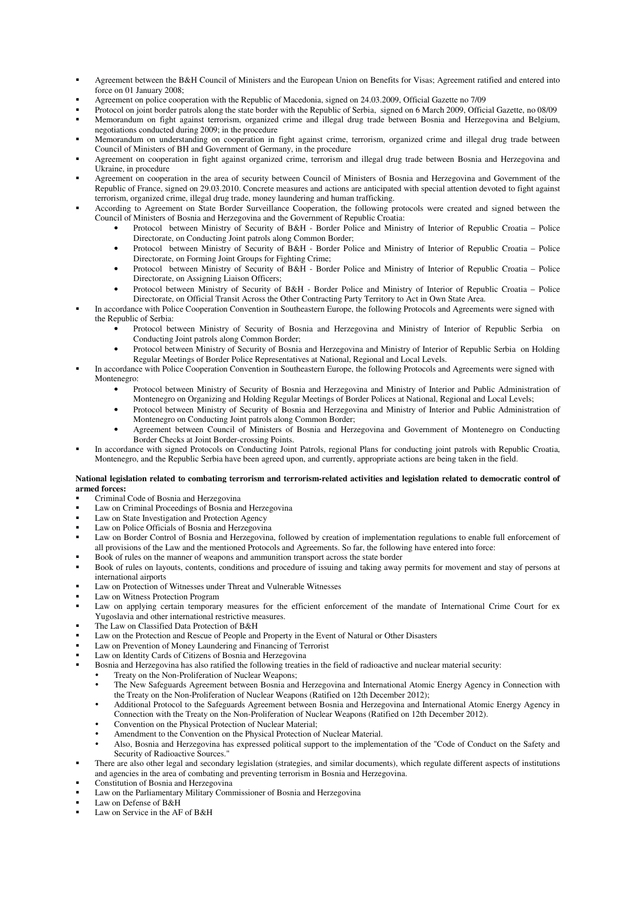- Agreement between the B&H Council of Ministers and the European Union on Benefits for Visas; Agreement ratified and entered into force on 01 January 2008;
- Agreement on police cooperation with the Republic of Macedonia, signed on 24.03.2009, Official Gazette no 7/09
- Protocol on joint border patrols along the state border with the Republic of Serbia, signed on 6 March 2009, Official Gazette, no 08/09
- Memorandum on fight against terrorism, organized crime and illegal drug trade between Bosnia and Herzegovina and Belgium, negotiations conducted during 2009; in the procedure
- Memorandum on understanding on cooperation in fight against crime, terrorism, organized crime and illegal drug trade between Council of Ministers of BH and Government of Germany, in the procedure
- Agreement on cooperation in fight against organized crime, terrorism and illegal drug trade between Bosnia and Herzegovina and Ukraine, in procedure
- Agreement on cooperation in the area of security between Council of Ministers of Bosnia and Herzegovina and Government of the Republic of France, signed on 29.03.2010. Concrete measures and actions are anticipated with special attention devoted to fight against terrorism, organized crime, illegal drug trade, money laundering and human trafficking.
- According to Agreement on State Border Surveillance Cooperation, the following protocols were created and signed between the Council of Ministers of Bosnia and Herzegovina and the Government of Republic Croatia:
  - Protocol between Ministry of Security of B&H - Border Police and Ministry of Interior of Republic Croatia – Police Directorate, on Conducting Joint patrols along Common Border;
  - Protocol between Ministry of Security of B&H - Border Police and Ministry of Interior of Republic Croatia – Police Directorate, on Forming Joint Groups for Fighting Crime;
  - Protocol between Ministry of Security of B&H - Border Police and Ministry of Interior of Republic Croatia – Police Directorate, on Assigning Liaison Officers;
  - Protocol between Ministry of Security of B&H - Border Police and Ministry of Interior of Republic Croatia – Police Directorate, on Official Transit Across the Other Contracting Party Territory to Act in Own State Area.
- In accordance with Police Cooperation Convention in Southeastern Europe, the following Protocols and Agreements were signed with the Republic of Serbia:
  - Protocol between Ministry of Security of Bosnia and Herzegovina and Ministry of Interior of Republic Serbia on Conducting Joint patrols along Common Border;
  - Protocol between Ministry of Security of Bosnia and Herzegovina and Ministry of Interior of Republic Serbia on Holding Regular Meetings of Border Police Representatives at National, Regional and Local Levels.
- In accordance with Police Cooperation Convention in Southeastern Europe, the following Protocols and Agreements were signed with Montenegro:
  - Protocol between Ministry of Security of Bosnia and Herzegovina and Ministry of Interior and Public Administration of Montenegro on Organizing and Holding Regular Meetings of Border Polices at National, Regional and Local Levels;
  - Protocol between Ministry of Security of Bosnia and Herzegovina and Ministry of Interior and Public Administration of Montenegro on Conducting Joint patrols along Common Border;
  - Agreement between Council of Ministers of Bosnia and Herzegovina and Government of Montenegro on Conducting Border Checks at Joint Border-crossing Points.
- In accordance with signed Protocols on Conducting Joint Patrols, regional Plans for conducting joint patrols with Republic Croatia, Montenegro, and the Republic Serbia have been agreed upon, and currently, appropriate actions are being taken in the field.

**National legislation related to combating terrorism and terrorism-related activities and legislation related to democratic control of armed forces:**

- Criminal Code of Bosnia and Herzegovina
- Law on Criminal Proceedings of Bosnia and Herzegovina
- Law on State Investigation and Protection Agency
- Law on Police Officials of Bosnia and Herzegovina
- Law on Border Control of Bosnia and Herzegovina, followed by creation of implementation regulations to enable full enforcement of all provisions of the Law and the mentioned Protocols and Agreements. So far, the following have entered into force:
- Book of rules on the manner of weapons and ammunition transport across the state border
- Book of rules on layouts, contents, conditions and procedure of issuing and taking away permits for movement and stay of persons at international airports
- Law on Protection of Witnesses under Threat and Vulnerable Witnesses
- Law on Witness Protection Program
- Law on applying certain temporary measures for the efficient enforcement of the mandate of International Crime Court for ex Yugoslavia and other international restrictive measures.
- The Law on Classified Data Protection of B&H
- Law on the Protection and Rescue of People and Property in the Event of Natural or Other Disasters
- Law on Prevention of Money Laundering and Financing of Terrorist
- Law on Identity Cards of Citizens of Bosnia and Herzegovina
- Bosnia and Herzegovina has also ratified the following treaties in the field of radioactive and nuclear material security:
  - Treaty on the Non-Proliferation of Nuclear Weapons;
  - The New Safeguards Agreement between Bosnia and Herzegovina and International Atomic Energy Agency in Connection with the Treaty on the Non-Proliferation of Nuclear Weapons (Ratified on 12th December 2012);
  - Additional Protocol to the Safeguards Agreement between Bosnia and Herzegovina and International Atomic Energy Agency in Connection with the Treaty on the Non-Proliferation of Nuclear Weapons (Ratified on 12th December 2012).
  - Convention on the Physical Protection of Nuclear Material;
  - Amendment to the Convention on the Physical Protection of Nuclear Material.
  - Also, Bosnia and Herzegovina has expressed political support to the implementation of the "Code of Conduct on the Safety and Security of Radioactive Sources."
- There are also other legal and secondary legislation (strategies, and similar documents), which regulate different aspects of institutions and agencies in the area of combating and preventing terrorism in Bosnia and Herzegovina.
- Constitution of Bosnia and Herzegovina
- Law on the Parliamentary Military Commissioner of Bosnia and Herzegovina
- Law on Defense of B&H
- Law on Service in the AF of B&H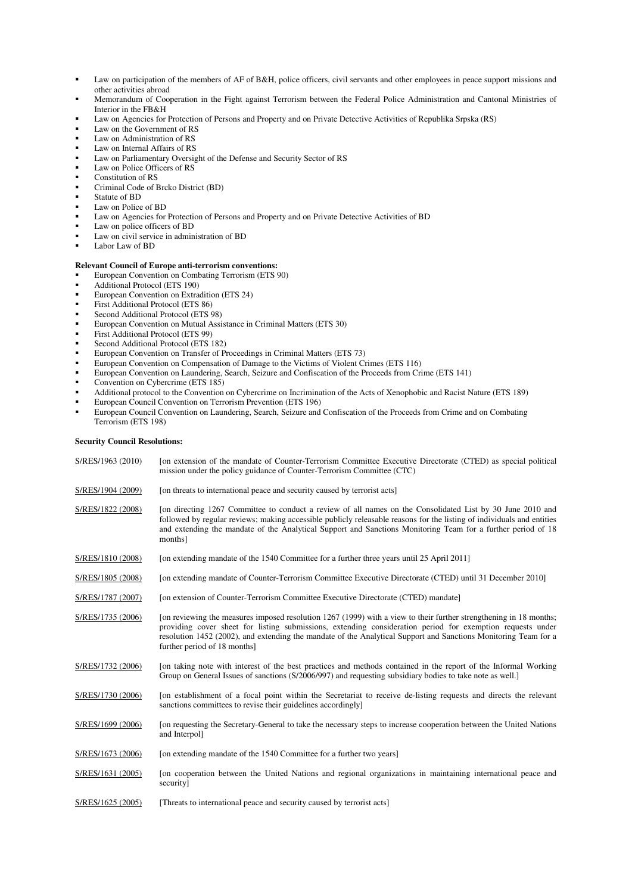- Law on participation of the members of AF of B&H, police officers, civil servants and other employees in peace support missions and other activities abroad
- Memorandum of Cooperation in the Fight against Terrorism between the Federal Police Administration and Cantonal Ministries of Interior in the FB&H
- Law on Agencies for Protection of Persons and Property and on Private Detective Activities of Republika Srpska (RS)
- Law on the Government of RS
- Law on Administration of RS
- Law on Internal Affairs of RS
- Law on Parliamentary Oversight of the Defense and Security Sector of RS
- Law on Police Officers of RS
- Constitution of RS
- Criminal Code of Brcko District (BD)
- Statute of BD
- Law on Police of BD
- Law on Agencies for Protection of Persons and Property and on Private Detective Activities of BD
- Law on police officers of BD
- Law on civil service in administration of BD
- Labor Law of BD

**Relevant Council of Europe anti-terrorism conventions:**

- European Convention on Combating Terrorism (ETS 90)
- Additional Protocol (ETS 190)
- European Convention on Extradition (ETS 24)
- First Additional Protocol (ETS 86)
- Second Additional Protocol (ETS 98)
- European Convention on Mutual Assistance in Criminal Matters (ETS 30)
- First Additional Protocol (ETS 99)
- Second Additional Protocol (ETS 182)
- European Convention on Transfer of Proceedings in Criminal Matters (ETS 73)
- European Convention on Compensation of Damage to the Victims of Violent Crimes (ETS 116)
- European Convention on Laundering, Search, Seizure and Confiscation of the Proceeds from Crime (ETS 141)
- Convention on Cybercrime (ETS 185)
- Additional protocol to the Convention on Cybercrime on Incrimination of the Acts of Xenophobic and Racist Nature (ETS 189)
- European Council Convention on Terrorism Prevention (ETS 196)
- European Council Convention on Laundering, Search, Seizure and Confiscation of the Proceeds from Crime and on Combating Terrorism (ETS 198)

**Security Council Resolutions:**

| | |
|---|---|
| S/RES/1963 (2010) | [on extension of the mandate of Counter-Terrorism Committee Executive Directorate (CTED) as special political mission under the policy guidance of Counter-Terrorism Committee (CTC) |
| S/RES/1904 (2009) | [on threats to international peace and security caused by terrorist acts] |
| S/RES/1822 (2008) | [on directing 1267 Committee to conduct a review of all names on the Consolidated List by 30 June 2010 and followed by regular reviews; making accessible publicly releasable reasons for the listing of individuals and entities and extending the mandate of the Analytical Support and Sanctions Monitoring Team for a further period of 18 months] |
| S/RES/1810 (2008) | [on extending mandate of the 1540 Committee for a further three years until 25 April 2011] |
| S/RES/1805 (2008) | [on extending mandate of Counter-Terrorism Committee Executive Directorate (CTED) until 31 December 2010] |
| S/RES/1787 (2007) | [on extension of Counter-Terrorism Committee Executive Directorate (CTED) mandate] |
| S/RES/1735 (2006) | [on reviewing the measures imposed resolution 1267 (1999) with a view to their further strengthening in 18 months; providing cover sheet for listing submissions, extending consideration period for exemption requests under resolution 1452 (2002), and extending the mandate of the Analytical Support and Sanctions Monitoring Team for a further period of 18 months] |
| S/RES/1732 (2006) | [on taking note with interest of the best practices and methods contained in the report of the Informal Working Group on General Issues of sanctions (S/2006/997) and requesting subsidiary bodies to take note as well.] |
| S/RES/1730 (2006) | [on establishment of a focal point within the Secretariat to receive de-listing requests and directs the relevant sanctions committees to revise their guidelines accordingly] |
| S/RES/1699 (2006) | [on requesting the Secretary-General to take the necessary steps to increase cooperation between the United Nations and Interpol] |
| S/RES/1673 (2006) | [on extending mandate of the 1540 Committee for a further two years] |
| S/RES/1631 (2005) | [on cooperation between the United Nations and regional organizations in maintaining international peace and security] |
| S/RES/1625 (2005) | [Threats to international peace and security caused by terrorist acts] |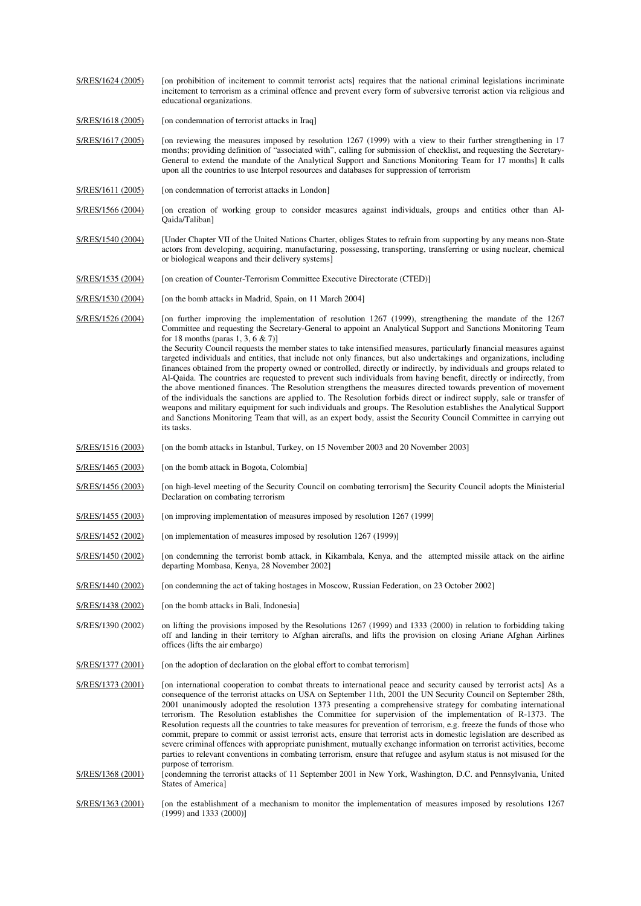| | |
|---|---|
| S/RES/1624 (2005) | [on prohibition of incitement to commit terrorist acts] requires that the national criminal legislations incriminate incitement to terrorism as a criminal offence and prevent every form of subversive terrorist action via religious and educational organizations. |
| S/RES/1618 (2005) | [on condemnation of terrorist attacks in Iraq] |
| S/RES/1617 (2005) | [on reviewing the measures imposed by resolution 1267 (1999) with a view to their further strengthening in 17 months; providing definition of "associated with", calling for submission of checklist, and requesting the Secretary-General to extend the mandate of the Analytical Support and Sanctions Monitoring Team for 17 months] It calls upon all the countries to use Interpol resources and databases for suppression of terrorism |
| S/RES/1611 (2005) | [on condemnation of terrorist attacks in London] |
| S/RES/1566 (2004) | [on creation of working group to consider measures against individuals, groups and entities other than Al-Qaida/Taliban] |
| S/RES/1540 (2004) | [Under Chapter VII of the United Nations Charter, obliges States to refrain from supporting by any means non-State actors from developing, acquiring, manufacturing, possessing, transporting, transferring or using nuclear, chemical or biological weapons and their delivery systems] |
| S/RES/1535 (2004) | [on creation of Counter-Terrorism Committee Executive Directorate (CTED)] |
| S/RES/1530 (2004) | [on the bomb attacks in Madrid, Spain, on 11 March 2004] |
| S/RES/1526 (2004) | [on further improving the implementation of resolution 1267 (1999), strengthening the mandate of the 1267 Committee and requesting the Secretary-General to appoint an Analytical Support and Sanctions Monitoring Team for 18 months (paras 1, 3, 6 & 7)] the Security Council requests the member states to take intensified measures, particularly financial measures against targeted individuals and entities, that include not only finances, but also undertakings and organizations, including finances obtained from the property owned or controlled, directly or indirectly, by individuals and groups related to Al-Qaida. The countries are requested to prevent such individuals from having benefit, directly or indirectly, from the above mentioned finances. The Resolution strengthens the measures directed towards prevention of movement of the individuals the sanctions are applied to. The Resolution forbids direct or indirect supply, sale or transfer of weapons and military equipment for such individuals and groups. The Resolution establishes the Analytical Support and Sanctions Monitoring Team that will, as an expert body, assist the Security Council Committee in carrying out its tasks. |
| S/RES/1516 (2003) | [on the bomb attacks in Istanbul, Turkey, on 15 November 2003 and 20 November 2003] |
| S/RES/1465 (2003) | [on the bomb attack in Bogota, Colombia] |
| S/RES/1456 (2003) | [on high-level meeting of the Security Council on combating terrorism] the Security Council adopts the Ministerial Declaration on combating terrorism |
| S/RES/1455 (2003) | [on improving implementation of measures imposed by resolution 1267 (1999)] |
| S/RES/1452 (2002) | [on implementation of measures imposed by resolution 1267 (1999)] |
| S/RES/1450 (2002) | [on condemning the terrorist bomb attack, in Kikambala, Kenya, and the attempted missile attack on the airline departing Mombasa, Kenya, 28 November 2002] |
| S/RES/1440 (2002) | [on condemning the act of taking hostages in Moscow, Russian Federation, on 23 October 2002] |
| S/RES/1438 (2002) | [on the bomb attacks in Bali, Indonesia] |
| S/RES/1390 (2002) | on lifting the provisions imposed by the Resolutions 1267 (1999) and 1333 (2000) in relation to forbidding taking off and landing in their territory to Afghan aircrafts, and lifts the provision on closing Ariane Afghan Airlines offices (lifts the air embargo) |
| S/RES/1377 (2001) | [on the adoption of declaration on the global effort to combat terrorism] |
| S/RES/1373 (2001) | [on international cooperation to combat threats to international peace and security caused by terrorist acts] As a consequence of the terrorist attacks on USA on September 11th, 2001 the UN Security Council on September 28th, 2001 unanimously adopted the resolution 1373 presenting a comprehensive strategy for combating international terrorism. The Resolution establishes the Committee for supervision of the implementation of R-1373. The Resolution requests all the countries to take measures for prevention of terrorism, e.g. freeze the funds of those who commit, prepare to commit or assist terrorist acts, ensure that terrorist acts in domestic legislation are described as severe criminal offences with appropriate punishment, mutually exchange information on terrorist activities, become parties to relevant conventions in combating terrorism, ensure that refugee and asylum status is not misused for the purpose of terrorism. |
| S/RES/1368 (2001) | [condemning the terrorist attacks of 11 September 2001 in New York, Washington, D.C. and Pennsylvania, United States of America] |
| S/RES/1363 (2001) | [on the establishment of a mechanism to monitor the implementation of measures imposed by resolutions 1267 (1999) and 1333 (2000)] |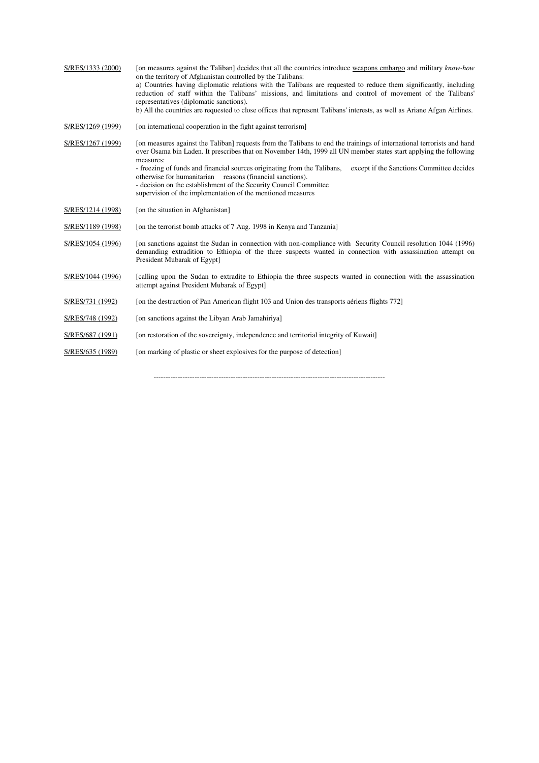| | |
|---|---|
| S/RES/1333 (2000) | [on measures against the Taliban] decides that all the countries introduce weapons embargo and military *know-how* on the territory of Afghanistan controlled by the Talibans:<br>a) Countries having diplomatic relations with the Talibans are requested to reduce them significantly, including reduction of staff within the Talibans' missions, and limitations and control of movement of the Talibans' representatives (diplomatic sanctions).<br>b) All the countries are requested to close offices that represent Talibans' interests, as well as Ariane Afgan Airlines. |
| S/RES/1269 (1999) | [on international cooperation in the fight against terrorism] |
| S/RES/1267 (1999) | [on measures against the Taliban] requests from the Talibans to end the trainings of international terrorists and hand over Osama bin Laden. It prescribes that on November 14th, 1999 all UN member states start applying the following measures:<br>- freezing of funds and financial sources originating from the Talibans, except if the Sanctions Committee decides otherwise for humanitarian reasons (financial sanctions).<br>- decision on the establishment of the Security Council Committee supervision of the implementation of the mentioned measures |
| S/RES/1214 (1998) | [on the situation in Afghanistan] |
| S/RES/1189 (1998) | [on the terrorist bomb attacks of 7 Aug. 1998 in Kenya and Tanzania] |
| S/RES/1054 (1996) | [on sanctions against the Sudan in connection with non-compliance with Security Council resolution 1044 (1996) demanding extradition to Ethiopia of the three suspects wanted in connection with assassination attempt on President Mubarak of Egypt] |
| S/RES/1044 (1996) | [calling upon the Sudan to extradite to Ethiopia the three suspects wanted in connection with the assassination attempt against President Mubarak of Egypt] |
| S/RES/731 (1992) | [on the destruction of Pan American flight 103 and Union des transports aériens flights 772] |
| S/RES/748 (1992) | [on sanctions against the Libyan Arab Jamahiriya] |
| S/RES/687 (1991) | [on restoration of the sovereignty, independence and territorial integrity of Kuwait] |
| S/RES/635 (1989) | [on marking of plastic or sheet explosives for the purpose of detection] |

---